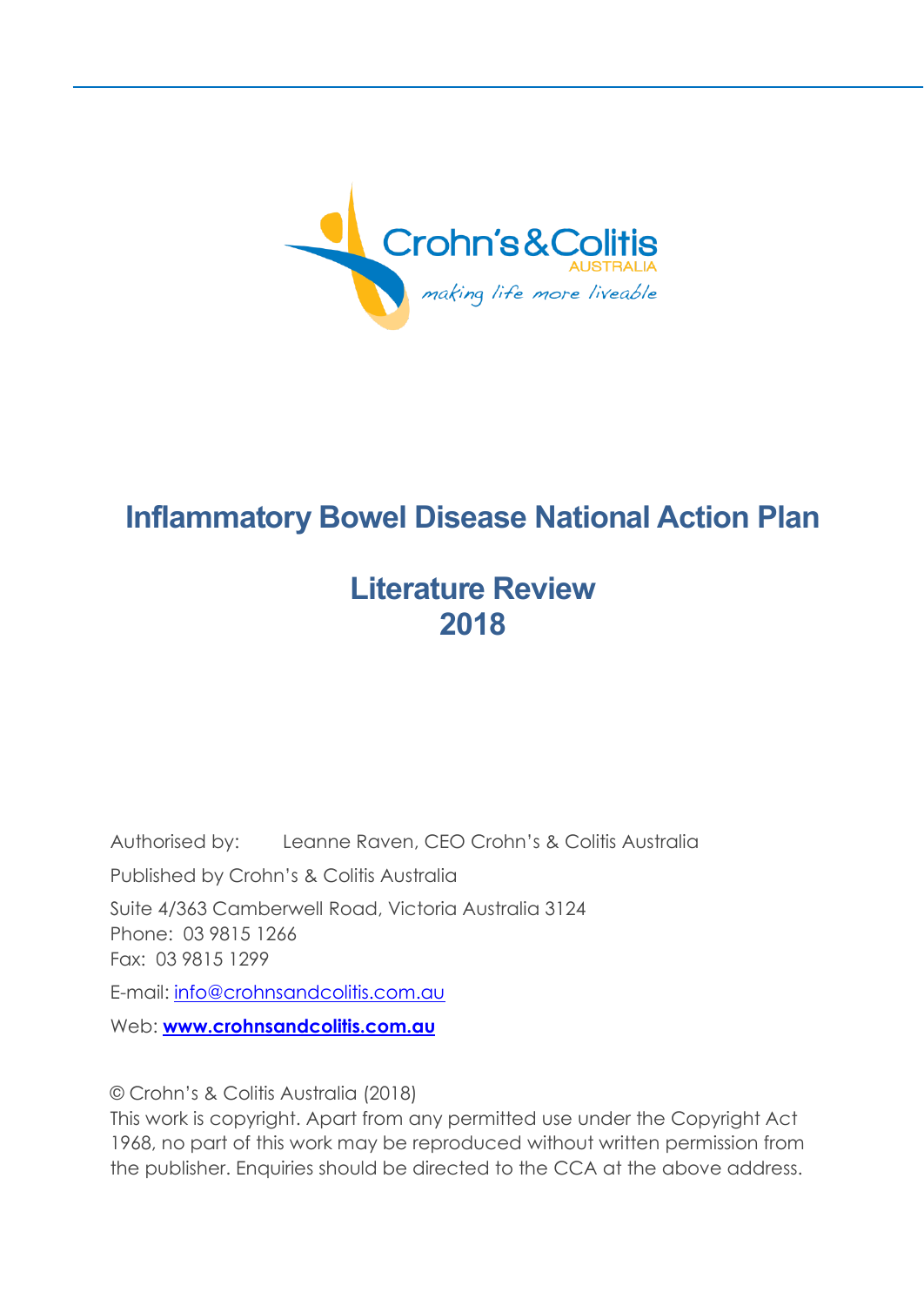Crohn's & Colitis
AUSTRALIA
*making life more liveable*

# Inflammatory Bowel Disease National Action Plan

## Literature Review 2018

Authorised by: Leanne Raven, CEO Crohn's & Colitis Australia

Published by Crohn's & Colitis Australia

Suite 4/363 Camberwell Road, Victoria Australia 3124
Phone: 03 9815 1266
Fax: 03 9815 1299

E-mail: info@crohnsandcolitis.com.au

Web: **www.crohnsandcolitis.com.au**

© Crohn's & Colitis Australia (2018)
This work is copyright. Apart from any permitted use under the Copyright Act 1968, no part of this work may be reproduced without written permission from the publisher. Enquiries should be directed to the CCA at the above address.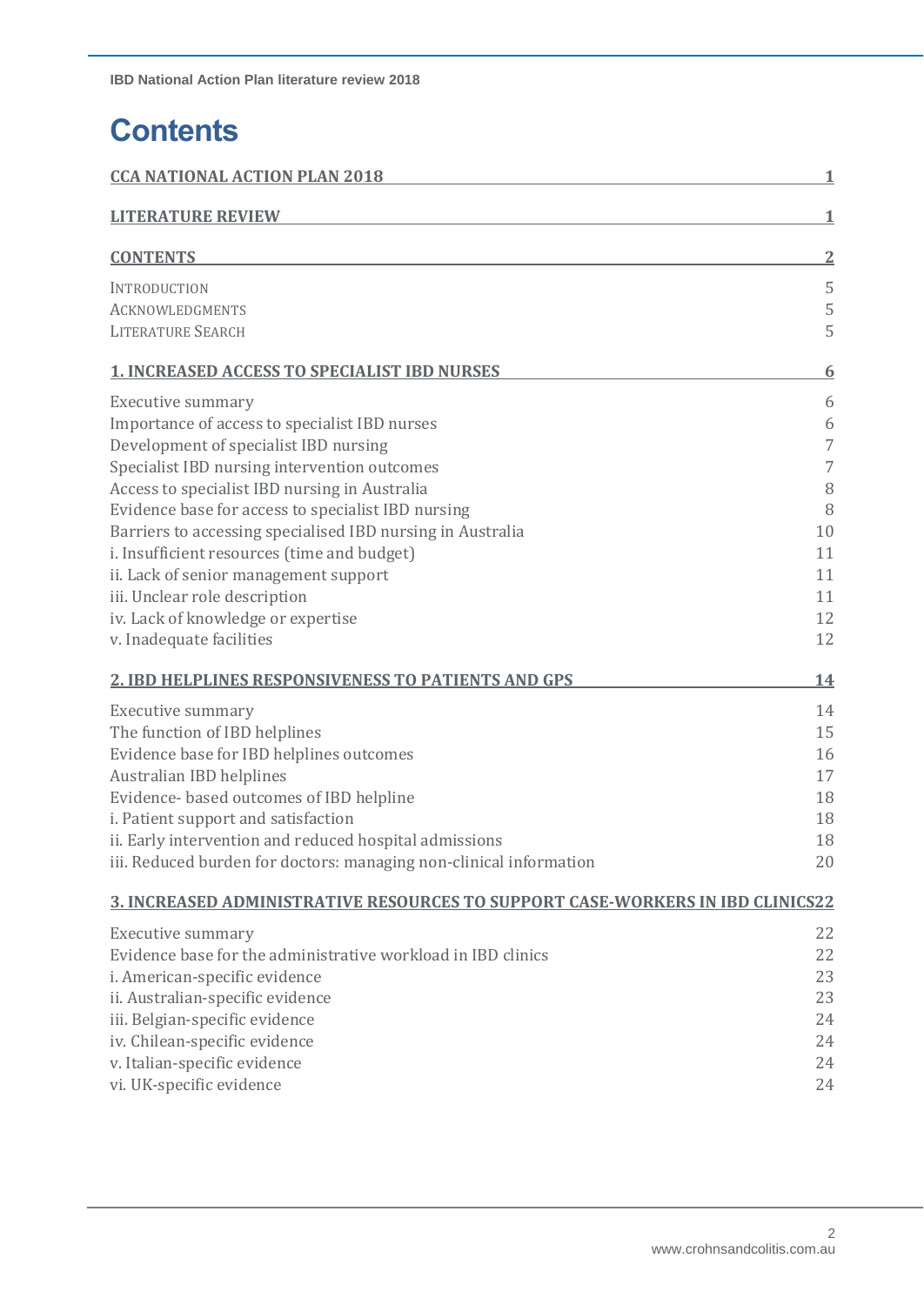# Contents

| | |
|---|---|
| **CCA NATIONAL ACTION PLAN 2018** | **1** |
| **LITERATURE REVIEW** | **1** |
| **CONTENTS** | **2** |
| Introduction | 5 |
| Acknowledgments | 5 |
| Literature Search | 5 |
| **1. INCREASED ACCESS TO SPECIALIST IBD NURSES** | **6** |
| Executive summary | 6 |
| Importance of access to specialist IBD nurses | 6 |
| Development of specialist IBD nursing | 7 |
| Specialist IBD nursing intervention outcomes | 7 |
| Access to specialist IBD nursing in Australia | 8 |
| Evidence base for access to specialist IBD nursing | 8 |
| Barriers to accessing specialised IBD nursing in Australia | 10 |
| i. Insufficient resources (time and budget) | 11 |
| ii. Lack of senior management support | 11 |
| iii. Unclear role description | 11 |
| iv. Lack of knowledge or expertise | 12 |
| v. Inadequate facilities | 12 |
| **2. IBD HELPLINES RESPONSIVENESS TO PATIENTS AND GPS** | **14** |
| Executive summary | 14 |
| The function of IBD helplines | 15 |
| Evidence base for IBD helplines outcomes | 16 |
| Australian IBD helplines | 17 |
| Evidence- based outcomes of IBD helpline | 18 |
| i. Patient support and satisfaction | 18 |
| ii. Early intervention and reduced hospital admissions | 18 |
| iii. Reduced burden for doctors: managing non-clinical information | 20 |
| **3. INCREASED ADMINISTRATIVE RESOURCES TO SUPPORT CASE-WORKERS IN IBD CLINICS** | **22** |
| Executive summary | 22 |
| Evidence base for the administrative workload in IBD clinics | 22 |
| i. American-specific evidence | 23 |
| ii. Australian-specific evidence | 23 |
| iii. Belgian-specific evidence | 24 |
| iv. Chilean-specific evidence | 24 |
| v. Italian-specific evidence | 24 |
| vi. UK-specific evidence | 24 |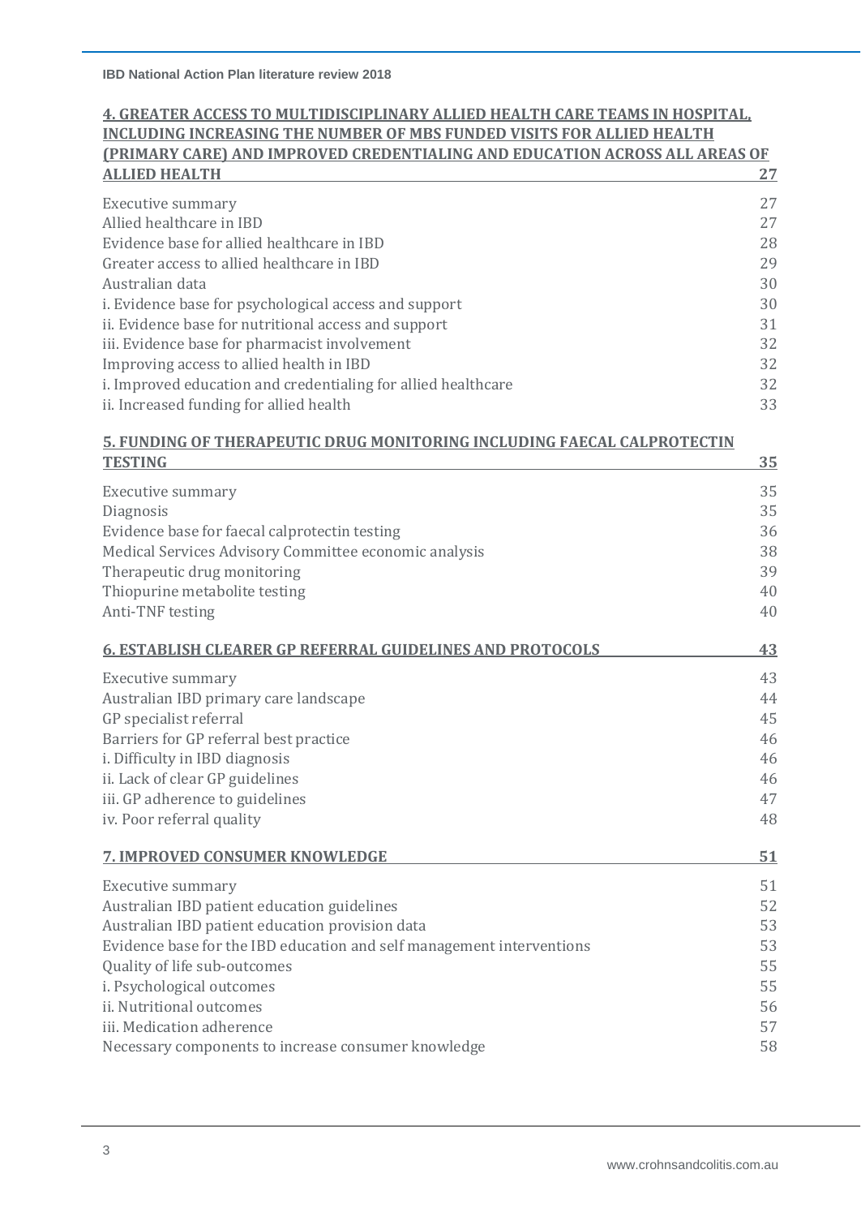**4. GREATER ACCESS TO MULTIDISCIPLINARY ALLIED HEALTH CARE TEAMS IN HOSPITAL, INCLUDING INCREASING THE NUMBER OF MBS FUNDED VISITS FOR ALLIED HEALTH (PRIMARY CARE) AND IMPROVED CREDENTIALING AND EDUCATION ACROSS ALL AREAS OF ALLIED HEALTH** 27

Executive summary 27
Allied healthcare in IBD 27
Evidence base for allied healthcare in IBD 28
Greater access to allied healthcare in IBD 29
Australian data 30
i. Evidence base for psychological access and support 30
ii. Evidence base for nutritional access and support 31
iii. Evidence base for pharmacist involvement 32
Improving access to allied health in IBD 32
i. Improved education and credentialing for allied healthcare 32
ii. Increased funding for allied health 33

**5. FUNDING OF THERAPEUTIC DRUG MONITORING INCLUDING FAECAL CALPROTECTIN TESTING** 35

Executive summary 35
Diagnosis 35
Evidence base for faecal calprotectin testing 36
Medical Services Advisory Committee economic analysis 38
Therapeutic drug monitoring 39
Thiopurine metabolite testing 40
Anti-TNF testing 40

**6. ESTABLISH CLEARER GP REFERRAL GUIDELINES AND PROTOCOLS** 43

Executive summary 43
Australian IBD primary care landscape 44
GP specialist referral 45
Barriers for GP referral best practice 46
i. Difficulty in IBD diagnosis 46
ii. Lack of clear GP guidelines 46
iii. GP adherence to guidelines 47
iv. Poor referral quality 48

**7. IMPROVED CONSUMER KNOWLEDGE** 51

Executive summary 51
Australian IBD patient education guidelines 52
Australian IBD patient education provision data 53
Evidence base for the IBD education and self management interventions 53
Quality of life sub-outcomes 55
i. Psychological outcomes 55
ii. Nutritional outcomes 56
iii. Medication adherence 57
Necessary components to increase consumer knowledge 58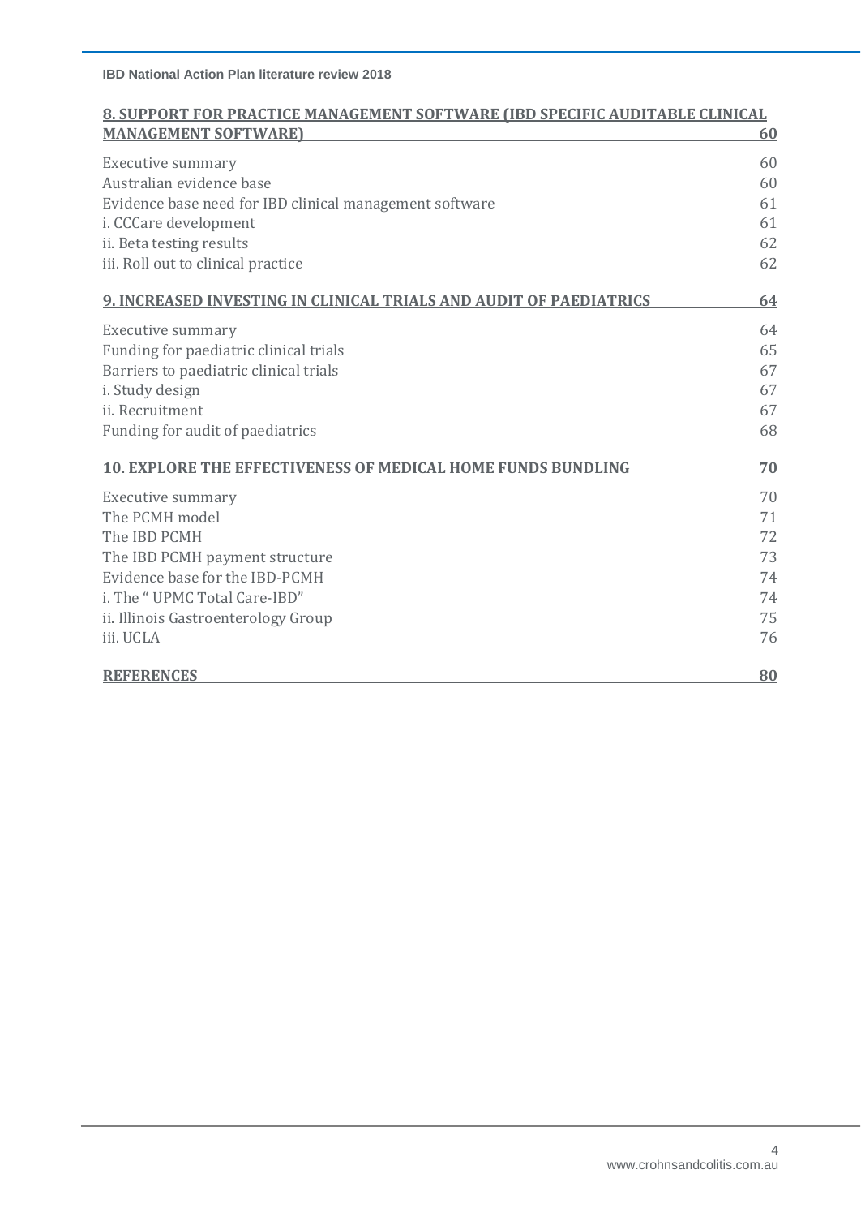**8. SUPPORT FOR PRACTICE MANAGEMENT SOFTWARE (IBD SPECIFIC AUDITABLE CLINICAL MANAGEMENT SOFTWARE) 60**

Executive summary 60
Australian evidence base 60
Evidence base need for IBD clinical management software 61
i. CCCare development 61
ii. Beta testing results 62
iii. Roll out to clinical practice 62

**9. INCREASED INVESTING IN CLINICAL TRIALS AND AUDIT OF PAEDIATRICS 64**

Executive summary 64
Funding for paediatric clinical trials 65
Barriers to paediatric clinical trials 67
i. Study design 67
ii. Recruitment 67
Funding for audit of paediatrics 68

**10. EXPLORE THE EFFECTIVENESS OF MEDICAL HOME FUNDS BUNDLING 70**

Executive summary 70
The PCMH model 71
The IBD PCMH 72
The IBD PCMH payment structure 73
Evidence base for the IBD-PCMH 74
i. The " UPMC Total Care-IBD" 74
ii. Illinois Gastroenterology Group 75
iii. UCLA 76

**REFERENCES 80**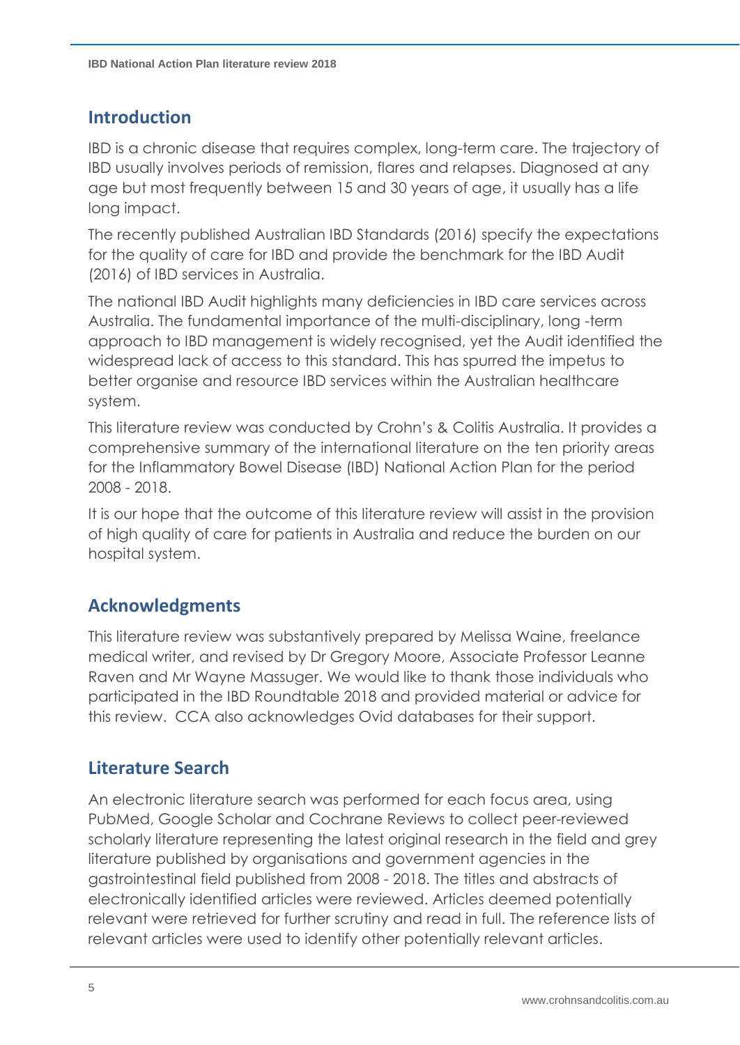## Introduction

IBD is a chronic disease that requires complex, long-term care. The trajectory of IBD usually involves periods of remission, flares and relapses. Diagnosed at any age but most frequently between 15 and 30 years of age, it usually has a life long impact.

The recently published Australian IBD Standards (2016) specify the expectations for the quality of care for IBD and provide the benchmark for the IBD Audit (2016) of IBD services in Australia.

The national IBD Audit highlights many deficiencies in IBD care services across Australia. The fundamental importance of the multi-disciplinary, long -term approach to IBD management is widely recognised, yet the Audit identified the widespread lack of access to this standard. This has spurred the impetus to better organise and resource IBD services within the Australian healthcare system.

This literature review was conducted by Crohn's & Colitis Australia. It provides a comprehensive summary of the international literature on the ten priority areas for the Inflammatory Bowel Disease (IBD) National Action Plan for the period 2008 - 2018.

It is our hope that the outcome of this literature review will assist in the provision of high quality of care for patients in Australia and reduce the burden on our hospital system.

## Acknowledgments

This literature review was substantively prepared by Melissa Waine, freelance medical writer, and revised by Dr Gregory Moore, Associate Professor Leanne Raven and Mr Wayne Massuger. We would like to thank those individuals who participated in the IBD Roundtable 2018 and provided material or advice for this review. CCA also acknowledges Ovid databases for their support.

## Literature Search

An electronic literature search was performed for each focus area, using PubMed, Google Scholar and Cochrane Reviews to collect peer-reviewed scholarly literature representing the latest original research in the field and grey literature published by organisations and government agencies in the gastrointestinal field published from 2008 - 2018. The titles and abstracts of electronically identified articles were reviewed. Articles deemed potentially relevant were retrieved for further scrutiny and read in full. The reference lists of relevant articles were used to identify other potentially relevant articles.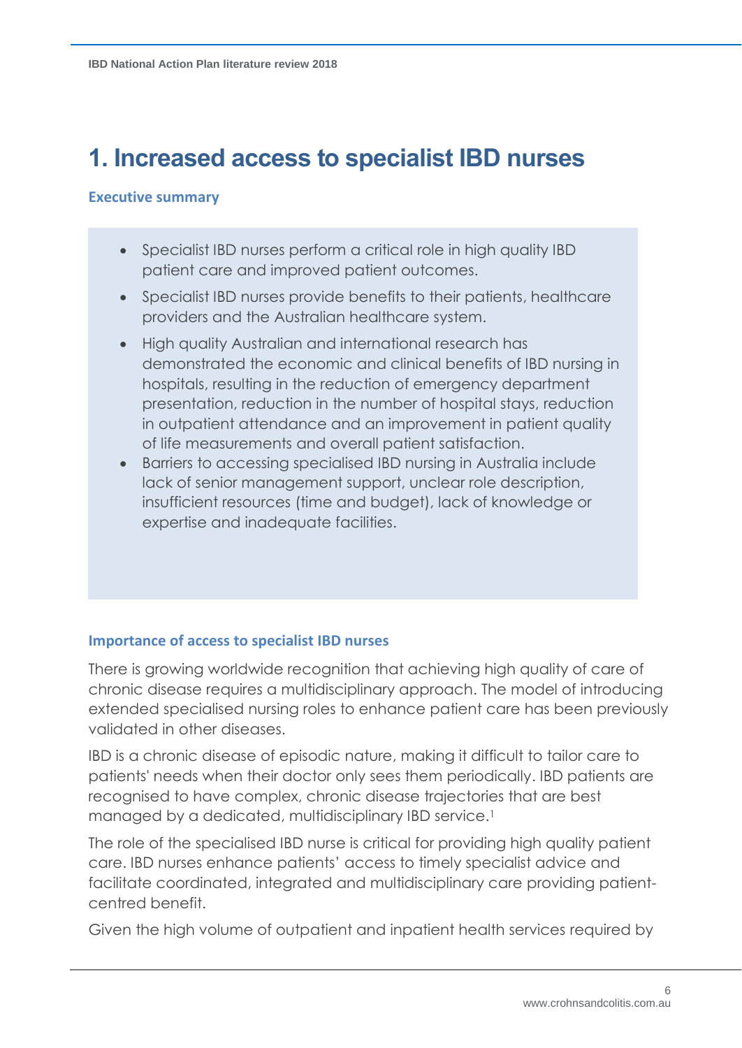# 1. Increased access to specialist IBD nurses

## Executive summary

- Specialist IBD nurses perform a critical role in high quality IBD patient care and improved patient outcomes.
- Specialist IBD nurses provide benefits to their patients, healthcare providers and the Australian healthcare system.
- High quality Australian and international research has demonstrated the economic and clinical benefits of IBD nursing in hospitals, resulting in the reduction of emergency department presentation, reduction in the number of hospital stays, reduction in outpatient attendance and an improvement in patient quality of life measurements and overall patient satisfaction.
- Barriers to accessing specialised IBD nursing in Australia include lack of senior management support, unclear role description, insufficient resources (time and budget), lack of knowledge or expertise and inadequate facilities.

## Importance of access to specialist IBD nurses

There is growing worldwide recognition that achieving high quality of care of chronic disease requires a multidisciplinary approach. The model of introducing extended specialised nursing roles to enhance patient care has been previously validated in other diseases.

IBD is a chronic disease of episodic nature, making it difficult to tailor care to patients' needs when their doctor only sees them periodically. IBD patients are recognised to have complex, chronic disease trajectories that are best managed by a dedicated, multidisciplinary IBD service.[1]

The role of the specialised IBD nurse is critical for providing high quality patient care. IBD nurses enhance patients' access to timely specialist advice and facilitate coordinated, integrated and multidisciplinary care providing patient-centred benefit.

Given the high volume of outpatient and inpatient health services required by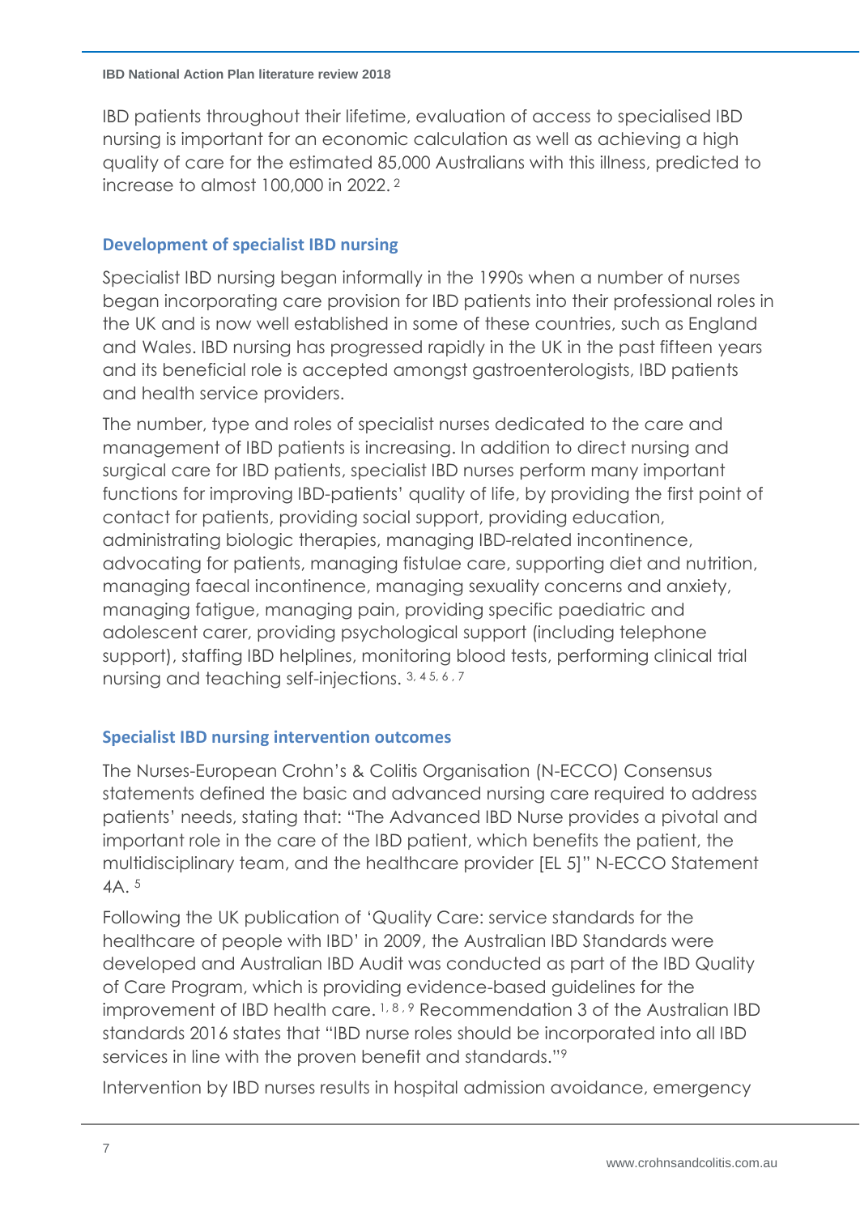IBD patients throughout their lifetime, evaluation of access to specialised IBD nursing is important for an economic calculation as well as achieving a high quality of care for the estimated 85,000 Australians with this illness, predicted to increase to almost 100,000 in 2022. [2]

### Development of specialist IBD nursing

Specialist IBD nursing began informally in the 1990s when a number of nurses began incorporating care provision for IBD patients into their professional roles in the UK and is now well established in some of these countries, such as England and Wales. IBD nursing has progressed rapidly in the UK in the past fifteen years and its beneficial role is accepted amongst gastroenterologists, IBD patients and health service providers.

The number, type and roles of specialist nurses dedicated to the care and management of IBD patients is increasing. In addition to direct nursing and surgical care for IBD patients, specialist IBD nurses perform many important functions for improving IBD-patients' quality of life, by providing the first point of contact for patients, providing social support, providing education, administrating biologic therapies, managing IBD-related incontinence, advocating for patients, managing fistulae care, supporting diet and nutrition, managing faecal incontinence, managing sexuality concerns and anxiety, managing fatigue, managing pain, providing specific paediatric and adolescent carer, providing psychological support (including telephone support), staffing IBD helplines, monitoring blood tests, performing clinical trial nursing and teaching self-injections. [3, 4 5, 6, 7]

### Specialist IBD nursing intervention outcomes

The Nurses-European Crohn's & Colitis Organisation (N-ECCO) Consensus statements defined the basic and advanced nursing care required to address patients' needs, stating that: "The Advanced IBD Nurse provides a pivotal and important role in the care of the IBD patient, which benefits the patient, the multidisciplinary team, and the healthcare provider [EL 5]" N-ECCO Statement 4A. [5]

Following the UK publication of 'Quality Care: service standards for the healthcare of people with IBD' in 2009, the Australian IBD Standards were developed and Australian IBD Audit was conducted as part of the IBD Quality of Care Program, which is providing evidence-based guidelines for the improvement of IBD health care. [1, 8, 9] Recommendation 3 of the Australian IBD standards 2016 states that "IBD nurse roles should be incorporated into all IBD services in line with the proven benefit and standards."[9]

Intervention by IBD nurses results in hospital admission avoidance, emergency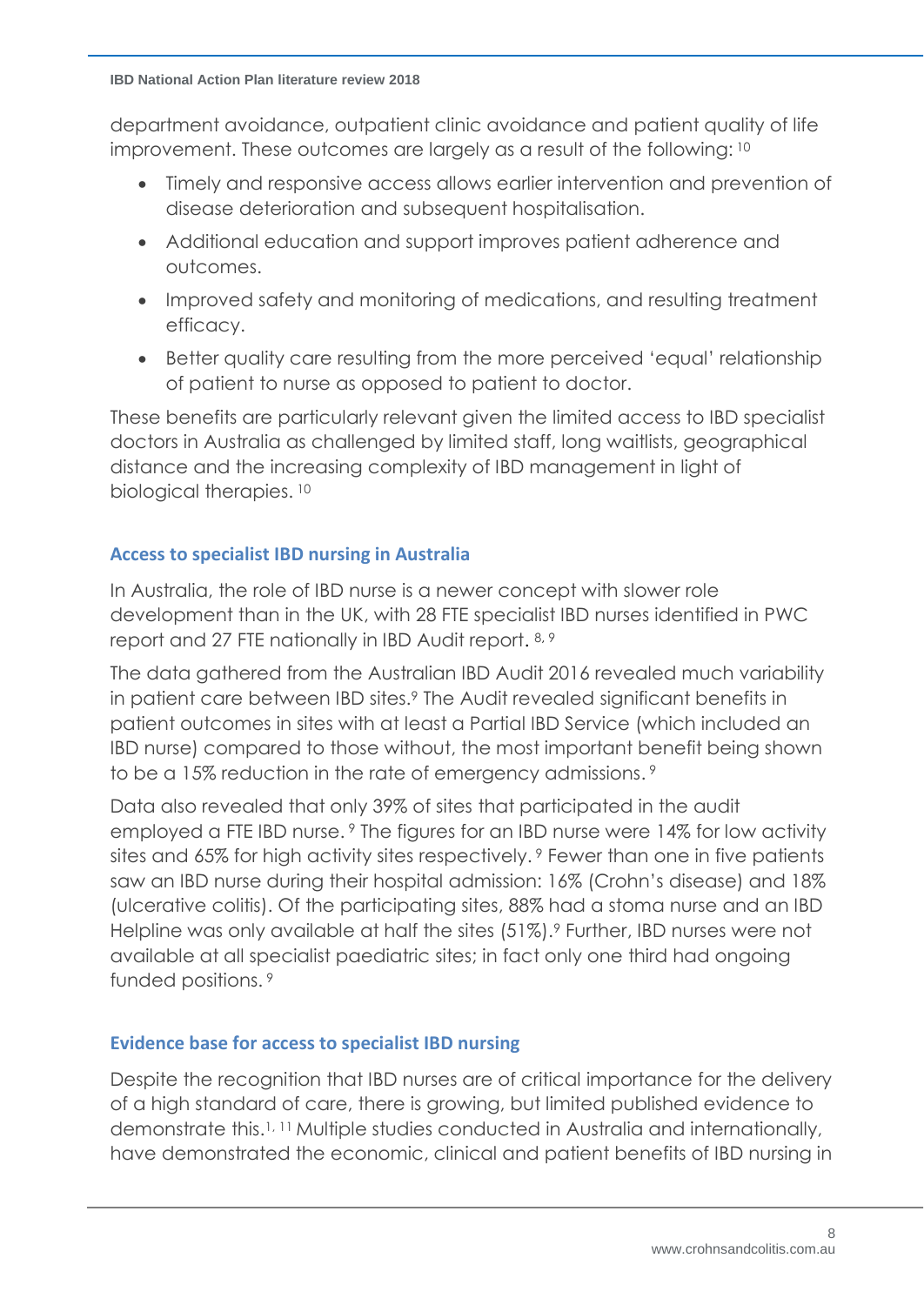department avoidance, outpatient clinic avoidance and patient quality of life improvement. These outcomes are largely as a result of the following: [10]

- Timely and responsive access allows earlier intervention and prevention of disease deterioration and subsequent hospitalisation.
- Additional education and support improves patient adherence and outcomes.
- Improved safety and monitoring of medications, and resulting treatment efficacy.
- Better quality care resulting from the more perceived 'equal' relationship of patient to nurse as opposed to patient to doctor.

These benefits are particularly relevant given the limited access to IBD specialist doctors in Australia as challenged by limited staff, long waitlists, geographical distance and the increasing complexity of IBD management in light of biological therapies. [10]

## Access to specialist IBD nursing in Australia

In Australia, the role of IBD nurse is a newer concept with slower role development than in the UK, with 28 FTE specialist IBD nurses identified in PWC report and 27 FTE nationally in IBD Audit report. [8, 9]

The data gathered from the Australian IBD Audit 2016 revealed much variability in patient care between IBD sites.[9] The Audit revealed significant benefits in patient outcomes in sites with at least a Partial IBD Service (which included an IBD nurse) compared to those without, the most important benefit being shown to be a 15% reduction in the rate of emergency admissions. [9]

Data also revealed that only 39% of sites that participated in the audit employed a FTE IBD nurse. [9] The figures for an IBD nurse were 14% for low activity sites and 65% for high activity sites respectively. [9] Fewer than one in five patients saw an IBD nurse during their hospital admission: 16% (Crohn's disease) and 18% (ulcerative colitis). Of the participating sites, 88% had a stoma nurse and an IBD Helpline was only available at half the sites (51%).[9] Further, IBD nurses were not available at all specialist paediatric sites; in fact only one third had ongoing funded positions. [9]

## Evidence base for access to specialist IBD nursing

Despite the recognition that IBD nurses are of critical importance for the delivery of a high standard of care, there is growing, but limited published evidence to demonstrate this.[1, 11] Multiple studies conducted in Australia and internationally, have demonstrated the economic, clinical and patient benefits of IBD nursing in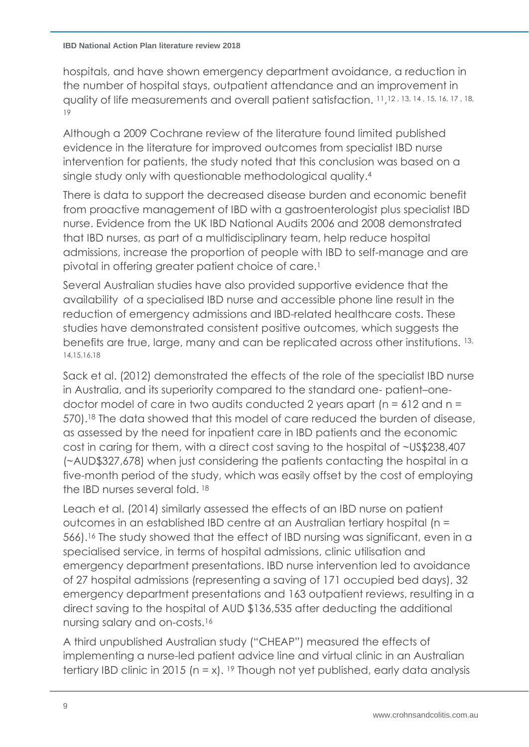hospitals, and have shown emergency department avoidance, a reduction in the number of hospital stays, outpatient attendance and an improvement in quality of life measurements and overall patient satisfaction. [11,12,13,14,15,16,17,18,19]

Although a 2009 Cochrane review of the literature found limited published evidence in the literature for improved outcomes from specialist IBD nurse intervention for patients, the study noted that this conclusion was based on a single study only with questionable methodological quality.[4]

There is data to support the decreased disease burden and economic benefit from proactive management of IBD with a gastroenterologist plus specialist IBD nurse. Evidence from the UK IBD National Audits 2006 and 2008 demonstrated that IBD nurses, as part of a multidisciplinary team, help reduce hospital admissions, increase the proportion of people with IBD to self-manage and are pivotal in offering greater patient choice of care.[1]

Several Australian studies have also provided supportive evidence that the availability of a specialised IBD nurse and accessible phone line result in the reduction of emergency admissions and IBD-related healthcare costs. These studies have demonstrated consistent positive outcomes, which suggests the benefits are true, large, many and can be replicated across other institutions. [13,14,15,16,18]

Sack et al. (2012) demonstrated the effects of the role of the specialist IBD nurse in Australia, and its superiority compared to the standard one- patient–one-doctor model of care in two audits conducted 2 years apart (n = 612 and n = 570).[18] The data showed that this model of care reduced the burden of disease, as assessed by the need for inpatient care in IBD patients and the economic cost in caring for them, with a direct cost saving to the hospital of ~US$238,407 (~AUD$327,678) when just considering the patients contacting the hospital in a five-month period of the study, which was easily offset by the cost of employing the IBD nurses several fold. [18]

Leach et al. (2014) similarly assessed the effects of an IBD nurse on patient outcomes in an established IBD centre at an Australian tertiary hospital (n = 566).[16] The study showed that the effect of IBD nursing was significant, even in a specialised service, in terms of hospital admissions, clinic utilisation and emergency department presentations. IBD nurse intervention led to avoidance of 27 hospital admissions (representing a saving of 171 occupied bed days), 32 emergency department presentations and 163 outpatient reviews, resulting in a direct saving to the hospital of AUD $136,535 after deducting the additional nursing salary and on-costs.[16]

A third unpublished Australian study ("CHEAP") measured the effects of implementing a nurse-led patient advice line and virtual clinic in an Australian tertiary IBD clinic in 2015 (n = x). [19] Though not yet published, early data analysis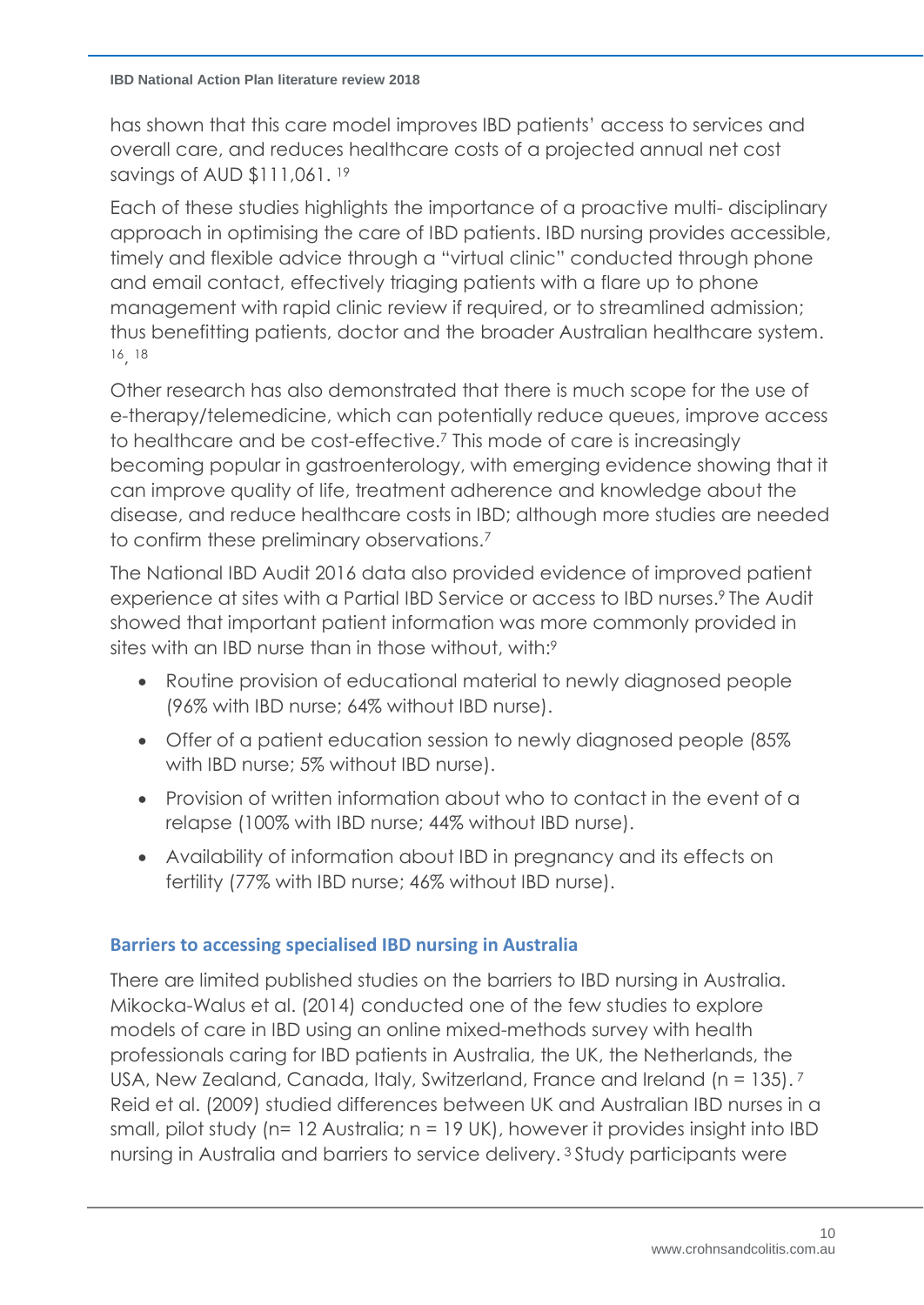has shown that this care model improves IBD patients' access to services and overall care, and reduces healthcare costs of a projected annual net cost savings of AUD $111,061. [19]

Each of these studies highlights the importance of a proactive multi- disciplinary approach in optimising the care of IBD patients. IBD nursing provides accessible, timely and flexible advice through a "virtual clinic" conducted through phone and email contact, effectively triaging patients with a flare up to phone management with rapid clinic review if required, or to streamlined admission; thus benefitting patients, doctor and the broader Australian healthcare system. [16, 18]

Other research has also demonstrated that there is much scope for the use of e-therapy/telemedicine, which can potentially reduce queues, improve access to healthcare and be cost-effective.[7] This mode of care is increasingly becoming popular in gastroenterology, with emerging evidence showing that it can improve quality of life, treatment adherence and knowledge about the disease, and reduce healthcare costs in IBD; although more studies are needed to confirm these preliminary observations.[7]

The National IBD Audit 2016 data also provided evidence of improved patient experience at sites with a Partial IBD Service or access to IBD nurses.[9] The Audit showed that important patient information was more commonly provided in sites with an IBD nurse than in those without, with:[9]

- Routine provision of educational material to newly diagnosed people (96% with IBD nurse; 64% without IBD nurse).
- Offer of a patient education session to newly diagnosed people (85% with IBD nurse; 5% without IBD nurse).
- Provision of written information about who to contact in the event of a relapse (100% with IBD nurse; 44% without IBD nurse).
- Availability of information about IBD in pregnancy and its effects on fertility (77% with IBD nurse; 46% without IBD nurse).

### Barriers to accessing specialised IBD nursing in Australia

There are limited published studies on the barriers to IBD nursing in Australia. Mikocka-Walus et al. (2014) conducted one of the few studies to explore models of care in IBD using an online mixed-methods survey with health professionals caring for IBD patients in Australia, the UK, the Netherlands, the USA, New Zealand, Canada, Italy, Switzerland, France and Ireland (n = 135). [7] Reid et al. (2009) studied differences between UK and Australian IBD nurses in a small, pilot study (n= 12 Australia; n = 19 UK), however it provides insight into IBD nursing in Australia and barriers to service delivery. [3] Study participants were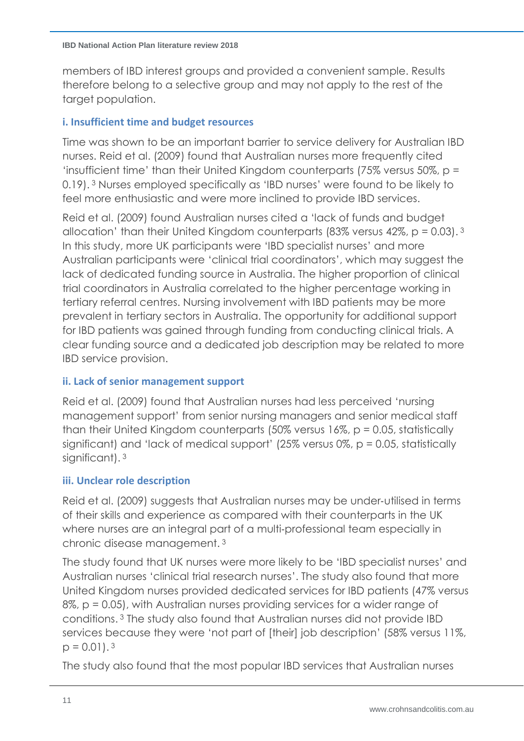members of IBD interest groups and provided a convenient sample. Results therefore belong to a selective group and may not apply to the rest of the target population.

### i. Insufficient time and budget resources

Time was shown to be an important barrier to service delivery for Australian IBD nurses. Reid et al. (2009) found that Australian nurses more frequently cited 'insufficient time' than their United Kingdom counterparts (75% versus 50%, $p = 0.19$). [3] Nurses employed specifically as 'IBD nurses' were found to be likely to feel more enthusiastic and were more inclined to provide IBD services.

Reid et al. (2009) found Australian nurses cited a 'lack of funds and budget allocation' than their United Kingdom counterparts (83% versus 42%, $p = 0.03$). [3] In this study, more UK participants were 'IBD specialist nurses' and more Australian participants were 'clinical trial coordinators', which may suggest the lack of dedicated funding source in Australia. The higher proportion of clinical trial coordinators in Australia correlated to the higher percentage working in tertiary referral centres. Nursing involvement with IBD patients may be more prevalent in tertiary sectors in Australia. The opportunity for additional support for IBD patients was gained through funding from conducting clinical trials. A clear funding source and a dedicated job description may be related to more IBD service provision.

### ii. Lack of senior management support

Reid et al. (2009) found that Australian nurses had less perceived 'nursing management support' from senior nursing managers and senior medical staff than their United Kingdom counterparts (50% versus 16%, $p = 0.05$, statistically significant) and 'lack of medical support' (25% versus 0%, $p = 0.05$, statistically significant). [3]

### iii. Unclear role description

Reid et al. (2009) suggests that Australian nurses may be under-utilised in terms of their skills and experience as compared with their counterparts in the UK where nurses are an integral part of a multi-professional team especially in chronic disease management. [3]

The study found that UK nurses were more likely to be 'IBD specialist nurses' and Australian nurses 'clinical trial research nurses'. The study also found that more United Kingdom nurses provided dedicated services for IBD patients (47% versus 8%, $p = 0.05$), with Australian nurses providing services for a wider range of conditions. [3] The study also found that Australian nurses did not provide IBD services because they were 'not part of [their] job description' (58% versus 11%, $p = 0.01$). [3]

The study also found that the most popular IBD services that Australian nurses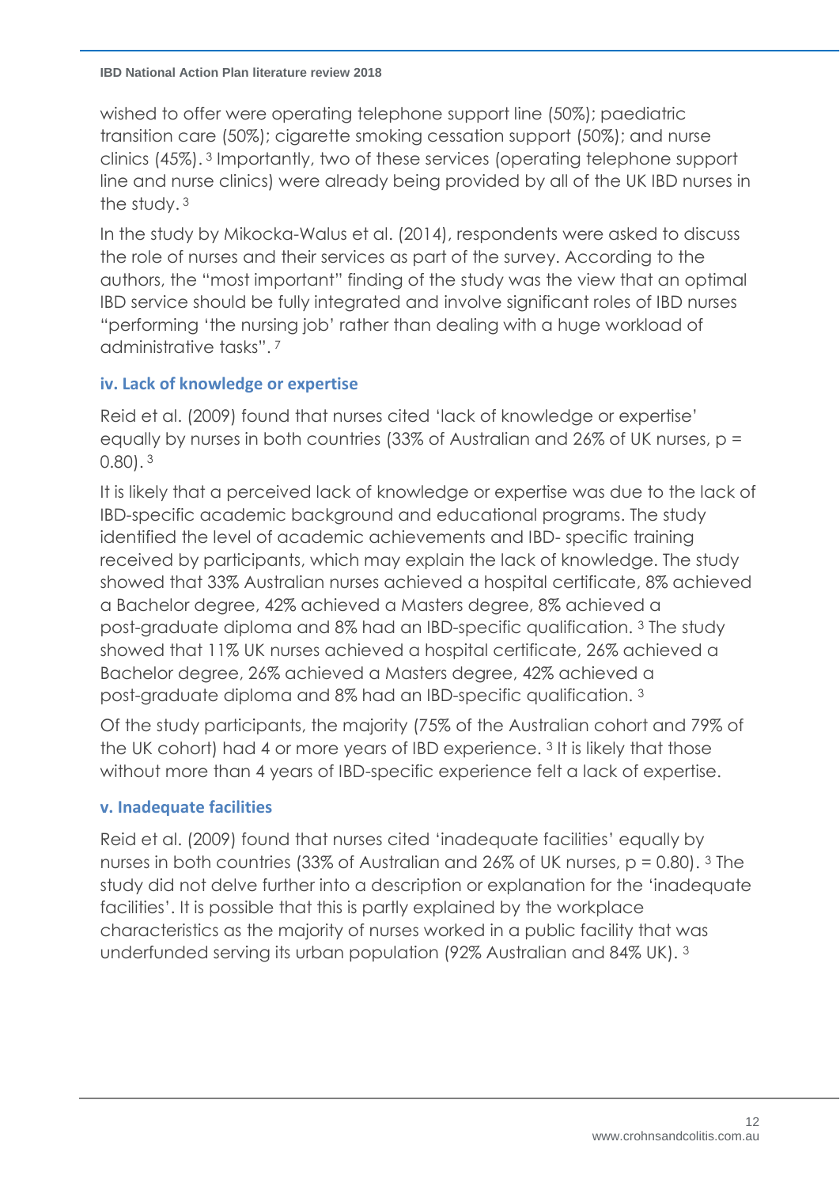wished to offer were operating telephone support line (50%); paediatric transition care (50%); cigarette smoking cessation support (50%); and nurse clinics (45%).[3] Importantly, two of these services (operating telephone support line and nurse clinics) were already being provided by all of the UK IBD nurses in the study.[3]

In the study by Mikocka-Walus et al. (2014), respondents were asked to discuss the role of nurses and their services as part of the survey. According to the authors, the "most important" finding of the study was the view that an optimal IBD service should be fully integrated and involve significant roles of IBD nurses "performing 'the nursing job' rather than dealing with a huge workload of administrative tasks".[7]

### iv. Lack of knowledge or expertise

Reid et al. (2009) found that nurses cited 'lack of knowledge or expertise' equally by nurses in both countries (33% of Australian and 26% of UK nurses, $p = 0.80$).[3]

It is likely that a perceived lack of knowledge or expertise was due to the lack of IBD-specific academic background and educational programs. The study identified the level of academic achievements and IBD- specific training received by participants, which may explain the lack of knowledge. The study showed that 33% Australian nurses achieved a hospital certificate, 8% achieved a Bachelor degree, 42% achieved a Masters degree, 8% achieved a post-graduate diploma and 8% had an IBD-specific qualification.[3] The study showed that 11% UK nurses achieved a hospital certificate, 26% achieved a Bachelor degree, 26% achieved a Masters degree, 42% achieved a post-graduate diploma and 8% had an IBD-specific qualification.[3]

Of the study participants, the majority (75% of the Australian cohort and 79% of the UK cohort) had 4 or more years of IBD experience.[3] It is likely that those without more than 4 years of IBD-specific experience felt a lack of expertise.

### v. Inadequate facilities

Reid et al. (2009) found that nurses cited 'inadequate facilities' equally by nurses in both countries (33% of Australian and 26% of UK nurses, $p = 0.80$).[3] The study did not delve further into a description or explanation for the 'inadequate facilities'. It is possible that this is partly explained by the workplace characteristics as the majority of nurses worked in a public facility that was underfunded serving its urban population (92% Australian and 84% UK).[3]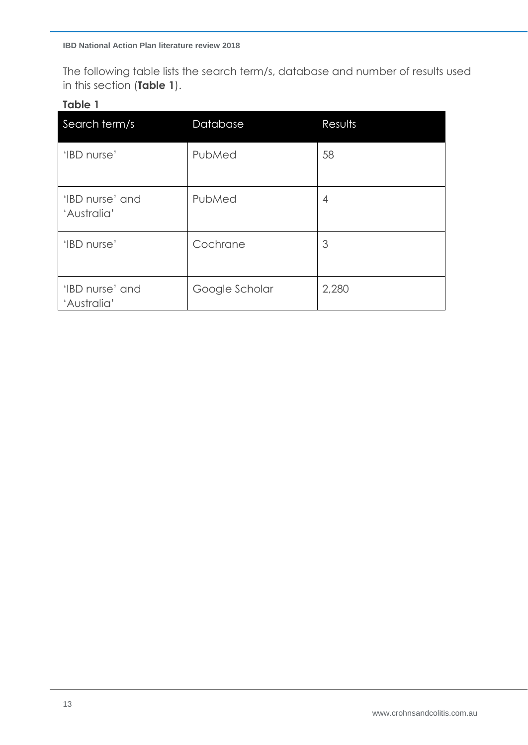The following table lists the search term/s, database and number of results used in this section (**Table 1**).

**Table 1**

| Search term/s | Database | Results |
| --- | --- | --- |
| 'IBD nurse' | PubMed | 58 |
| 'IBD nurse' and 'Australia' | PubMed | 4 |
| 'IBD nurse' | Cochrane | 3 |
| 'IBD nurse' and 'Australia' | Google Scholar | 2,280 |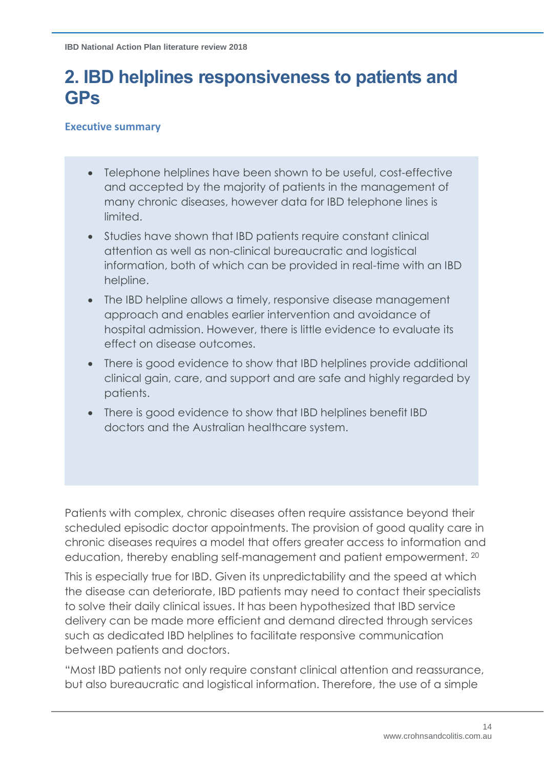# 2. IBD helplines responsiveness to patients and GPs

### Executive summary

- Telephone helplines have been shown to be useful, cost-effective and accepted by the majority of patients in the management of many chronic diseases, however data for IBD telephone lines is limited.
- Studies have shown that IBD patients require constant clinical attention as well as non-clinical bureaucratic and logistical information, both of which can be provided in real-time with an IBD helpline.
- The IBD helpline allows a timely, responsive disease management approach and enables earlier intervention and avoidance of hospital admission. However, there is little evidence to evaluate its effect on disease outcomes.
- There is good evidence to show that IBD helplines provide additional clinical gain, care, and support and are safe and highly regarded by patients.
- There is good evidence to show that IBD helplines benefit IBD doctors and the Australian healthcare system.

Patients with complex, chronic diseases often require assistance beyond their scheduled episodic doctor appointments. The provision of good quality care in chronic diseases requires a model that offers greater access to information and education, thereby enabling self-management and patient empowerment. [20]

This is especially true for IBD. Given its unpredictability and the speed at which the disease can deteriorate, IBD patients may need to contact their specialists to solve their daily clinical issues. It has been hypothesized that IBD service delivery can be made more efficient and demand directed through services such as dedicated IBD helplines to facilitate responsive communication between patients and doctors.

"Most IBD patients not only require constant clinical attention and reassurance, but also bureaucratic and logistical information. Therefore, the use of a simple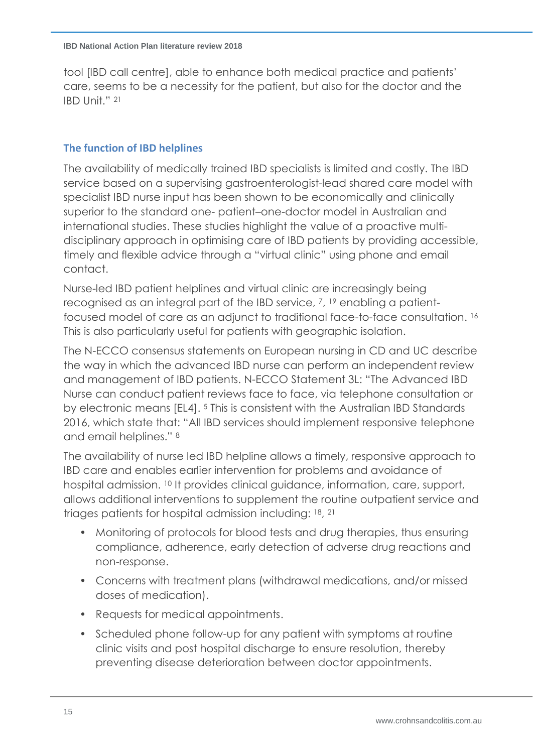tool [IBD call centre], able to enhance both medical practice and patients' care, seems to be a necessity for the patient, but also for the doctor and the IBD Unit." [21]

### The function of IBD helplines

The availability of medically trained IBD specialists is limited and costly. The IBD service based on a supervising gastroenterologist-lead shared care model with specialist IBD nurse input has been shown to be economically and clinically superior to the standard one- patient–one-doctor model in Australian and international studies. These studies highlight the value of a proactive multi-disciplinary approach in optimising care of IBD patients by providing accessible, timely and flexible advice through a "virtual clinic" using phone and email contact.

Nurse-led IBD patient helplines and virtual clinic are increasingly being recognised as an integral part of the IBD service, [7], [19] enabling a patient-focused model of care as an adjunct to traditional face-to-face consultation. [16] This is also particularly useful for patients with geographic isolation.

The N-ECCO consensus statements on European nursing in CD and UC describe the way in which the advanced IBD nurse can perform an independent review and management of IBD patients. N-ECCO Statement 3L: "The Advanced IBD Nurse can conduct patient reviews face to face, via telephone consultation or by electronic means [EL4]. [5] This is consistent with the Australian IBD Standards 2016, which state that: "All IBD services should implement responsive telephone and email helplines." [8]

The availability of nurse led IBD helpline allows a timely, responsive approach to IBD care and enables earlier intervention for problems and avoidance of hospital admission. [10] It provides clinical guidance, information, care, support, allows additional interventions to supplement the routine outpatient service and triages patients for hospital admission including: [18], [21]

- Monitoring of protocols for blood tests and drug therapies, thus ensuring compliance, adherence, early detection of adverse drug reactions and non-response.
- Concerns with treatment plans (withdrawal medications, and/or missed doses of medication).
- Requests for medical appointments.
- Scheduled phone follow-up for any patient with symptoms at routine clinic visits and post hospital discharge to ensure resolution, thereby preventing disease deterioration between doctor appointments.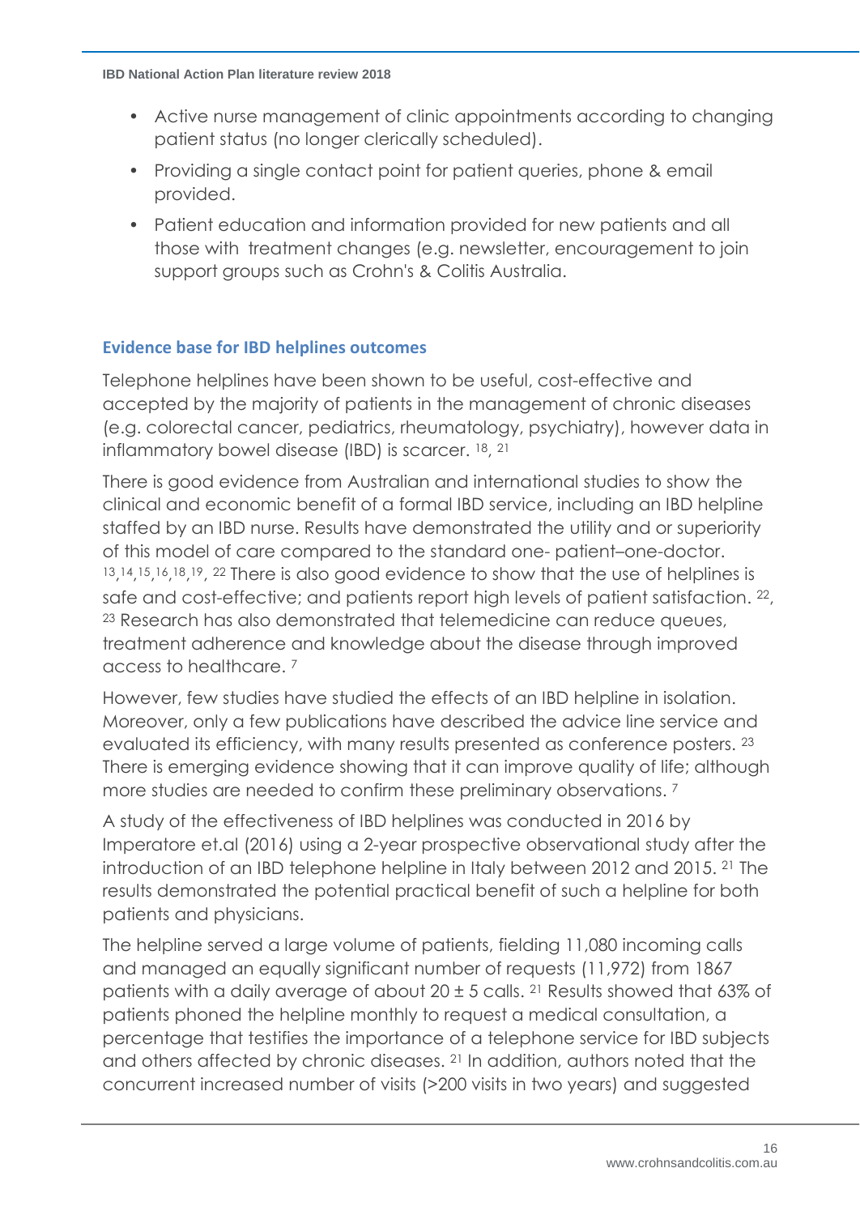- Active nurse management of clinic appointments according to changing patient status (no longer clerically scheduled).
- Providing a single contact point for patient queries, phone & email provided.
- Patient education and information provided for new patients and all those with treatment changes (e.g. newsletter, encouragement to join support groups such as Crohn's & Colitis Australia.

### Evidence base for IBD helplines outcomes

Telephone helplines have been shown to be useful, cost-effective and accepted by the majority of patients in the management of chronic diseases (e.g. colorectal cancer, pediatrics, rheumatology, psychiatry), however data in inflammatory bowel disease (IBD) is scarcer. [18], [21]

There is good evidence from Australian and international studies to show the clinical and economic benefit of a formal IBD service, including an IBD helpline staffed by an IBD nurse. Results have demonstrated the utility and or superiority of this model of care compared to the standard one- patient–one-doctor. [13],[14],[15],[16],[18],[19], [22] There is also good evidence to show that the use of helplines is safe and cost-effective; and patients report high levels of patient satisfaction. [22], [23] Research has also demonstrated that telemedicine can reduce queues, treatment adherence and knowledge about the disease through improved access to healthcare. [7]

However, few studies have studied the effects of an IBD helpline in isolation. Moreover, only a few publications have described the advice line service and evaluated its efficiency, with many results presented as conference posters. [23] There is emerging evidence showing that it can improve quality of life; although more studies are needed to confirm these preliminary observations. [7]

A study of the effectiveness of IBD helplines was conducted in 2016 by Imperatore et.al (2016) using a 2-year prospective observational study after the introduction of an IBD telephone helpline in Italy between 2012 and 2015. [21] The results demonstrated the potential practical benefit of such a helpline for both patients and physicians.

The helpline served a large volume of patients, fielding 11,080 incoming calls and managed an equally significant number of requests (11,972) from 1867 patients with a daily average of about 20 ± 5 calls. [21] Results showed that 63% of patients phoned the helpline monthly to request a medical consultation, a percentage that testifies the importance of a telephone service for IBD subjects and others affected by chronic diseases. [21] In addition, authors noted that the concurrent increased number of visits (>200 visits in two years) and suggested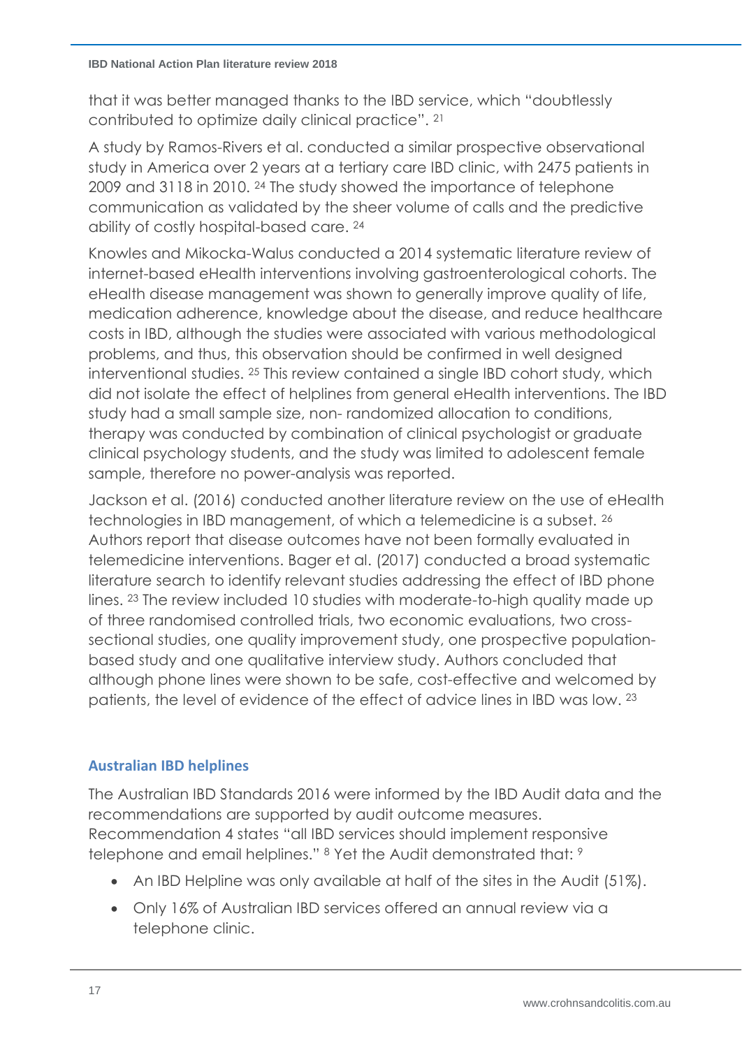that it was better managed thanks to the IBD service, which "doubtlessly contributed to optimize daily clinical practice". [21]

A study by Ramos-Rivers et al. conducted a similar prospective observational study in America over 2 years at a tertiary care IBD clinic, with 2475 patients in 2009 and 3118 in 2010. [24] The study showed the importance of telephone communication as validated by the sheer volume of calls and the predictive ability of costly hospital-based care. [24]

Knowles and Mikocka-Walus conducted a 2014 systematic literature review of internet-based eHealth interventions involving gastroenterological cohorts. The eHealth disease management was shown to generally improve quality of life, medication adherence, knowledge about the disease, and reduce healthcare costs in IBD, although the studies were associated with various methodological problems, and thus, this observation should be confirmed in well designed interventional studies. [25] This review contained a single IBD cohort study, which did not isolate the effect of helplines from general eHealth interventions. The IBD study had a small sample size, non- randomized allocation to conditions, therapy was conducted by combination of clinical psychologist or graduate clinical psychology students, and the study was limited to adolescent female sample, therefore no power-analysis was reported.

Jackson et al. (2016) conducted another literature review on the use of eHealth technologies in IBD management, of which a telemedicine is a subset. [26] Authors report that disease outcomes have not been formally evaluated in telemedicine interventions. Bager et al. (2017) conducted a broad systematic literature search to identify relevant studies addressing the effect of IBD phone lines. [23] The review included 10 studies with moderate-to-high quality made up of three randomised controlled trials, two economic evaluations, two cross-sectional studies, one quality improvement study, one prospective population-based study and one qualitative interview study. Authors concluded that although phone lines were shown to be safe, cost-effective and welcomed by patients, the level of evidence of the effect of advice lines in IBD was low. [23]

## Australian IBD helplines

The Australian IBD Standards 2016 were informed by the IBD Audit data and the recommendations are supported by audit outcome measures. Recommendation 4 states "all IBD services should implement responsive telephone and email helplines." [8] Yet the Audit demonstrated that: [9]

- An IBD Helpline was only available at half of the sites in the Audit (51%).
- Only 16% of Australian IBD services offered an annual review via a telephone clinic.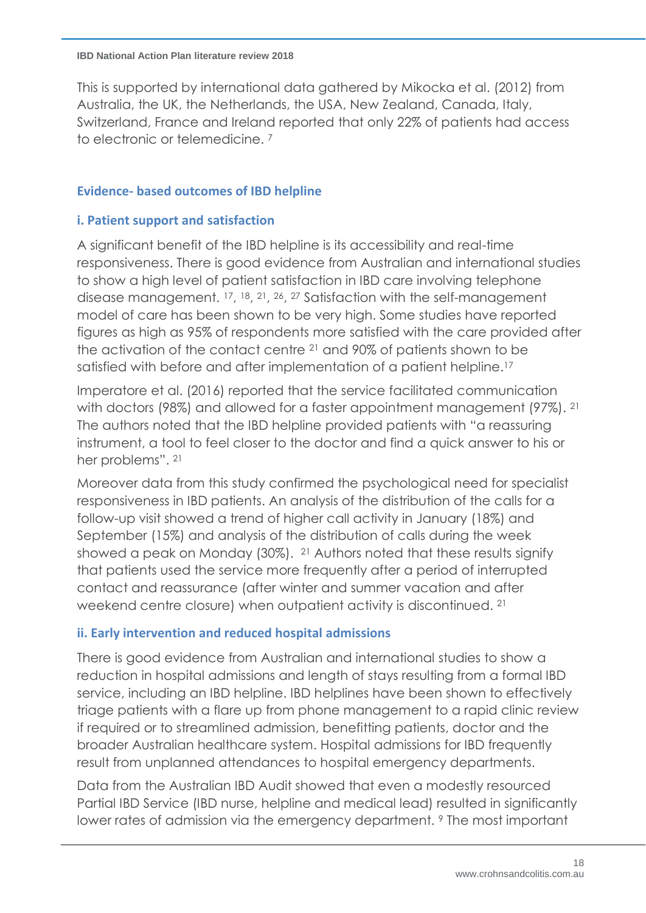This is supported by international data gathered by Mikocka et al. (2012) from Australia, the UK, the Netherlands, the USA, New Zealand, Canada, Italy, Switzerland, France and Ireland reported that only 22% of patients had access to electronic or telemedicine. [7]

## Evidence- based outcomes of IBD helpline

### i. Patient support and satisfaction

A significant benefit of the IBD helpline is its accessibility and real-time responsiveness. There is good evidence from Australian and international studies to show a high level of patient satisfaction in IBD care involving telephone disease management. [17], [18], [21], [26], [27] Satisfaction with the self-management model of care has been shown to be very high. Some studies have reported figures as high as 95% of respondents more satisfied with the care provided after the activation of the contact centre [21] and 90% of patients shown to be satisfied with before and after implementation of a patient helpline.[17]

Imperatore et al. (2016) reported that the service facilitated communication with doctors (98%) and allowed for a faster appointment management (97%). [21] The authors noted that the IBD helpline provided patients with "a reassuring instrument, a tool to feel closer to the doctor and find a quick answer to his or her problems". [21]

Moreover data from this study confirmed the psychological need for specialist responsiveness in IBD patients. An analysis of the distribution of the calls for a follow-up visit showed a trend of higher call activity in January (18%) and September (15%) and analysis of the distribution of calls during the week showed a peak on Monday (30%). [21] Authors noted that these results signify that patients used the service more frequently after a period of interrupted contact and reassurance (after winter and summer vacation and after weekend centre closure) when outpatient activity is discontinued. [21]

### ii. Early intervention and reduced hospital admissions

There is good evidence from Australian and international studies to show a reduction in hospital admissions and length of stays resulting from a formal IBD service, including an IBD helpline. IBD helplines have been shown to effectively triage patients with a flare up from phone management to a rapid clinic review if required or to streamlined admission, benefitting patients, doctor and the broader Australian healthcare system. Hospital admissions for IBD frequently result from unplanned attendances to hospital emergency departments.

Data from the Australian IBD Audit showed that even a modestly resourced Partial IBD Service (IBD nurse, helpline and medical lead) resulted in significantly lower rates of admission via the emergency department. [9] The most important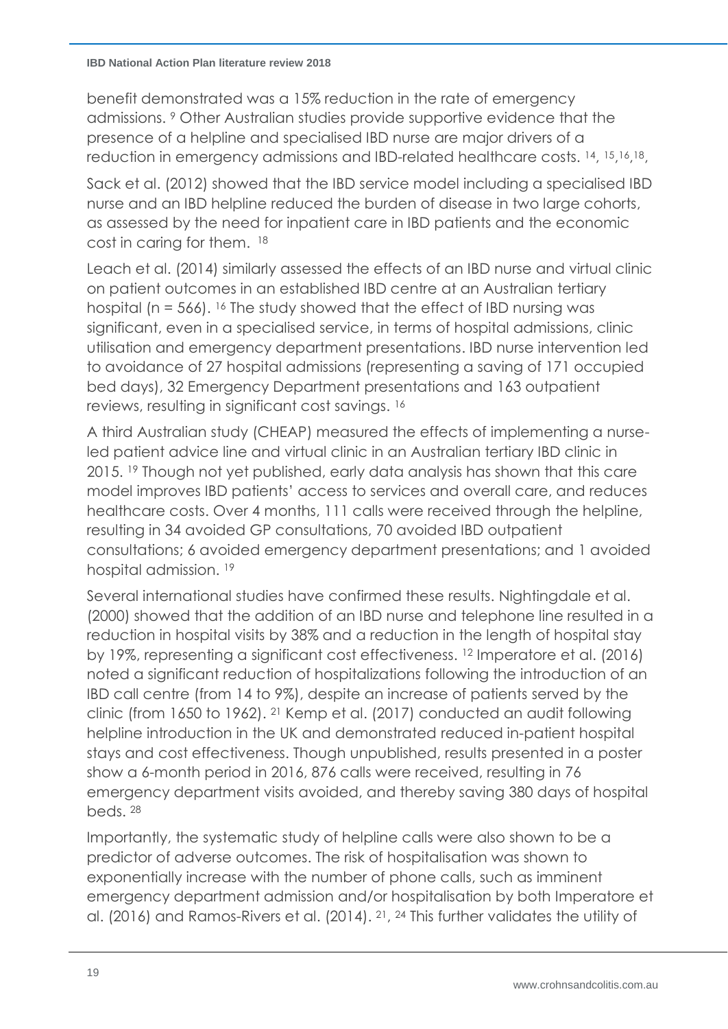benefit demonstrated was a 15% reduction in the rate of emergency admissions. [9] Other Australian studies provide supportive evidence that the presence of a helpline and specialised IBD nurse are major drivers of a reduction in emergency admissions and IBD-related healthcare costs. [14, 15,16,18]

Sack et al. (2012) showed that the IBD service model including a specialised IBD nurse and an IBD helpline reduced the burden of disease in two large cohorts, as assessed by the need for inpatient care in IBD patients and the economic cost in caring for them. [18]

Leach et al. (2014) similarly assessed the effects of an IBD nurse and virtual clinic on patient outcomes in an established IBD centre at an Australian tertiary hospital (n = 566). [16] The study showed that the effect of IBD nursing was significant, even in a specialised service, in terms of hospital admissions, clinic utilisation and emergency department presentations. IBD nurse intervention led to avoidance of 27 hospital admissions (representing a saving of 171 occupied bed days), 32 Emergency Department presentations and 163 outpatient reviews, resulting in significant cost savings. [16]

A third Australian study (CHEAP) measured the effects of implementing a nurse-led patient advice line and virtual clinic in an Australian tertiary IBD clinic in 2015. [19] Though not yet published, early data analysis has shown that this care model improves IBD patients' access to services and overall care, and reduces healthcare costs. Over 4 months, 111 calls were received through the helpline, resulting in 34 avoided GP consultations, 70 avoided IBD outpatient consultations; 6 avoided emergency department presentations; and 1 avoided hospital admission. [19]

Several international studies have confirmed these results. Nightingdale et al. (2000) showed that the addition of an IBD nurse and telephone line resulted in a reduction in hospital visits by 38% and a reduction in the length of hospital stay by 19%, representing a significant cost effectiveness. [12] Imperatore et al. (2016) noted a significant reduction of hospitalizations following the introduction of an IBD call centre (from 14 to 9%), despite an increase of patients served by the clinic (from 1650 to 1962). [21] Kemp et al. (2017) conducted an audit following helpline introduction in the UK and demonstrated reduced in-patient hospital stays and cost effectiveness. Though unpublished, results presented in a poster show a 6-month period in 2016, 876 calls were received, resulting in 76 emergency department visits avoided, and thereby saving 380 days of hospital beds. [28]

Importantly, the systematic study of helpline calls were also shown to be a predictor of adverse outcomes. The risk of hospitalisation was shown to exponentially increase with the number of phone calls, such as imminent emergency department admission and/or hospitalisation by both Imperatore et al. (2016) and Ramos-Rivers et al. (2014). [21, 24] This further validates the utility of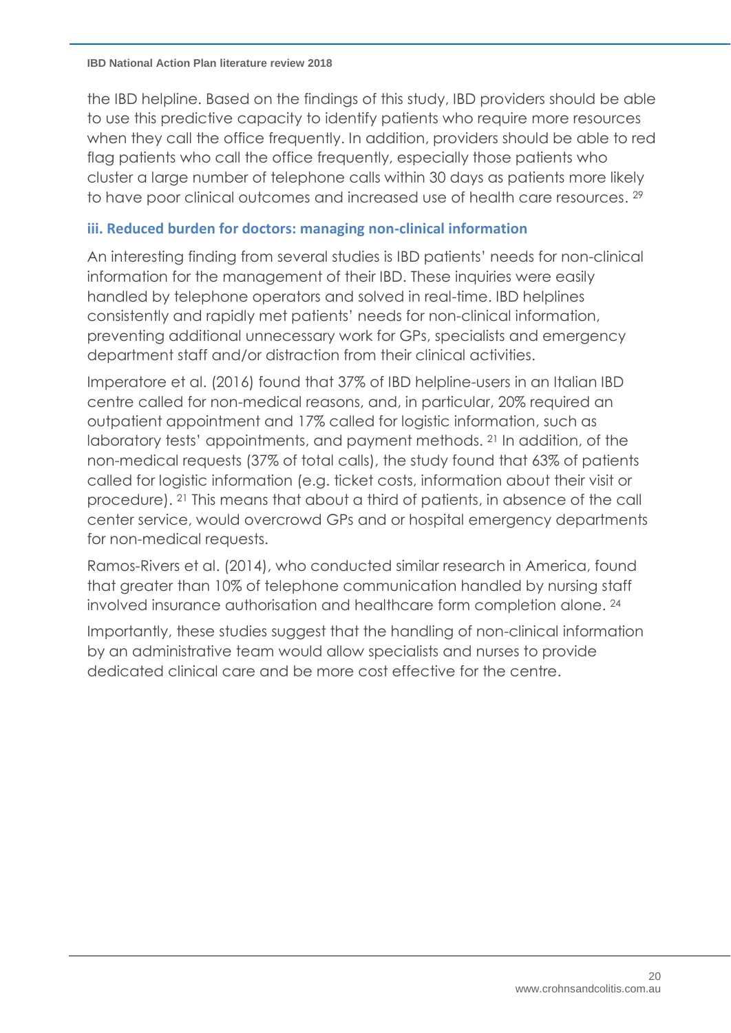the IBD helpline. Based on the findings of this study, IBD providers should be able to use this predictive capacity to identify patients who require more resources when they call the office frequently. In addition, providers should be able to red flag patients who call the office frequently, especially those patients who cluster a large number of telephone calls within 30 days as patients more likely to have poor clinical outcomes and increased use of health care resources. [29]

### iii. Reduced burden for doctors: managing non-clinical information

An interesting finding from several studies is IBD patients' needs for non-clinical information for the management of their IBD. These inquiries were easily handled by telephone operators and solved in real-time. IBD helplines consistently and rapidly met patients' needs for non-clinical information, preventing additional unnecessary work for GPs, specialists and emergency department staff and/or distraction from their clinical activities.

Imperatore et al. (2016) found that 37% of IBD helpline-users in an Italian IBD centre called for non-medical reasons, and, in particular, 20% required an outpatient appointment and 17% called for logistic information, such as laboratory tests' appointments, and payment methods. [21] In addition, of the non-medical requests (37% of total calls), the study found that 63% of patients called for logistic information (e.g. ticket costs, information about their visit or procedure). [21] This means that about a third of patients, in absence of the call center service, would overcrowd GPs and or hospital emergency departments for non-medical requests.

Ramos-Rivers et al. (2014), who conducted similar research in America, found that greater than 10% of telephone communication handled by nursing staff involved insurance authorisation and healthcare form completion alone. [24]

Importantly, these studies suggest that the handling of non-clinical information by an administrative team would allow specialists and nurses to provide dedicated clinical care and be more cost effective for the centre.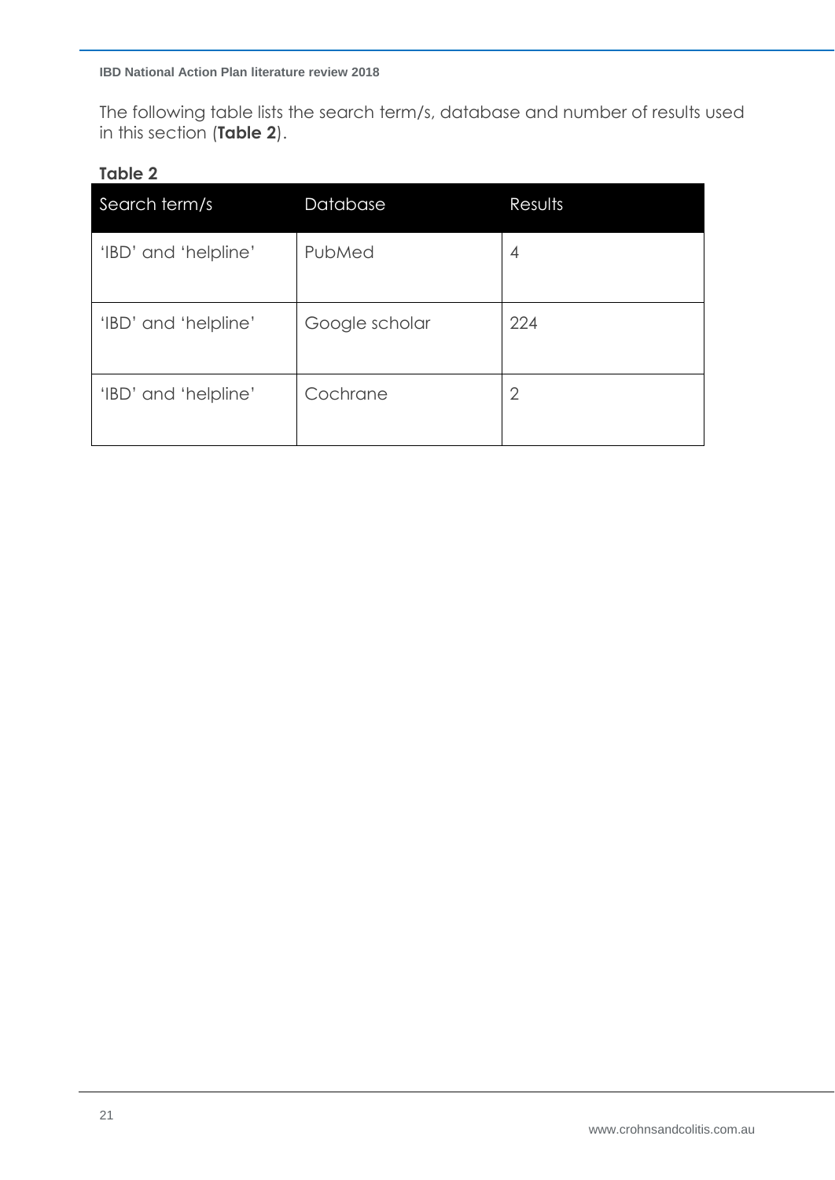The following table lists the search term/s, database and number of results used in this section (**Table 2**).

**Table 2**

| Search term/s | Database | Results |
|---|---|---|
| 'IBD' and 'helpline' | PubMed | 4 |
| 'IBD' and 'helpline' | Google scholar | 224 |
| 'IBD' and 'helpline' | Cochrane | 2 |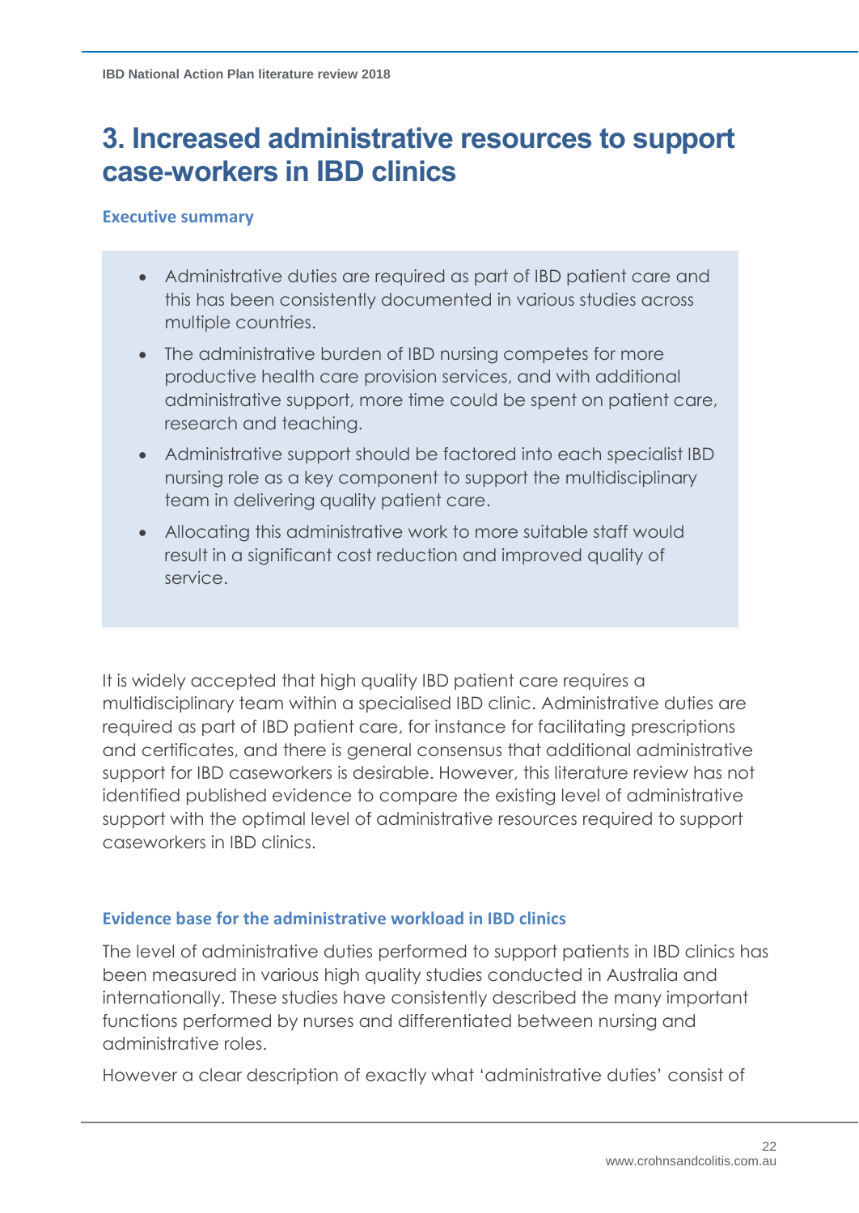# 3. Increased administrative resources to support case-workers in IBD clinics

### Executive summary

- Administrative duties are required as part of IBD patient care and this has been consistently documented in various studies across multiple countries.
- The administrative burden of IBD nursing competes for more productive health care provision services, and with additional administrative support, more time could be spent on patient care, research and teaching.
- Administrative support should be factored into each specialist IBD nursing role as a key component to support the multidisciplinary team in delivering quality patient care.
- Allocating this administrative work to more suitable staff would result in a significant cost reduction and improved quality of service.

It is widely accepted that high quality IBD patient care requires a multidisciplinary team within a specialised IBD clinic. Administrative duties are required as part of IBD patient care, for instance for facilitating prescriptions and certificates, and there is general consensus that additional administrative support for IBD caseworkers is desirable. However, this literature review has not identified published evidence to compare the existing level of administrative support with the optimal level of administrative resources required to support caseworkers in IBD clinics.

### Evidence base for the administrative workload in IBD clinics

The level of administrative duties performed to support patients in IBD clinics has been measured in various high quality studies conducted in Australia and internationally. These studies have consistently described the many important functions performed by nurses and differentiated between nursing and administrative roles.

However a clear description of exactly what 'administrative duties' consist of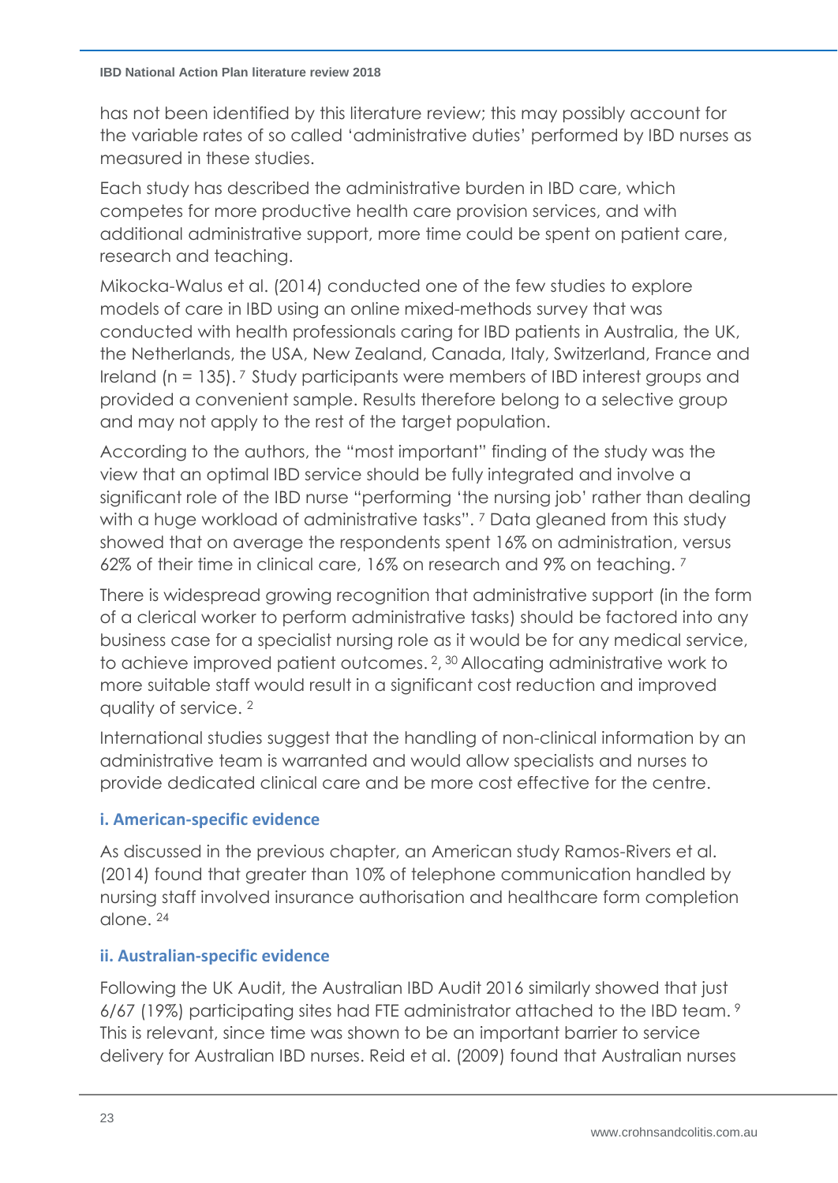has not been identified by this literature review; this may possibly account for the variable rates of so called 'administrative duties' performed by IBD nurses as measured in these studies.

Each study has described the administrative burden in IBD care, which competes for more productive health care provision services, and with additional administrative support, more time could be spent on patient care, research and teaching.

Mikocka-Walus et al. (2014) conducted one of the few studies to explore models of care in IBD using an online mixed-methods survey that was conducted with health professionals caring for IBD patients in Australia, the UK, the Netherlands, the USA, New Zealand, Canada, Italy, Switzerland, France and Ireland (n = 135).[7] Study participants were members of IBD interest groups and provided a convenient sample. Results therefore belong to a selective group and may not apply to the rest of the target population.

According to the authors, the "most important" finding of the study was the view that an optimal IBD service should be fully integrated and involve a significant role of the IBD nurse "performing 'the nursing job' rather than dealing with a huge workload of administrative tasks".[7] Data gleaned from this study showed that on average the respondents spent 16% on administration, versus 62% of their time in clinical care, 16% on research and 9% on teaching.[7]

There is widespread growing recognition that administrative support (in the form of a clerical worker to perform administrative tasks) should be factored into any business case for a specialist nursing role as it would be for any medical service, to achieve improved patient outcomes.[2, 30] Allocating administrative work to more suitable staff would result in a significant cost reduction and improved quality of service.[2]

International studies suggest that the handling of non-clinical information by an administrative team is warranted and would allow specialists and nurses to provide dedicated clinical care and be more cost effective for the centre.

### i. American-specific evidence

As discussed in the previous chapter, an American study Ramos-Rivers et al. (2014) found that greater than 10% of telephone communication handled by nursing staff involved insurance authorisation and healthcare form completion alone.[24]

### ii. Australian-specific evidence

Following the UK Audit, the Australian IBD Audit 2016 similarly showed that just 6/67 (19%) participating sites had FTE administrator attached to the IBD team.[9] This is relevant, since time was shown to be an important barrier to service delivery for Australian IBD nurses. Reid et al. (2009) found that Australian nurses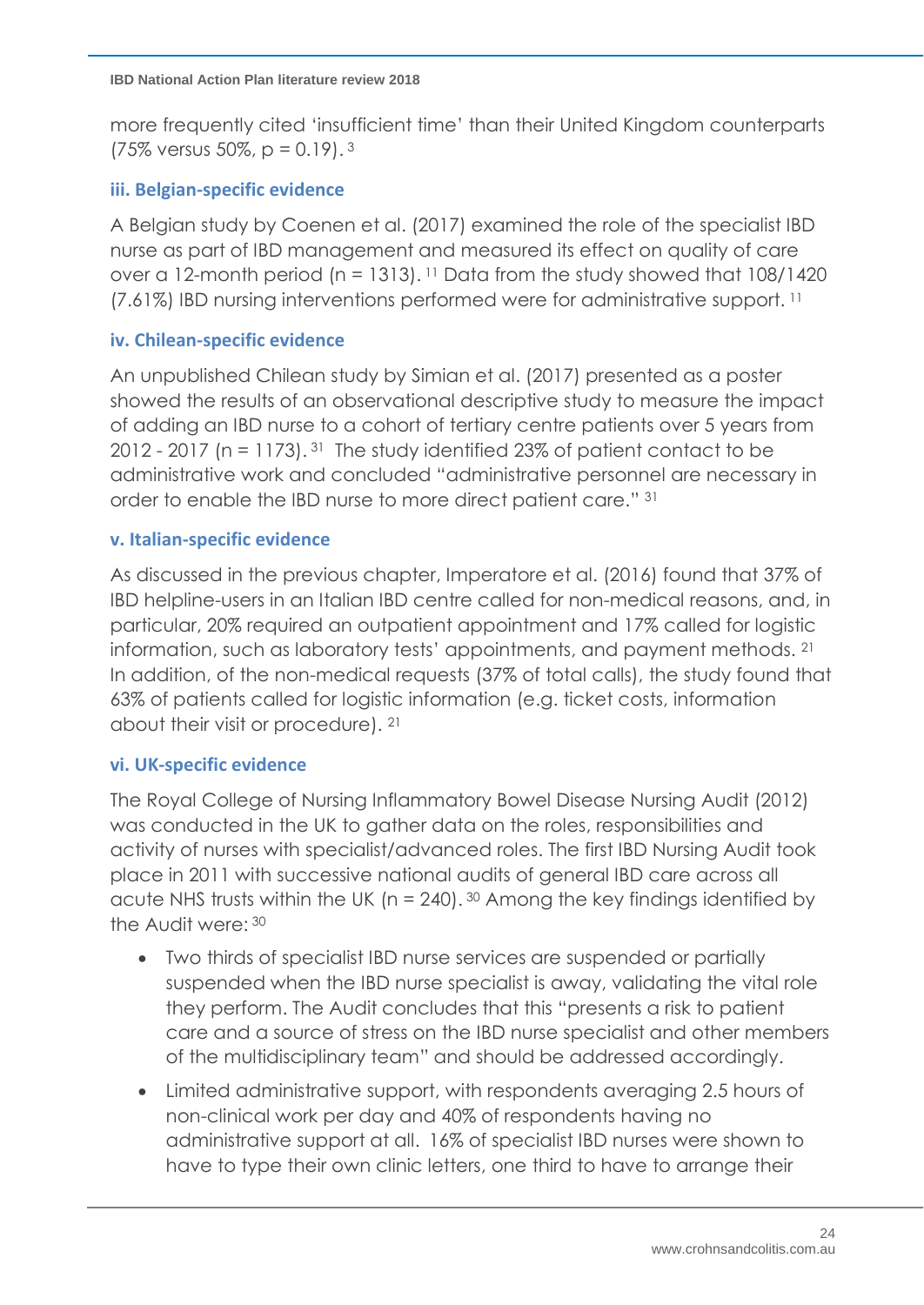more frequently cited 'insufficient time' than their United Kingdom counterparts (75% versus 50%, p = 0.19).[3]

### iii. Belgian-specific evidence

A Belgian study by Coenen et al. (2017) examined the role of the specialist IBD nurse as part of IBD management and measured its effect on quality of care over a 12-month period (n = 1313).[11] Data from the study showed that 108/1420 (7.61%) IBD nursing interventions performed were for administrative support.[11]

### iv. Chilean-specific evidence

An unpublished Chilean study by Simian et al. (2017) presented as a poster showed the results of an observational descriptive study to measure the impact of adding an IBD nurse to a cohort of tertiary centre patients over 5 years from 2012 - 2017 (n = 1173).[31] The study identified 23% of patient contact to be administrative work and concluded "administrative personnel are necessary in order to enable the IBD nurse to more direct patient care."[31]

### v. Italian-specific evidence

As discussed in the previous chapter, Imperatore et al. (2016) found that 37% of IBD helpline-users in an Italian IBD centre called for non-medical reasons, and, in particular, 20% required an outpatient appointment and 17% called for logistic information, such as laboratory tests' appointments, and payment methods.[21] In addition, of the non-medical requests (37% of total calls), the study found that 63% of patients called for logistic information (e.g. ticket costs, information about their visit or procedure).[21]

### vi. UK-specific evidence

The Royal College of Nursing Inflammatory Bowel Disease Nursing Audit (2012) was conducted in the UK to gather data on the roles, responsibilities and activity of nurses with specialist/advanced roles. The first IBD Nursing Audit took place in 2011 with successive national audits of general IBD care across all acute NHS trusts within the UK (n = 240).[30] Among the key findings identified by the Audit were:[30]

- Two thirds of specialist IBD nurse services are suspended or partially suspended when the IBD nurse specialist is away, validating the vital role they perform. The Audit concludes that this "presents a risk to patient care and a source of stress on the IBD nurse specialist and other members of the multidisciplinary team" and should be addressed accordingly.
- Limited administrative support, with respondents averaging 2.5 hours of non-clinical work per day and 40% of respondents having no administrative support at all. 16% of specialist IBD nurses were shown to have to type their own clinic letters, one third to have to arrange their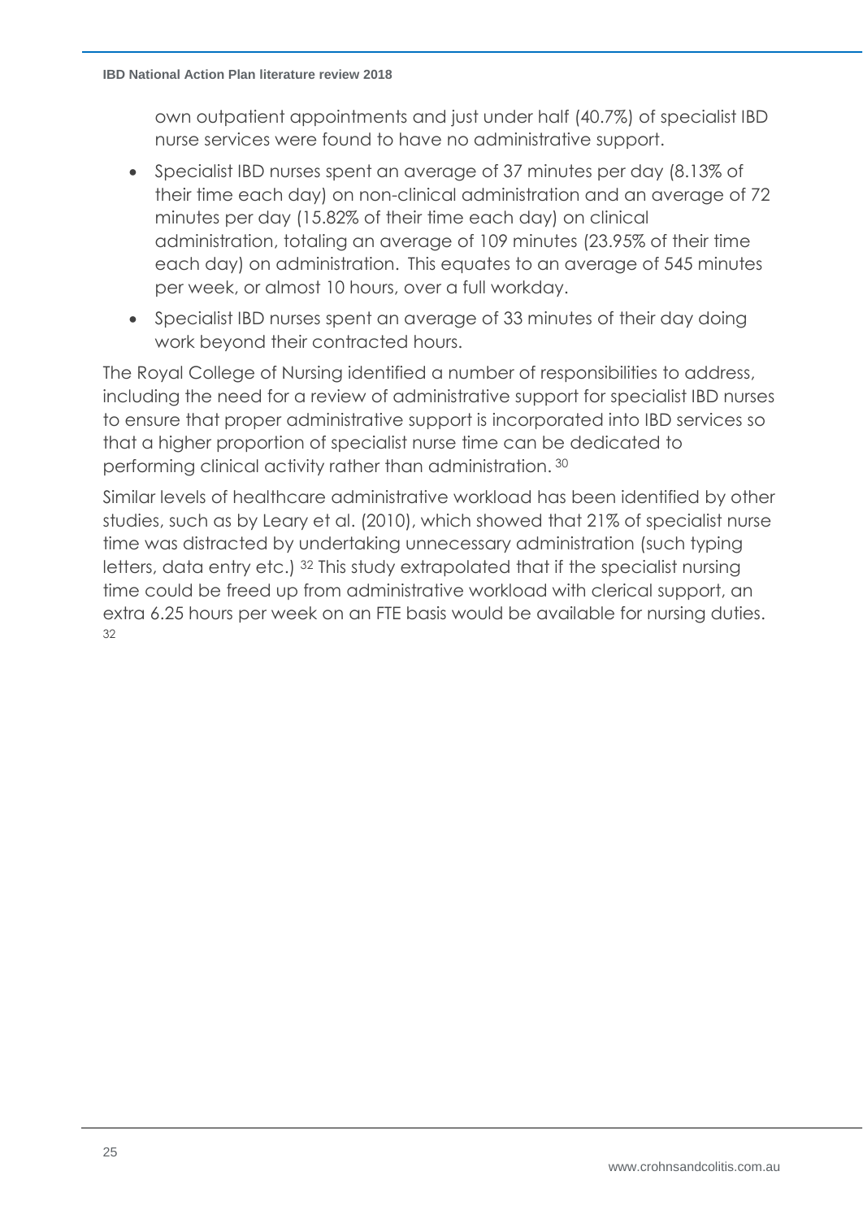own outpatient appointments and just under half (40.7%) of specialist IBD nurse services were found to have no administrative support.

- Specialist IBD nurses spent an average of 37 minutes per day (8.13% of their time each day) on non-clinical administration and an average of 72 minutes per day (15.82% of their time each day) on clinical administration, totaling an average of 109 minutes (23.95% of their time each day) on administration. This equates to an average of 545 minutes per week, or almost 10 hours, over a full workday.
- Specialist IBD nurses spent an average of 33 minutes of their day doing work beyond their contracted hours.

The Royal College of Nursing identified a number of responsibilities to address, including the need for a review of administrative support for specialist IBD nurses to ensure that proper administrative support is incorporated into IBD services so that a higher proportion of specialist nurse time can be dedicated to performing clinical activity rather than administration. [30]

Similar levels of healthcare administrative workload has been identified by other studies, such as by Leary et al. (2010), which showed that 21% of specialist nurse time was distracted by undertaking unnecessary administration (such typing letters, data entry etc.) [32] This study extrapolated that if the specialist nursing time could be freed up from administrative workload with clerical support, an extra 6.25 hours per week on an FTE basis would be available for nursing duties. [32]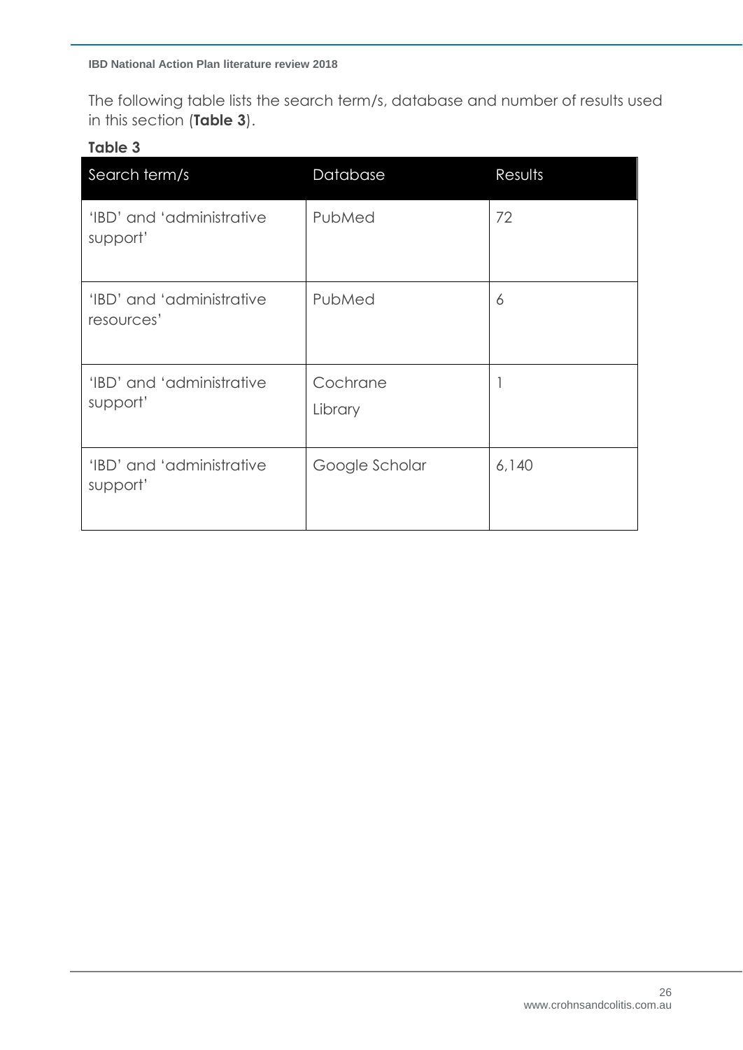The following table lists the search term/s, database and number of results used in this section (**Table 3**).

**Table 3**

| Search term/s | Database | Results |
|---|---|---|
| 'IBD' and 'administrative support' | PubMed | 72 |
| 'IBD' and 'administrative resources' | PubMed | 6 |
| 'IBD' and 'administrative support' | Cochrane Library | 1 |
| 'IBD' and 'administrative support' | Google Scholar | 6,140 |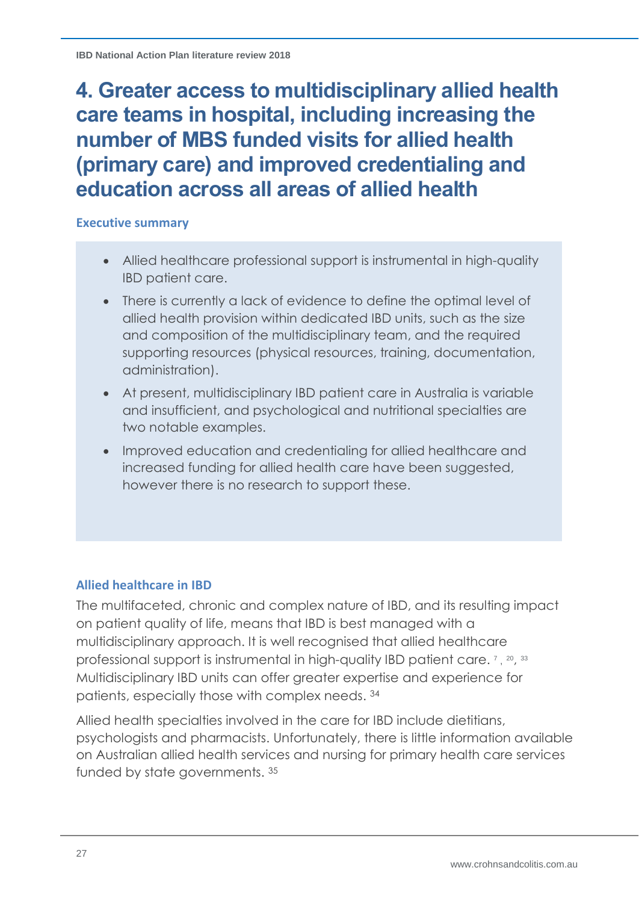# 4. Greater access to multidisciplinary allied health care teams in hospital, including increasing the number of MBS funded visits for allied health (primary care) and improved credentialing and education across all areas of allied health

## Executive summary

- Allied healthcare professional support is instrumental in high-quality IBD patient care.
- There is currently a lack of evidence to define the optimal level of allied health provision within dedicated IBD units, such as the size and composition of the multidisciplinary team, and the required supporting resources (physical resources, training, documentation, administration).
- At present, multidisciplinary IBD patient care in Australia is variable and insufficient, and psychological and nutritional specialties are two notable examples.
- Improved education and credentialing for allied healthcare and increased funding for allied health care have been suggested, however there is no research to support these.

## Allied healthcare in IBD

The multifaceted, chronic and complex nature of IBD, and its resulting impact on patient quality of life, means that IBD is best managed with a multidisciplinary approach. It is well recognised that allied healthcare professional support is instrumental in high-quality IBD patient care. [7, 20, 33] Multidisciplinary IBD units can offer greater expertise and experience for patients, especially those with complex needs. [34]

Allied health specialties involved in the care for IBD include dietitians, psychologists and pharmacists. Unfortunately, there is little information available on Australian allied health services and nursing for primary health care services funded by state governments. [35]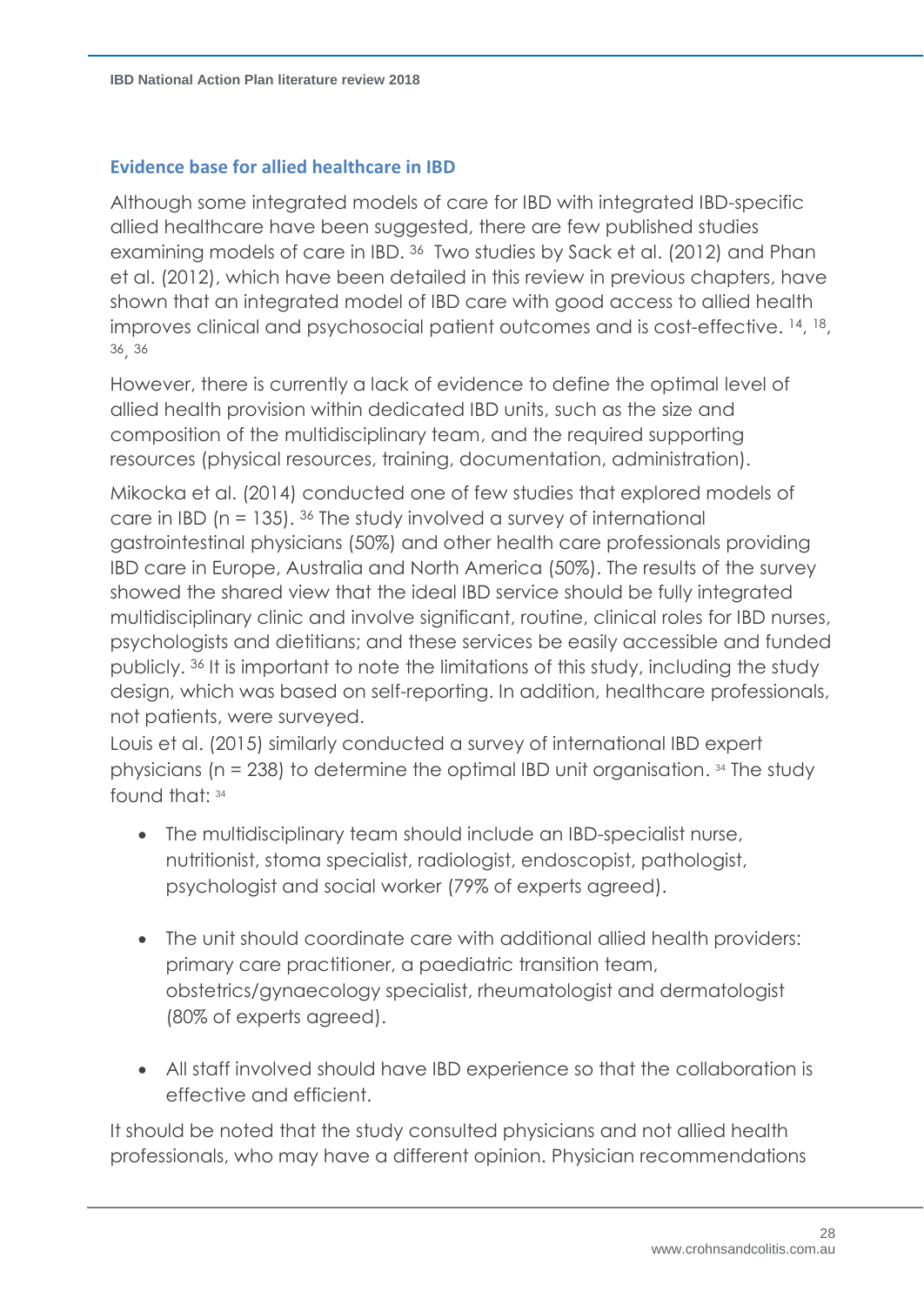## Evidence base for allied healthcare in IBD

Although some integrated models of care for IBD with integrated IBD-specific allied healthcare have been suggested, there are few published studies examining models of care in IBD. [36] Two studies by Sack et al. (2012) and Phan et al. (2012), which have been detailed in this review in previous chapters, have shown that an integrated model of IBD care with good access to allied health improves clinical and psychosocial patient outcomes and is cost-effective. [14], [18], [36], [36]

However, there is currently a lack of evidence to define the optimal level of allied health provision within dedicated IBD units, such as the size and composition of the multidisciplinary team, and the required supporting resources (physical resources, training, documentation, administration).

Mikocka et al. (2014) conducted one of few studies that explored models of care in IBD (n = 135). [36] The study involved a survey of international gastrointestinal physicians (50%) and other health care professionals providing IBD care in Europe, Australia and North America (50%). The results of the survey showed the shared view that the ideal IBD service should be fully integrated multidisciplinary clinic and involve significant, routine, clinical roles for IBD nurses, psychologists and dietitians; and these services be easily accessible and funded publicly. [36] It is important to note the limitations of this study, including the study design, which was based on self-reporting. In addition, healthcare professionals, not patients, were surveyed.

Louis et al. (2015) similarly conducted a survey of international IBD expert physicians (n = 238) to determine the optimal IBD unit organisation. [34] The study found that: [34]

- The multidisciplinary team should include an IBD-specialist nurse, nutritionist, stoma specialist, radiologist, endoscopist, pathologist, psychologist and social worker (79% of experts agreed).
- The unit should coordinate care with additional allied health providers: primary care practitioner, a paediatric transition team, obstetrics/gynaecology specialist, rheumatologist and dermatologist (80% of experts agreed).
- All staff involved should have IBD experience so that the collaboration is effective and efficient.

It should be noted that the study consulted physicians and not allied health professionals, who may have a different opinion. Physician recommendations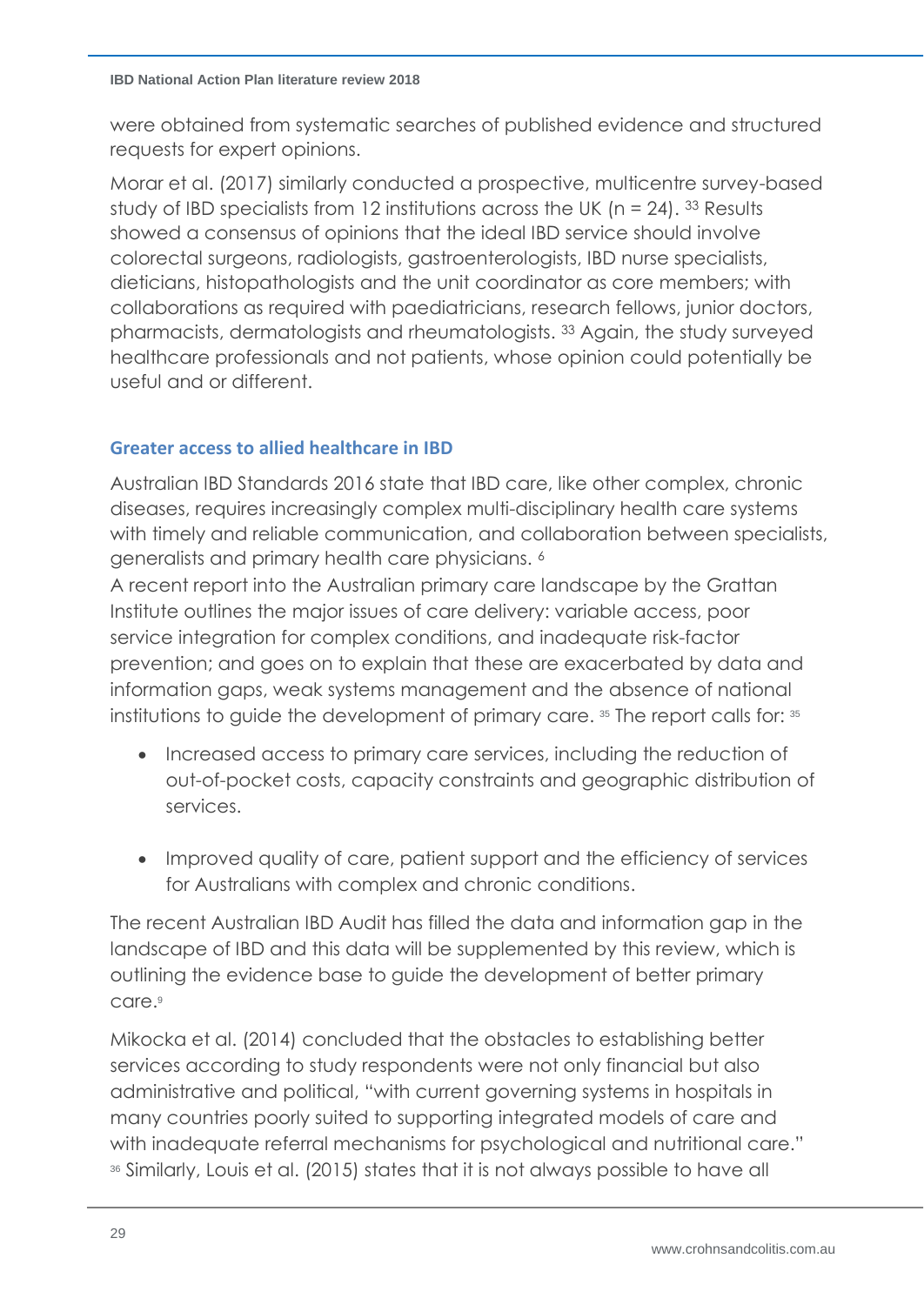were obtained from systematic searches of published evidence and structured requests for expert opinions.

Morar et al. (2017) similarly conducted a prospective, multicentre survey-based study of IBD specialists from 12 institutions across the UK (n = 24). [33] Results showed a consensus of opinions that the ideal IBD service should involve colorectal surgeons, radiologists, gastroenterologists, IBD nurse specialists, dieticians, histopathologists and the unit coordinator as core members; with collaborations as required with paediatricians, research fellows, junior doctors, pharmacists, dermatologists and rheumatologists. [33] Again, the study surveyed healthcare professionals and not patients, whose opinion could potentially be useful and or different.

### Greater access to allied healthcare in IBD

Australian IBD Standards 2016 state that IBD care, like other complex, chronic diseases, requires increasingly complex multi-disciplinary health care systems with timely and reliable communication, and collaboration between specialists, generalists and primary health care physicians. [6]

A recent report into the Australian primary care landscape by the Grattan Institute outlines the major issues of care delivery: variable access, poor service integration for complex conditions, and inadequate risk-factor prevention; and goes on to explain that these are exacerbated by data and information gaps, weak systems management and the absence of national institutions to guide the development of primary care. [35] The report calls for: [35]

- Increased access to primary care services, including the reduction of out-of-pocket costs, capacity constraints and geographic distribution of services.
- Improved quality of care, patient support and the efficiency of services for Australians with complex and chronic conditions.

The recent Australian IBD Audit has filled the data and information gap in the landscape of IBD and this data will be supplemented by this review, which is outlining the evidence base to guide the development of better primary care.[9]

Mikocka et al. (2014) concluded that the obstacles to establishing better services according to study respondents were not only financial but also administrative and political, "with current governing systems in hospitals in many countries poorly suited to supporting integrated models of care and with inadequate referral mechanisms for psychological and nutritional care." [36] Similarly, Louis et al. (2015) states that it is not always possible to have all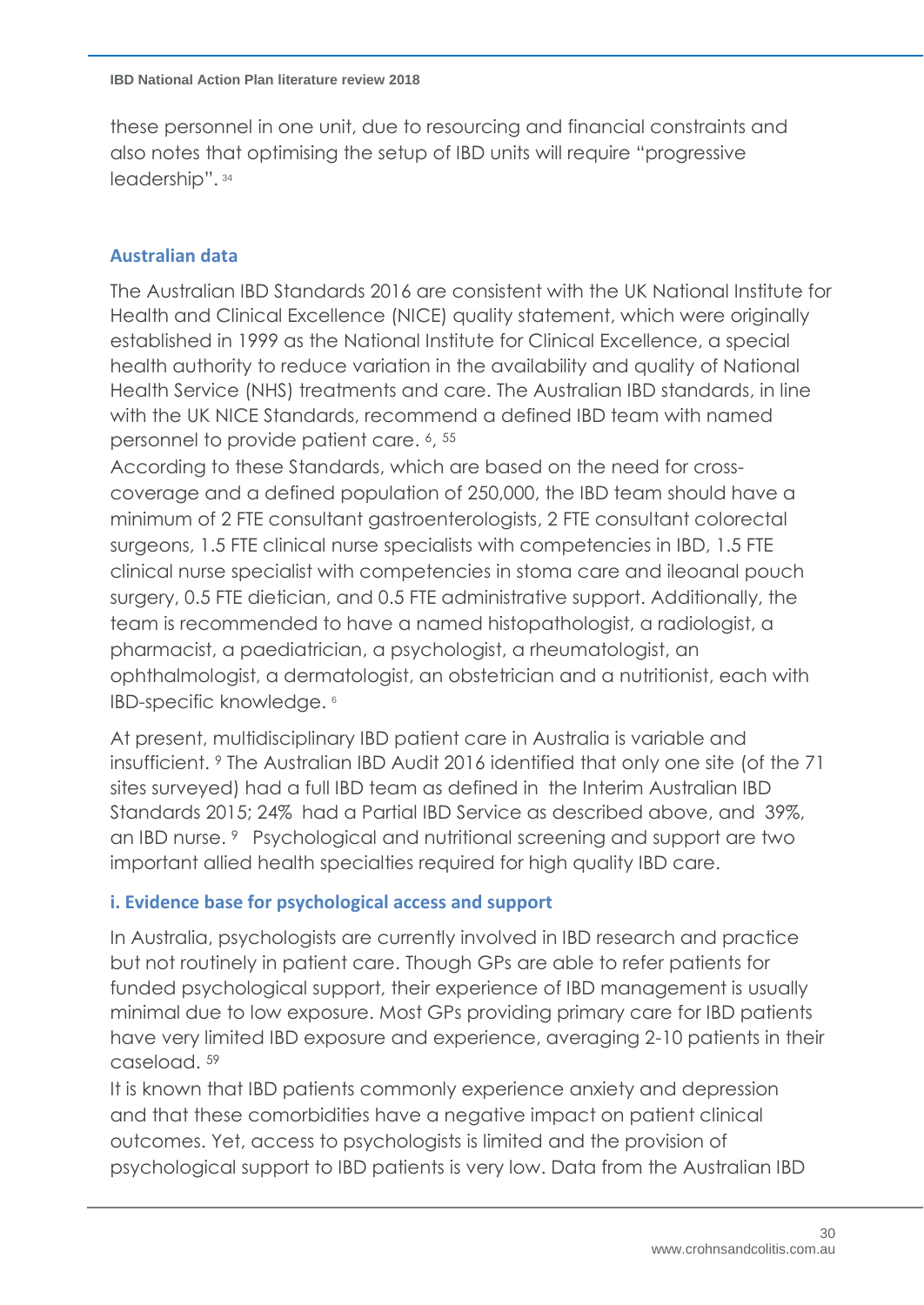these personnel in one unit, due to resourcing and financial constraints and also notes that optimising the setup of IBD units will require "progressive leadership". [34]

## Australian data

The Australian IBD Standards 2016 are consistent with the UK National Institute for Health and Clinical Excellence (NICE) quality statement, which were originally established in 1999 as the National Institute for Clinical Excellence, a special health authority to reduce variation in the availability and quality of National Health Service (NHS) treatments and care. The Australian IBD standards, in line with the UK NICE Standards, recommend a defined IBD team with named personnel to provide patient care. [6, 55]

According to these Standards, which are based on the need for cross-coverage and a defined population of 250,000, the IBD team should have a minimum of 2 FTE consultant gastroenterologists, 2 FTE consultant colorectal surgeons, 1.5 FTE clinical nurse specialists with competencies in IBD, 1.5 FTE clinical nurse specialist with competencies in stoma care and ileoanal pouch surgery, 0.5 FTE dietician, and 0.5 FTE administrative support. Additionally, the team is recommended to have a named histopathologist, a radiologist, a pharmacist, a paediatrician, a psychologist, a rheumatologist, an ophthalmologist, a dermatologist, an obstetrician and a nutritionist, each with IBD-specific knowledge. [6]

At present, multidisciplinary IBD patient care in Australia is variable and insufficient. [9] The Australian IBD Audit 2016 identified that only one site (of the 71 sites surveyed) had a full IBD team as defined in the Interim Australian IBD Standards 2015; 24% had a Partial IBD Service as described above, and 39%, an IBD nurse. [9] Psychological and nutritional screening and support are two important allied health specialties required for high quality IBD care.

### i. Evidence base for psychological access and support

In Australia, psychologists are currently involved in IBD research and practice but not routinely in patient care. Though GPs are able to refer patients for funded psychological support, their experience of IBD management is usually minimal due to low exposure. Most GPs providing primary care for IBD patients have very limited IBD exposure and experience, averaging 2-10 patients in their caseload. [59]

It is known that IBD patients commonly experience anxiety and depression and that these comorbidities have a negative impact on patient clinical outcomes. Yet, access to psychologists is limited and the provision of psychological support to IBD patients is very low. Data from the Australian IBD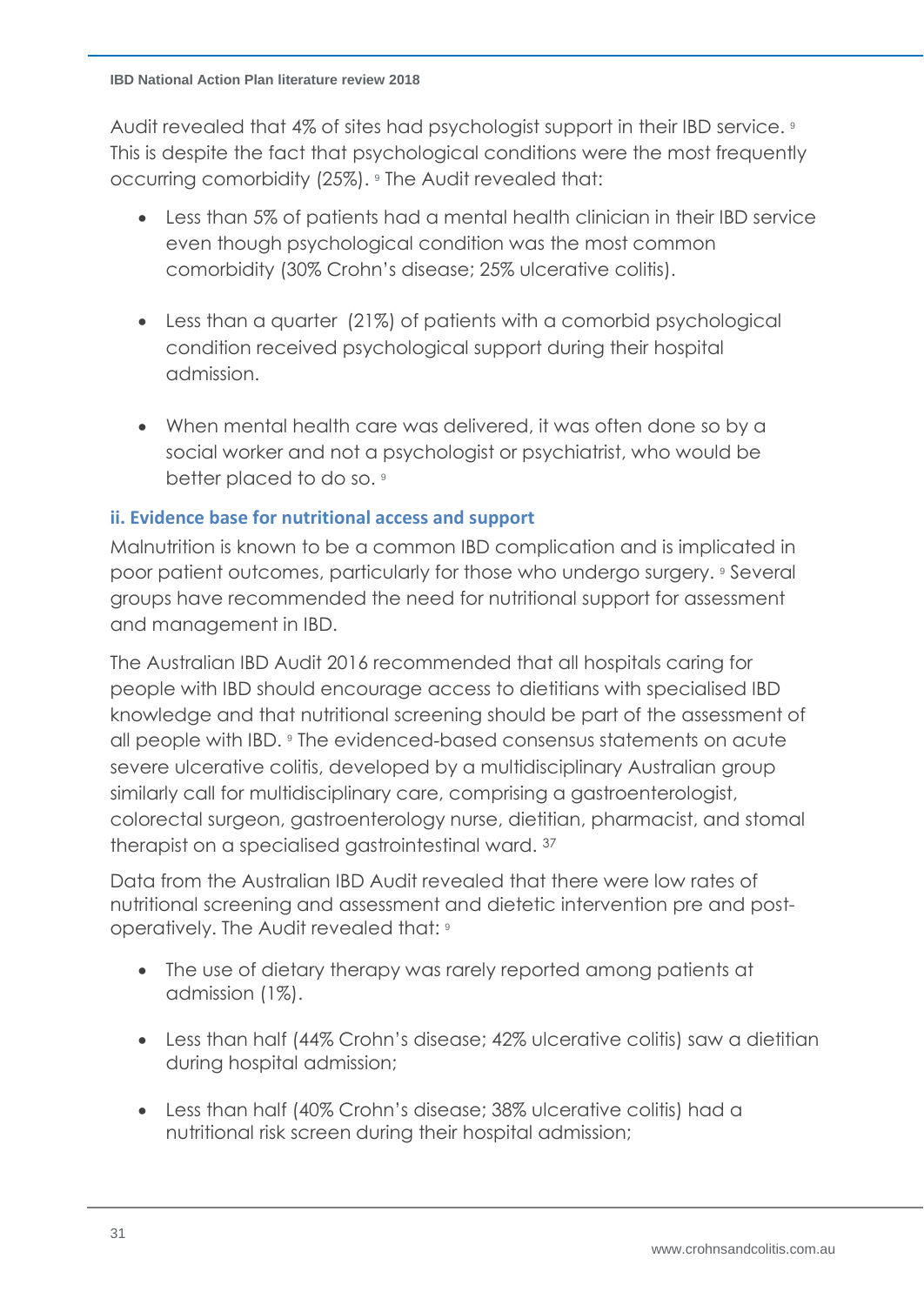Audit revealed that 4% of sites had psychologist support in their IBD service. [9] This is despite the fact that psychological conditions were the most frequently occurring comorbidity (25%). [9] The Audit revealed that:

- Less than 5% of patients had a mental health clinician in their IBD service even though psychological condition was the most common comorbidity (30% Crohn's disease; 25% ulcerative colitis).
- Less than a quarter (21%) of patients with a comorbid psychological condition received psychological support during their hospital admission.
- When mental health care was delivered, it was often done so by a social worker and not a psychologist or psychiatrist, who would be better placed to do so. [9]

### ii. Evidence base for nutritional access and support

Malnutrition is known to be a common IBD complication and is implicated in poor patient outcomes, particularly for those who undergo surgery. [9] Several groups have recommended the need for nutritional support for assessment and management in IBD.

The Australian IBD Audit 2016 recommended that all hospitals caring for people with IBD should encourage access to dietitians with specialised IBD knowledge and that nutritional screening should be part of the assessment of all people with IBD. [9] The evidenced-based consensus statements on acute severe ulcerative colitis, developed by a multidisciplinary Australian group similarly call for multidisciplinary care, comprising a gastroenterologist, colorectal surgeon, gastroenterology nurse, dietitian, pharmacist, and stomal therapist on a specialised gastrointestinal ward. [37]

Data from the Australian IBD Audit revealed that there were low rates of nutritional screening and assessment and dietetic intervention pre and post-operatively. The Audit revealed that: [9]

- The use of dietary therapy was rarely reported among patients at admission (1%).
- Less than half (44% Crohn's disease; 42% ulcerative colitis) saw a dietitian during hospital admission;
- Less than half (40% Crohn's disease; 38% ulcerative colitis) had a nutritional risk screen during their hospital admission;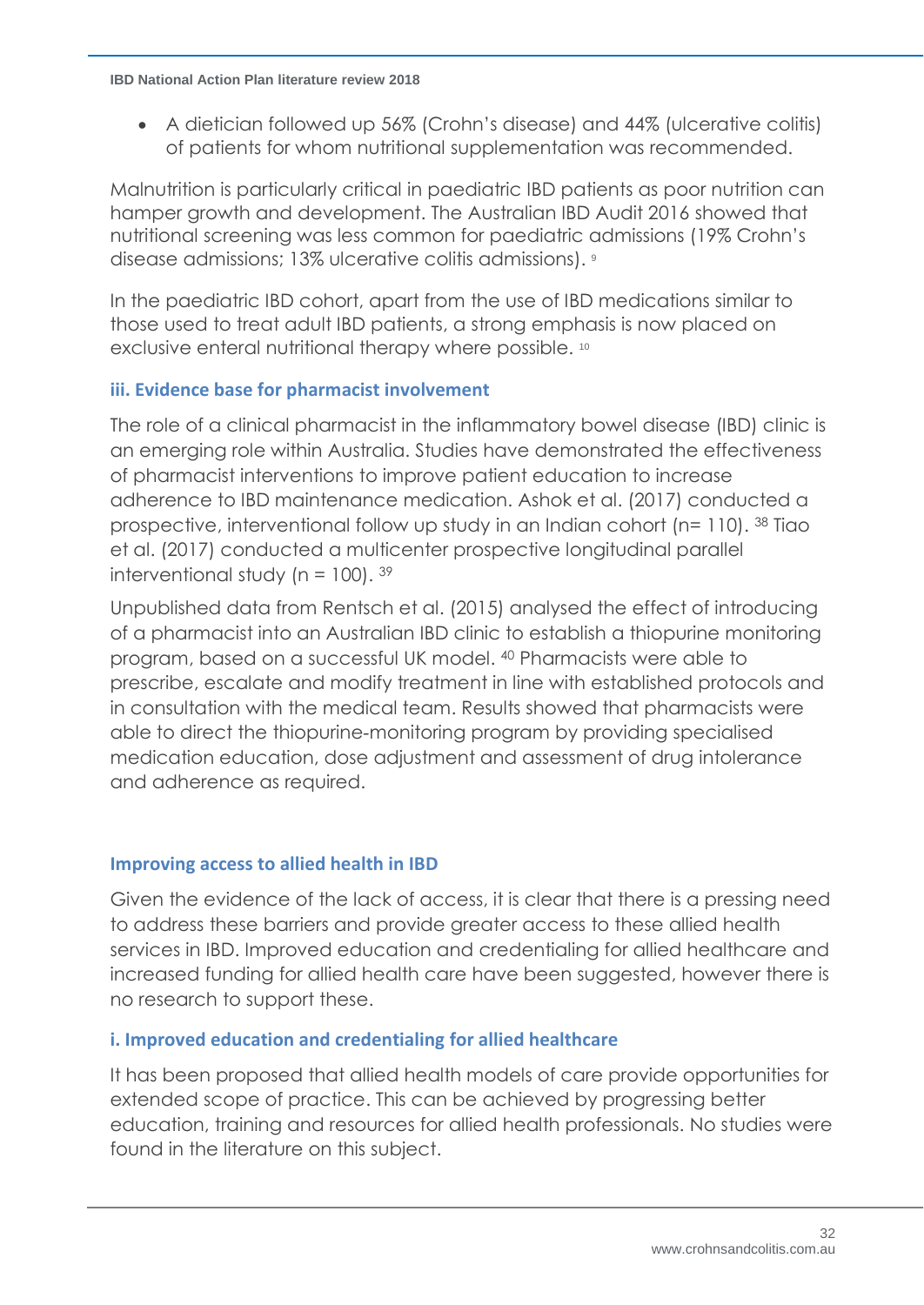- A dietician followed up 56% (Crohn's disease) and 44% (ulcerative colitis) of patients for whom nutritional supplementation was recommended.

Malnutrition is particularly critical in paediatric IBD patients as poor nutrition can hamper growth and development. The Australian IBD Audit 2016 showed that nutritional screening was less common for paediatric admissions (19% Crohn's disease admissions; 13% ulcerative colitis admissions). [9]

In the paediatric IBD cohort, apart from the use of IBD medications similar to those used to treat adult IBD patients, a strong emphasis is now placed on exclusive enteral nutritional therapy where possible. [10]

### iii. Evidence base for pharmacist involvement

The role of a clinical pharmacist in the inflammatory bowel disease (IBD) clinic is an emerging role within Australia. Studies have demonstrated the effectiveness of pharmacist interventions to improve patient education to increase adherence to IBD maintenance medication. Ashok et al. (2017) conducted a prospective, interventional follow up study in an Indian cohort (n= 110). [38] Tiao et al. (2017) conducted a multicenter prospective longitudinal parallel interventional study (n = 100). [39]

Unpublished data from Rentsch et al. (2015) analysed the effect of introducing of a pharmacist into an Australian IBD clinic to establish a thiopurine monitoring program, based on a successful UK model. [40] Pharmacists were able to prescribe, escalate and modify treatment in line with established protocols and in consultation with the medical team. Results showed that pharmacists were able to direct the thiopurine-monitoring program by providing specialised medication education, dose adjustment and assessment of drug intolerance and adherence as required.

## Improving access to allied health in IBD

Given the evidence of the lack of access, it is clear that there is a pressing need to address these barriers and provide greater access to these allied health services in IBD. Improved education and credentialing for allied healthcare and increased funding for allied health care have been suggested, however there is no research to support these.

### i. Improved education and credentialing for allied healthcare

It has been proposed that allied health models of care provide opportunities for extended scope of practice. This can be achieved by progressing better education, training and resources for allied health professionals. No studies were found in the literature on this subject.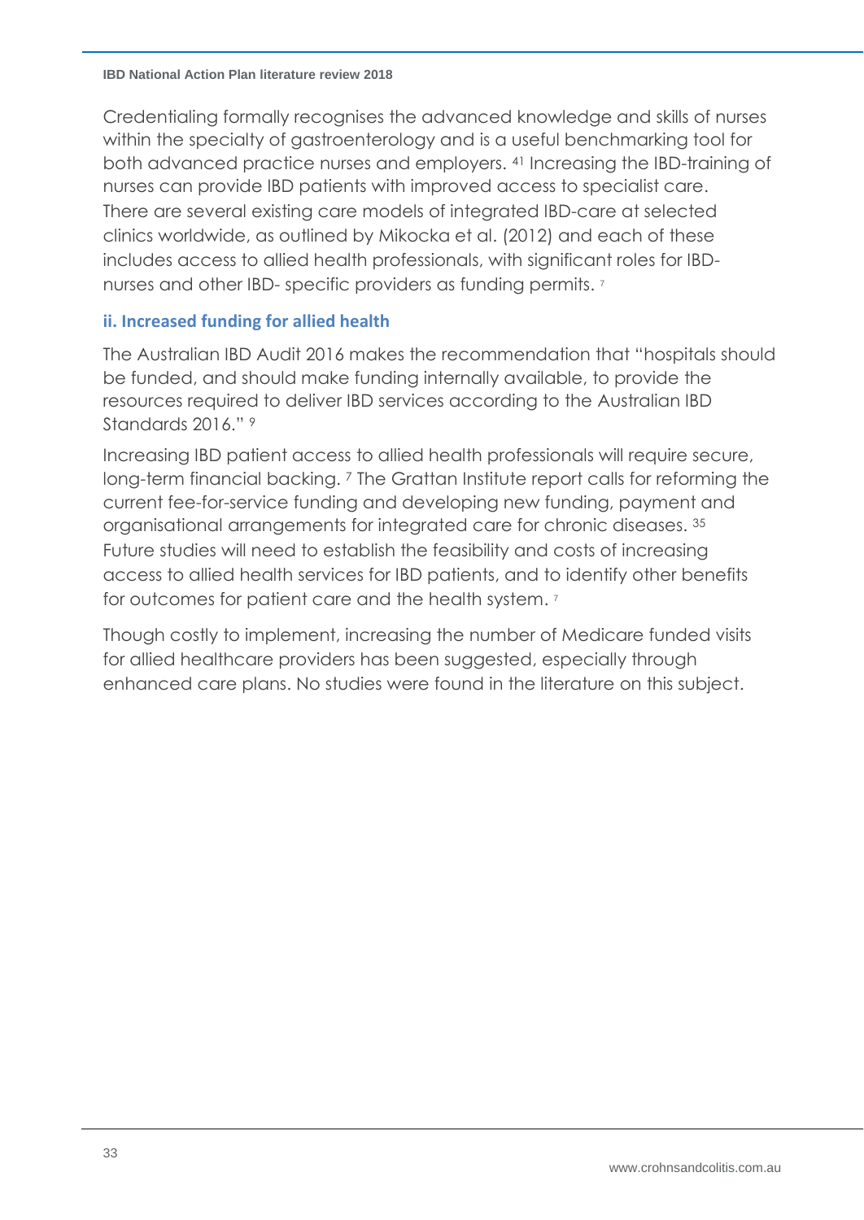Credentialing formally recognises the advanced knowledge and skills of nurses within the specialty of gastroenterology and is a useful benchmarking tool for both advanced practice nurses and employers. [41] Increasing the IBD-training of nurses can provide IBD patients with improved access to specialist care. There are several existing care models of integrated IBD-care at selected clinics worldwide, as outlined by Mikocka et al. (2012) and each of these includes access to allied health professionals, with significant roles for IBD-nurses and other IBD- specific providers as funding permits. [7]

### ii. Increased funding for allied health

The Australian IBD Audit 2016 makes the recommendation that "hospitals should be funded, and should make funding internally available, to provide the resources required to deliver IBD services according to the Australian IBD Standards 2016." [9]

Increasing IBD patient access to allied health professionals will require secure, long-term financial backing. [7] The Grattan Institute report calls for reforming the current fee-for-service funding and developing new funding, payment and organisational arrangements for integrated care for chronic diseases. [35] Future studies will need to establish the feasibility and costs of increasing access to allied health services for IBD patients, and to identify other benefits for outcomes for patient care and the health system. [7]

Though costly to implement, increasing the number of Medicare funded visits for allied healthcare providers has been suggested, especially through enhanced care plans. No studies were found in the literature on this subject.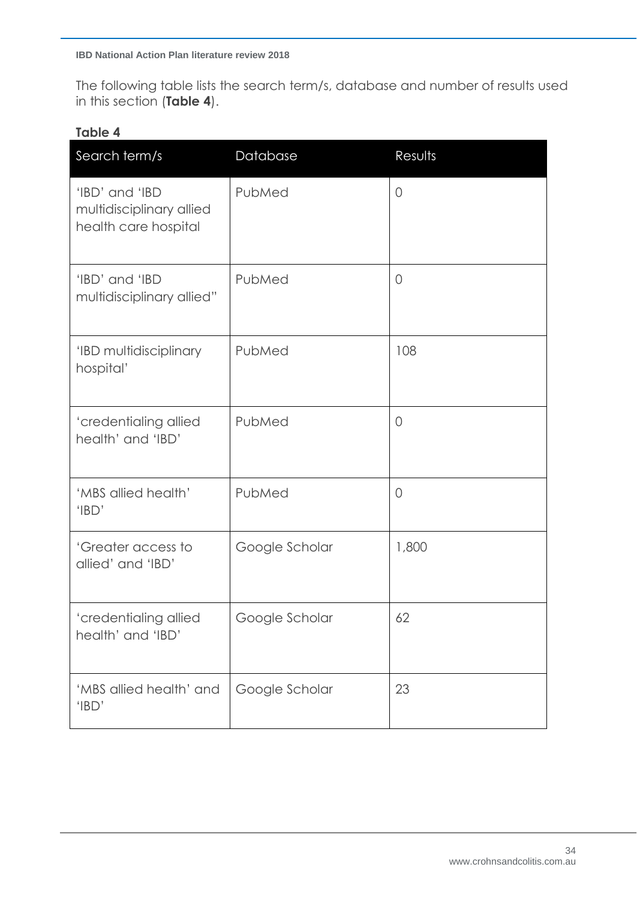The following table lists the search term/s, database and number of results used in this section (**Table 4**).

**Table 4**

| Search term/s | Database | Results |
|---|---|---|
| 'IBD' and 'IBD multidisciplinary allied health care hospital | PubMed | 0 |
| 'IBD' and 'IBD multidisciplinary allied" | PubMed | 0 |
| 'IBD multidisciplinary hospital' | PubMed | 108 |
| 'credentialing allied health' and 'IBD' | PubMed | 0 |
| 'MBS allied health' 'IBD' | PubMed | 0 |
| 'Greater access to allied' and 'IBD' | Google Scholar | 1,800 |
| 'credentialing allied health' and 'IBD' | Google Scholar | 62 |
| 'MBS allied health' and 'IBD' | Google Scholar | 23 |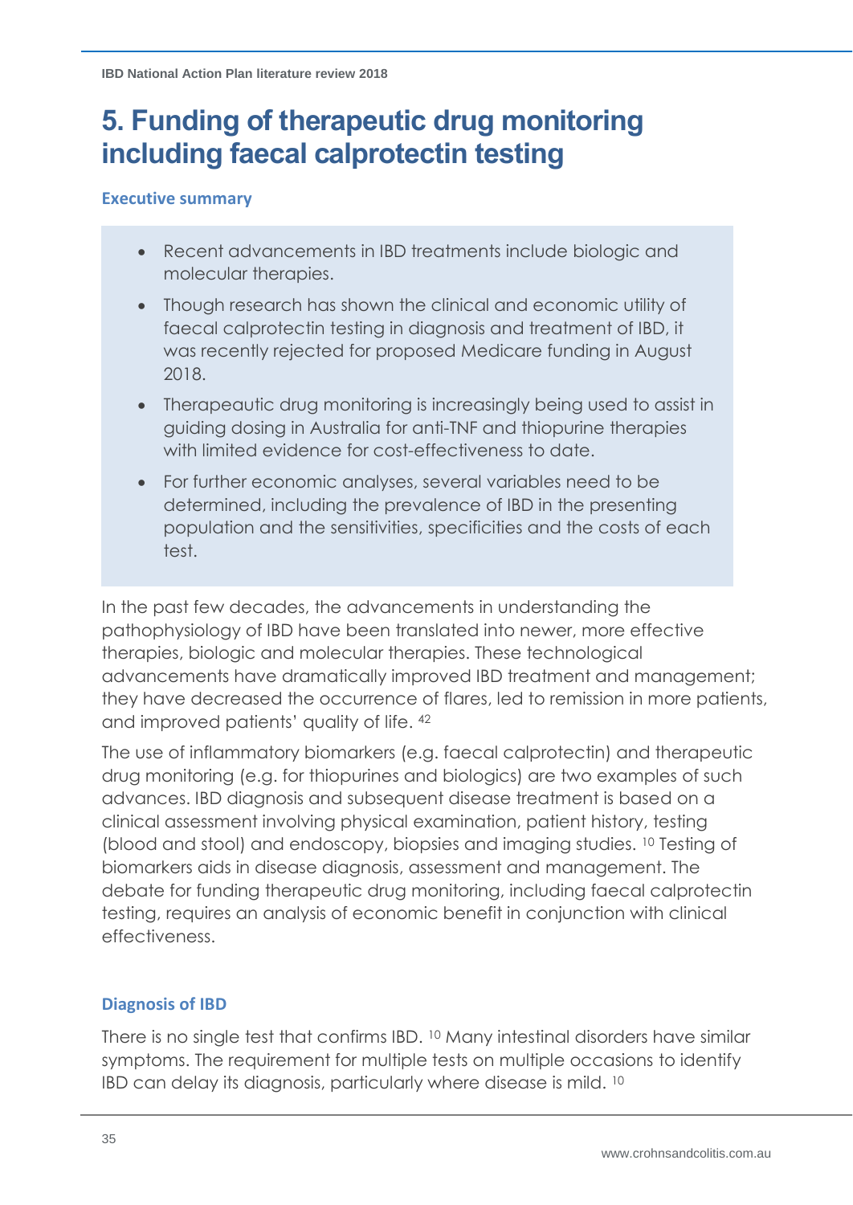# 5. Funding of therapeutic drug monitoring including faecal calprotectin testing

### Executive summary

- Recent advancements in IBD treatments include biologic and molecular therapies.
- Though research has shown the clinical and economic utility of faecal calprotectin testing in diagnosis and treatment of IBD, it was recently rejected for proposed Medicare funding in August 2018.
- Therapeautic drug monitoring is increasingly being used to assist in guiding dosing in Australia for anti-TNF and thiopurine therapies with limited evidence for cost-effectiveness to date.
- For further economic analyses, several variables need to be determined, including the prevalence of IBD in the presenting population and the sensitivities, specificities and the costs of each test.

In the past few decades, the advancements in understanding the pathophysiology of IBD have been translated into newer, more effective therapies, biologic and molecular therapies. These technological advancements have dramatically improved IBD treatment and management; they have decreased the occurrence of flares, led to remission in more patients, and improved patients' quality of life. [42]

The use of inflammatory biomarkers (e.g. faecal calprotectin) and therapeutic drug monitoring (e.g. for thiopurines and biologics) are two examples of such advances. IBD diagnosis and subsequent disease treatment is based on a clinical assessment involving physical examination, patient history, testing (blood and stool) and endoscopy, biopsies and imaging studies. [10] Testing of biomarkers aids in disease diagnosis, assessment and management. The debate for funding therapeutic drug monitoring, including faecal calprotectin testing, requires an analysis of economic benefit in conjunction with clinical effectiveness.

### Diagnosis of IBD

There is no single test that confirms IBD. [10] Many intestinal disorders have similar symptoms. The requirement for multiple tests on multiple occasions to identify IBD can delay its diagnosis, particularly where disease is mild. [10]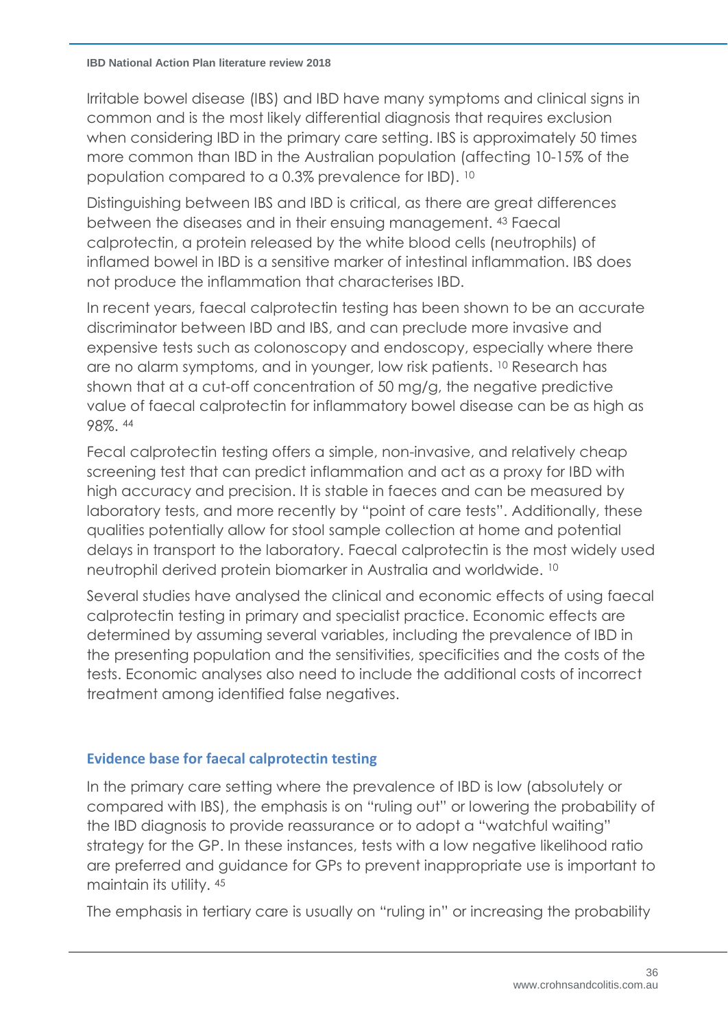Irritable bowel disease (IBS) and IBD have many symptoms and clinical signs in common and is the most likely differential diagnosis that requires exclusion when considering IBD in the primary care setting. IBS is approximately 50 times more common than IBD in the Australian population (affecting 10-15% of the population compared to a 0.3% prevalence for IBD). [10]

Distinguishing between IBS and IBD is critical, as there are great differences between the diseases and in their ensuing management. [43] Faecal calprotectin, a protein released by the white blood cells (neutrophils) of inflamed bowel in IBD is a sensitive marker of intestinal inflammation. IBS does not produce the inflammation that characterises IBD.

In recent years, faecal calprotectin testing has been shown to be an accurate discriminator between IBD and IBS, and can preclude more invasive and expensive tests such as colonoscopy and endoscopy, especially where there are no alarm symptoms, and in younger, low risk patients. [10] Research has shown that at a cut-off concentration of 50 mg/g, the negative predictive value of faecal calprotectin for inflammatory bowel disease can be as high as 98%. [44]

Fecal calprotectin testing offers a simple, non-invasive, and relatively cheap screening test that can predict inflammation and act as a proxy for IBD with high accuracy and precision. It is stable in faeces and can be measured by laboratory tests, and more recently by "point of care tests". Additionally, these qualities potentially allow for stool sample collection at home and potential delays in transport to the laboratory. Faecal calprotectin is the most widely used neutrophil derived protein biomarker in Australia and worldwide. [10]

Several studies have analysed the clinical and economic effects of using faecal calprotectin testing in primary and specialist practice. Economic effects are determined by assuming several variables, including the prevalence of IBD in the presenting population and the sensitivities, specificities and the costs of the tests. Economic analyses also need to include the additional costs of incorrect treatment among identified false negatives.

### Evidence base for faecal calprotectin testing

In the primary care setting where the prevalence of IBD is low (absolutely or compared with IBS), the emphasis is on "ruling out" or lowering the probability of the IBD diagnosis to provide reassurance or to adopt a "watchful waiting" strategy for the GP. In these instances, tests with a low negative likelihood ratio are preferred and guidance for GPs to prevent inappropriate use is important to maintain its utility. [45]

The emphasis in tertiary care is usually on "ruling in" or increasing the probability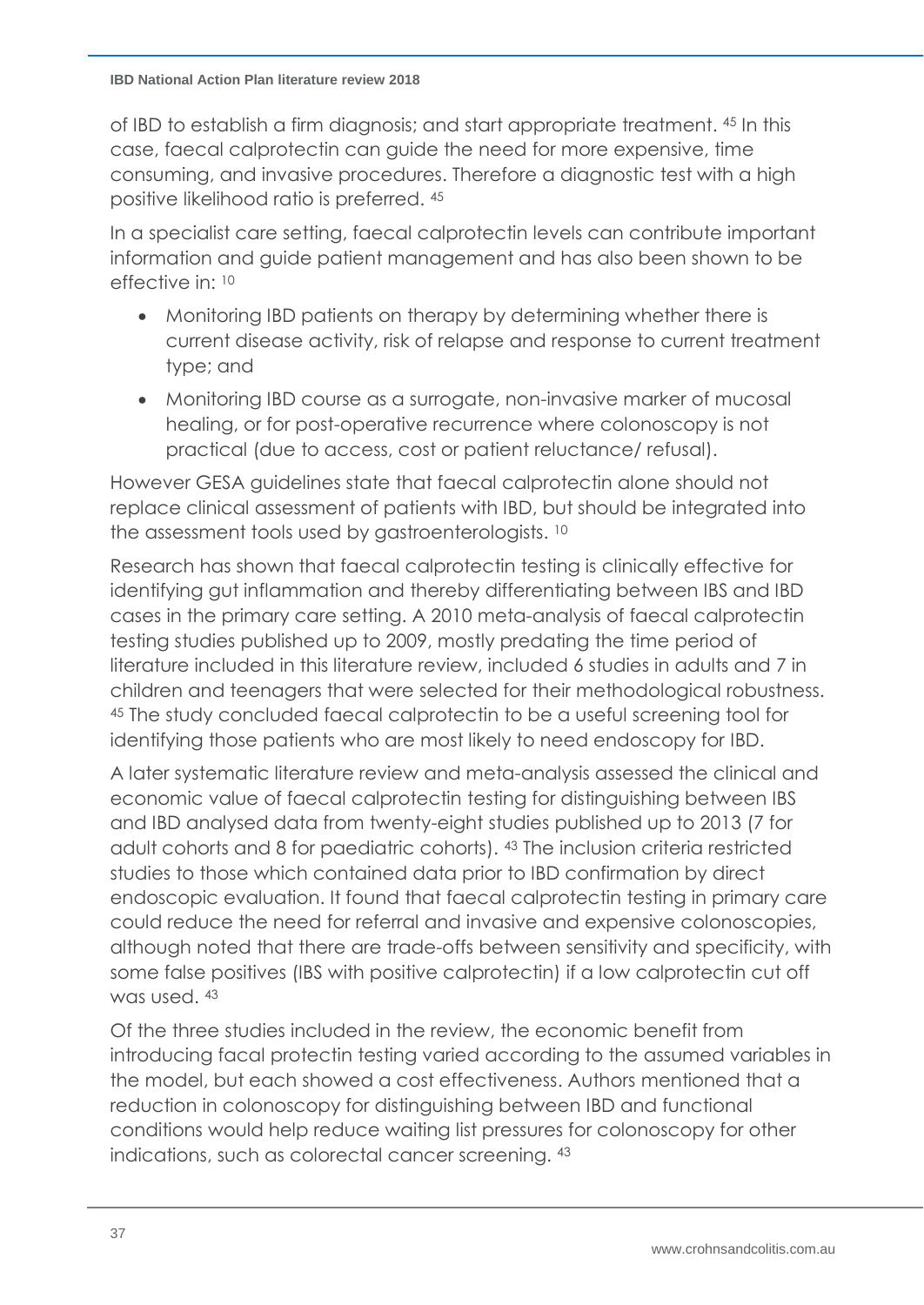of IBD to establish a firm diagnosis; and start appropriate treatment. [45] In this case, faecal calprotectin can guide the need for more expensive, time consuming, and invasive procedures. Therefore a diagnostic test with a high positive likelihood ratio is preferred. [45]

In a specialist care setting, faecal calprotectin levels can contribute important information and guide patient management and has also been shown to be effective in: [10]

- Monitoring IBD patients on therapy by determining whether there is current disease activity, risk of relapse and response to current treatment type; and
- Monitoring IBD course as a surrogate, non-invasive marker of mucosal healing, or for post-operative recurrence where colonoscopy is not practical (due to access, cost or patient reluctance/ refusal).

However GESA guidelines state that faecal calprotectin alone should not replace clinical assessment of patients with IBD, but should be integrated into the assessment tools used by gastroenterologists. [10]

Research has shown that faecal calprotectin testing is clinically effective for identifying gut inflammation and thereby differentiating between IBS and IBD cases in the primary care setting. A 2010 meta-analysis of faecal calprotectin testing studies published up to 2009, mostly predating the time period of literature included in this literature review, included 6 studies in adults and 7 in children and teenagers that were selected for their methodological robustness. [45] The study concluded faecal calprotectin to be a useful screening tool for identifying those patients who are most likely to need endoscopy for IBD.

A later systematic literature review and meta-analysis assessed the clinical and economic value of faecal calprotectin testing for distinguishing between IBS and IBD analysed data from twenty-eight studies published up to 2013 (7 for adult cohorts and 8 for paediatric cohorts). [43] The inclusion criteria restricted studies to those which contained data prior to IBD confirmation by direct endoscopic evaluation. It found that faecal calprotectin testing in primary care could reduce the need for referral and invasive and expensive colonoscopies, although noted that there are trade-offs between sensitivity and specificity, with some false positives (IBS with positive calprotectin) if a low calprotectin cut off was used. [43]

Of the three studies included in the review, the economic benefit from introducing facal protectin testing varied according to the assumed variables in the model, but each showed a cost effectiveness. Authors mentioned that a reduction in colonoscopy for distinguishing between IBD and functional conditions would help reduce waiting list pressures for colonoscopy for other indications, such as colorectal cancer screening. [43]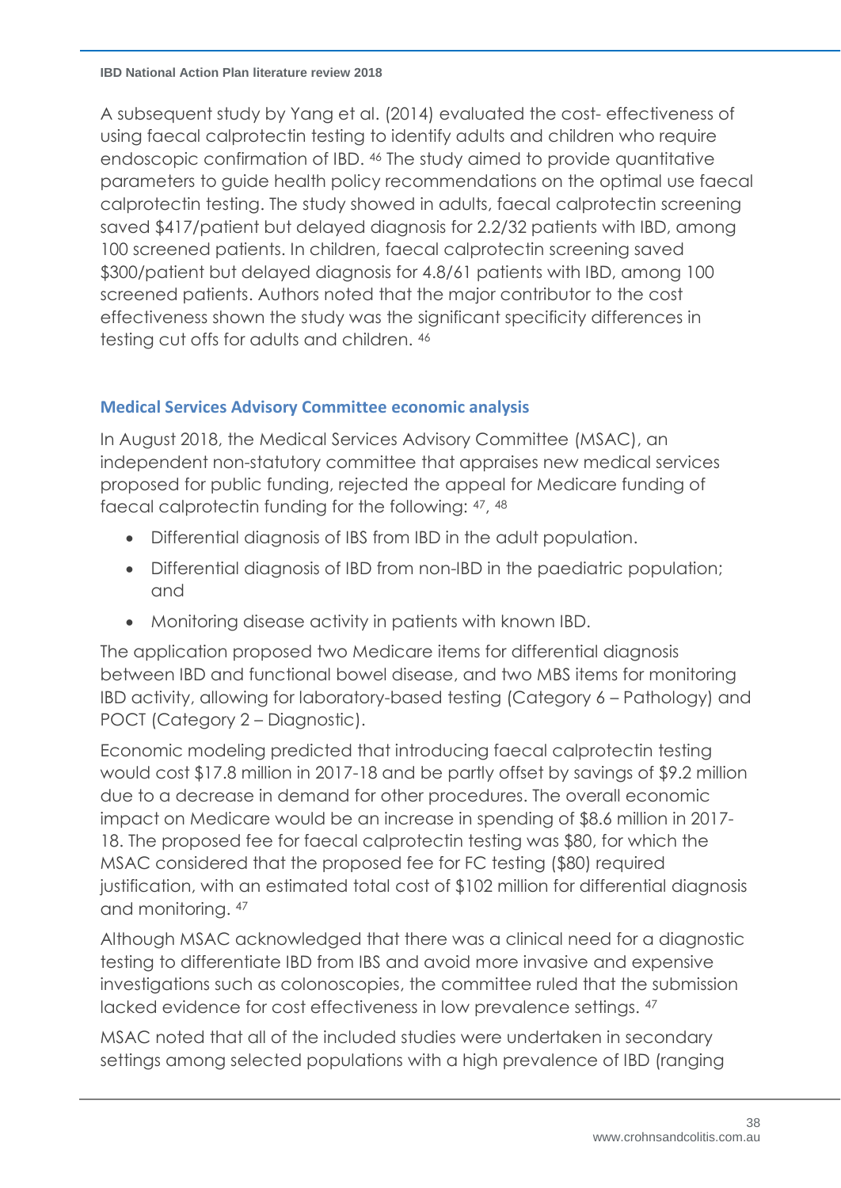A subsequent study by Yang et al. (2014) evaluated the cost- effectiveness of using faecal calprotectin testing to identify adults and children who require endoscopic confirmation of IBD. [46] The study aimed to provide quantitative parameters to guide health policy recommendations on the optimal use faecal calprotectin testing. The study showed in adults, faecal calprotectin screening saved $417/patient but delayed diagnosis for 2.2/32 patients with IBD, among 100 screened patients. In children, faecal calprotectin screening saved $300/patient but delayed diagnosis for 4.8/61 patients with IBD, among 100 screened patients. Authors noted that the major contributor to the cost effectiveness shown the study was the significant specificity differences in testing cut offs for adults and children. [46]

### Medical Services Advisory Committee economic analysis

In August 2018, the Medical Services Advisory Committee (MSAC), an independent non-statutory committee that appraises new medical services proposed for public funding, rejected the appeal for Medicare funding of faecal calprotectin funding for the following: [47, 48]

- Differential diagnosis of IBS from IBD in the adult population.
- Differential diagnosis of IBD from non-IBD in the paediatric population; and
- Monitoring disease activity in patients with known IBD.

The application proposed two Medicare items for differential diagnosis between IBD and functional bowel disease, and two MBS items for monitoring IBD activity, allowing for laboratory-based testing (Category 6 – Pathology) and POCT (Category 2 – Diagnostic).

Economic modeling predicted that introducing faecal calprotectin testing would cost $17.8 million in 2017-18 and be partly offset by savings of $9.2 million due to a decrease in demand for other procedures. The overall economic impact on Medicare would be an increase in spending of $8.6 million in 2017-18. The proposed fee for faecal calprotectin testing was $80, for which the MSAC considered that the proposed fee for FC testing ($80) required justification, with an estimated total cost of $102 million for differential diagnosis and monitoring. [47]

Although MSAC acknowledged that there was a clinical need for a diagnostic testing to differentiate IBD from IBS and avoid more invasive and expensive investigations such as colonoscopies, the committee ruled that the submission lacked evidence for cost effectiveness in low prevalence settings. [47]

MSAC noted that all of the included studies were undertaken in secondary settings among selected populations with a high prevalence of IBD (ranging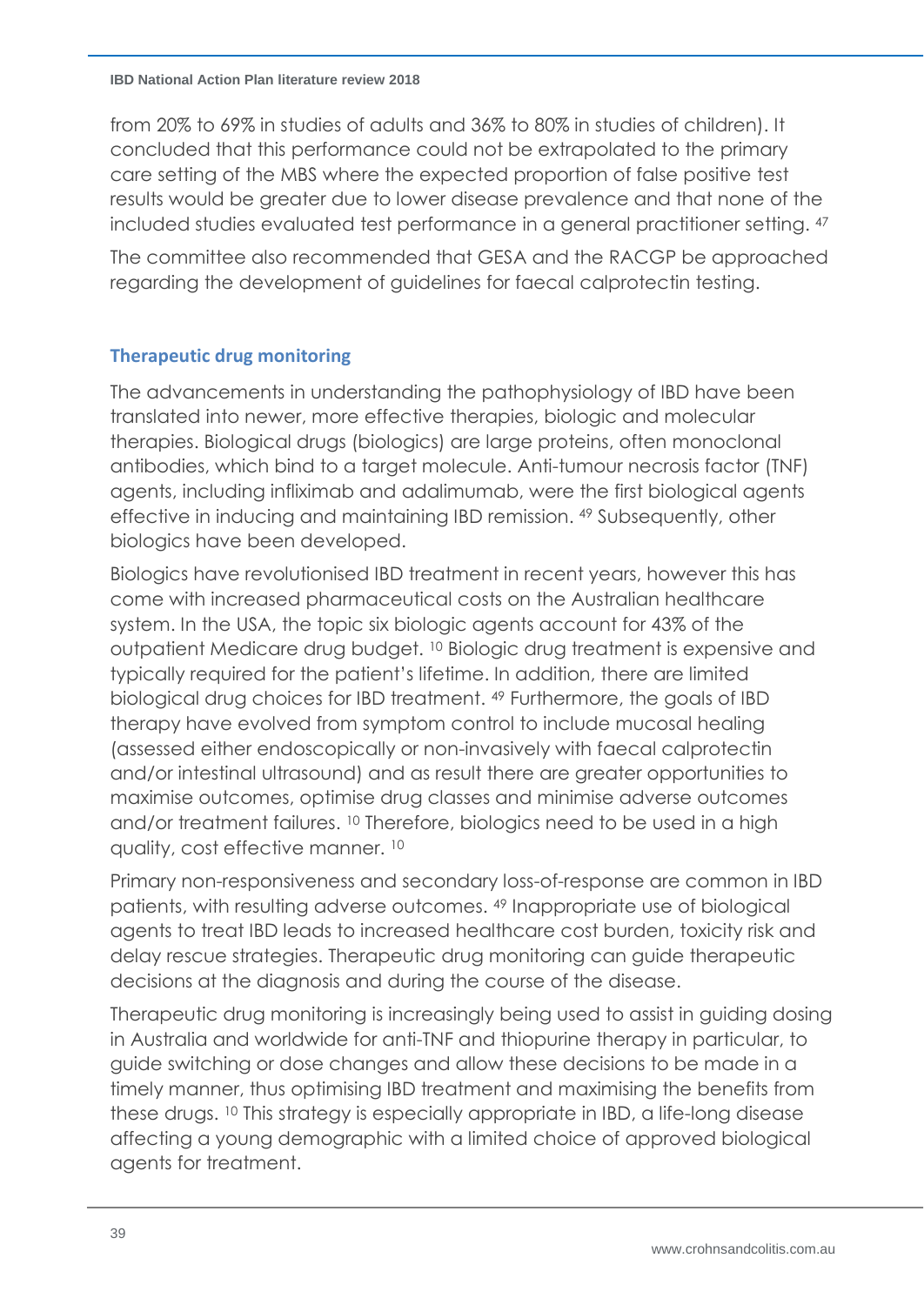from 20% to 69% in studies of adults and 36% to 80% in studies of children). It concluded that this performance could not be extrapolated to the primary care setting of the MBS where the expected proportion of false positive test results would be greater due to lower disease prevalence and that none of the included studies evaluated test performance in a general practitioner setting. [47]

The committee also recommended that GESA and the RACGP be approached regarding the development of guidelines for faecal calprotectin testing.

### Therapeutic drug monitoring

The advancements in understanding the pathophysiology of IBD have been translated into newer, more effective therapies, biologic and molecular therapies. Biological drugs (biologics) are large proteins, often monoclonal antibodies, which bind to a target molecule. Anti-tumour necrosis factor (TNF) agents, including infliximab and adalimumab, were the first biological agents effective in inducing and maintaining IBD remission. [49] Subsequently, other biologics have been developed.

Biologics have revolutionised IBD treatment in recent years, however this has come with increased pharmaceutical costs on the Australian healthcare system. In the USA, the topic six biologic agents account for 43% of the outpatient Medicare drug budget. [10] Biologic drug treatment is expensive and typically required for the patient's lifetime. In addition, there are limited biological drug choices for IBD treatment. [49] Furthermore, the goals of IBD therapy have evolved from symptom control to include mucosal healing (assessed either endoscopically or non-invasively with faecal calprotectin and/or intestinal ultrasound) and as result there are greater opportunities to maximise outcomes, optimise drug classes and minimise adverse outcomes and/or treatment failures. [10] Therefore, biologics need to be used in a high quality, cost effective manner. [10]

Primary non-responsiveness and secondary loss-of-response are common in IBD patients, with resulting adverse outcomes. [49] Inappropriate use of biological agents to treat IBD leads to increased healthcare cost burden, toxicity risk and delay rescue strategies. Therapeutic drug monitoring can guide therapeutic decisions at the diagnosis and during the course of the disease.

Therapeutic drug monitoring is increasingly being used to assist in guiding dosing in Australia and worldwide for anti-TNF and thiopurine therapy in particular, to guide switching or dose changes and allow these decisions to be made in a timely manner, thus optimising IBD treatment and maximising the benefits from these drugs. [10] This strategy is especially appropriate in IBD, a life-long disease affecting a young demographic with a limited choice of approved biological agents for treatment.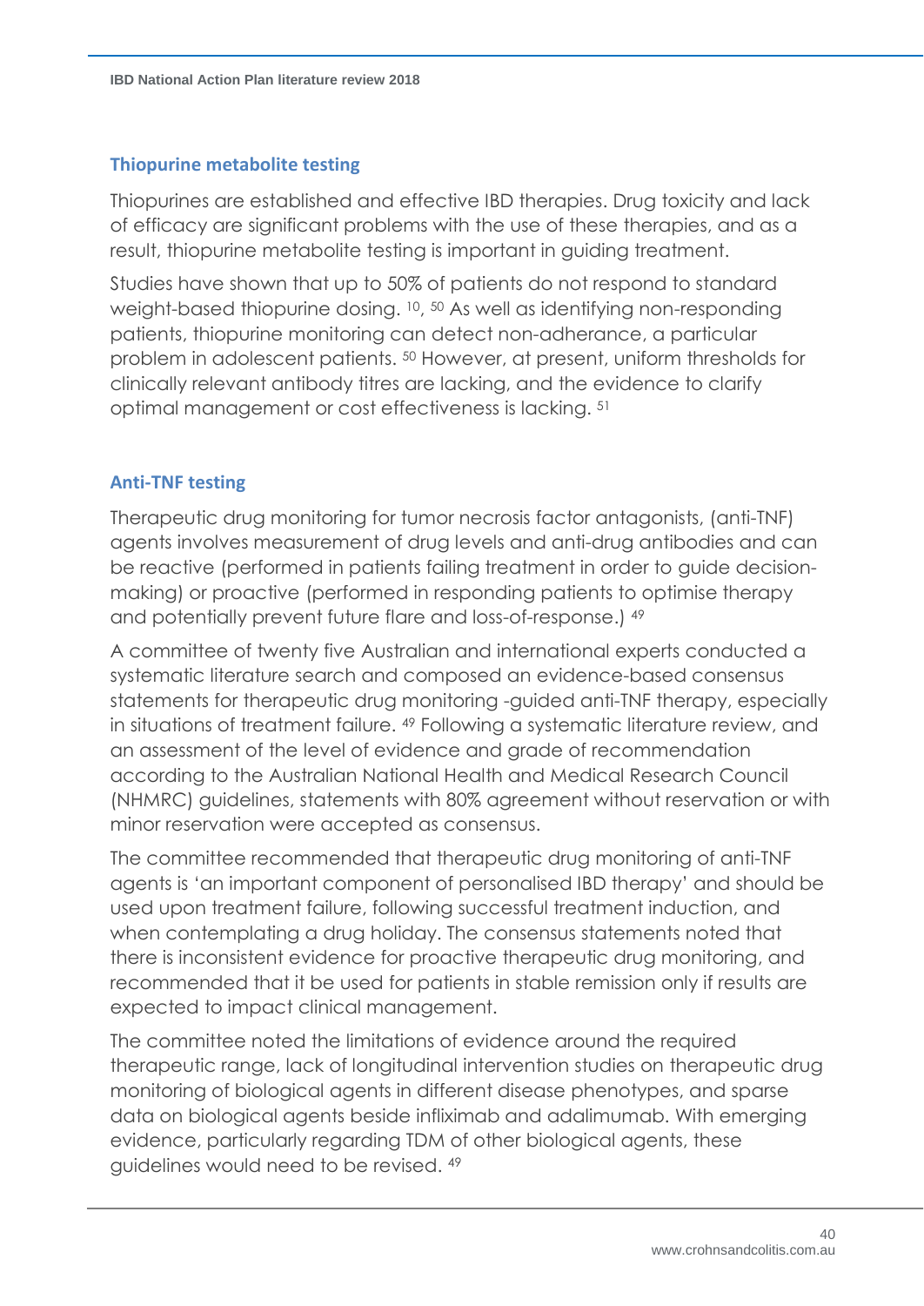### Thiopurine metabolite testing

Thiopurines are established and effective IBD therapies. Drug toxicity and lack of efficacy are significant problems with the use of these therapies, and as a result, thiopurine metabolite testing is important in guiding treatment.

Studies have shown that up to 50% of patients do not respond to standard weight-based thiopurine dosing. [10, 50] As well as identifying non-responding patients, thiopurine monitoring can detect non-adherance, a particular problem in adolescent patients. [50] However, at present, uniform thresholds for clinically relevant antibody titres are lacking, and the evidence to clarify optimal management or cost effectiveness is lacking. [51]

### Anti-TNF testing

Therapeutic drug monitoring for tumor necrosis factor antagonists, (anti-TNF) agents involves measurement of drug levels and anti-drug antibodies and can be reactive (performed in patients failing treatment in order to guide decision-making) or proactive (performed in responding patients to optimise therapy and potentially prevent future flare and loss-of-response.) [49]

A committee of twenty five Australian and international experts conducted a systematic literature search and composed an evidence-based consensus statements for therapeutic drug monitoring -guided anti-TNF therapy, especially in situations of treatment failure. [49] Following a systematic literature review, and an assessment of the level of evidence and grade of recommendation according to the Australian National Health and Medical Research Council (NHMRC) guidelines, statements with 80% agreement without reservation or with minor reservation were accepted as consensus.

The committee recommended that therapeutic drug monitoring of anti-TNF agents is 'an important component of personalised IBD therapy' and should be used upon treatment failure, following successful treatment induction, and when contemplating a drug holiday. The consensus statements noted that there is inconsistent evidence for proactive therapeutic drug monitoring, and recommended that it be used for patients in stable remission only if results are expected to impact clinical management.

The committee noted the limitations of evidence around the required therapeutic range, lack of longitudinal intervention studies on therapeutic drug monitoring of biological agents in different disease phenotypes, and sparse data on biological agents beside infliximab and adalimumab. With emerging evidence, particularly regarding TDM of other biological agents, these guidelines would need to be revised. [49]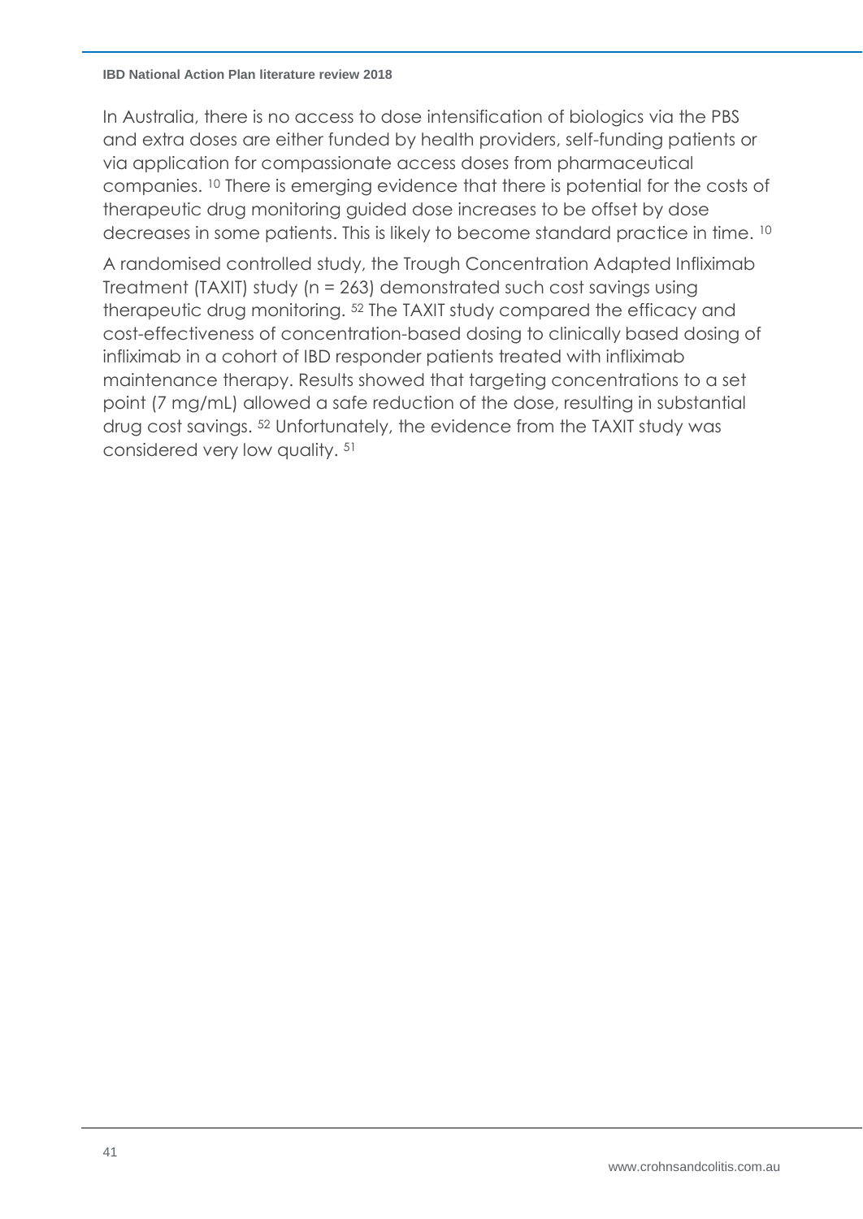In Australia, there is no access to dose intensification of biologics via the PBS and extra doses are either funded by health providers, self-funding patients or via application for compassionate access doses from pharmaceutical companies. [10] There is emerging evidence that there is potential for the costs of therapeutic drug monitoring guided dose increases to be offset by dose decreases in some patients. This is likely to become standard practice in time. [10]

A randomised controlled study, the Trough Concentration Adapted Infliximab Treatment (TAXIT) study (n = 263) demonstrated such cost savings using therapeutic drug monitoring. [52] The TAXIT study compared the efficacy and cost-effectiveness of concentration-based dosing to clinically based dosing of infliximab in a cohort of IBD responder patients treated with infliximab maintenance therapy. Results showed that targeting concentrations to a set point (7 mg/mL) allowed a safe reduction of the dose, resulting in substantial drug cost savings. [52] Unfortunately, the evidence from the TAXIT study was considered very low quality. [51]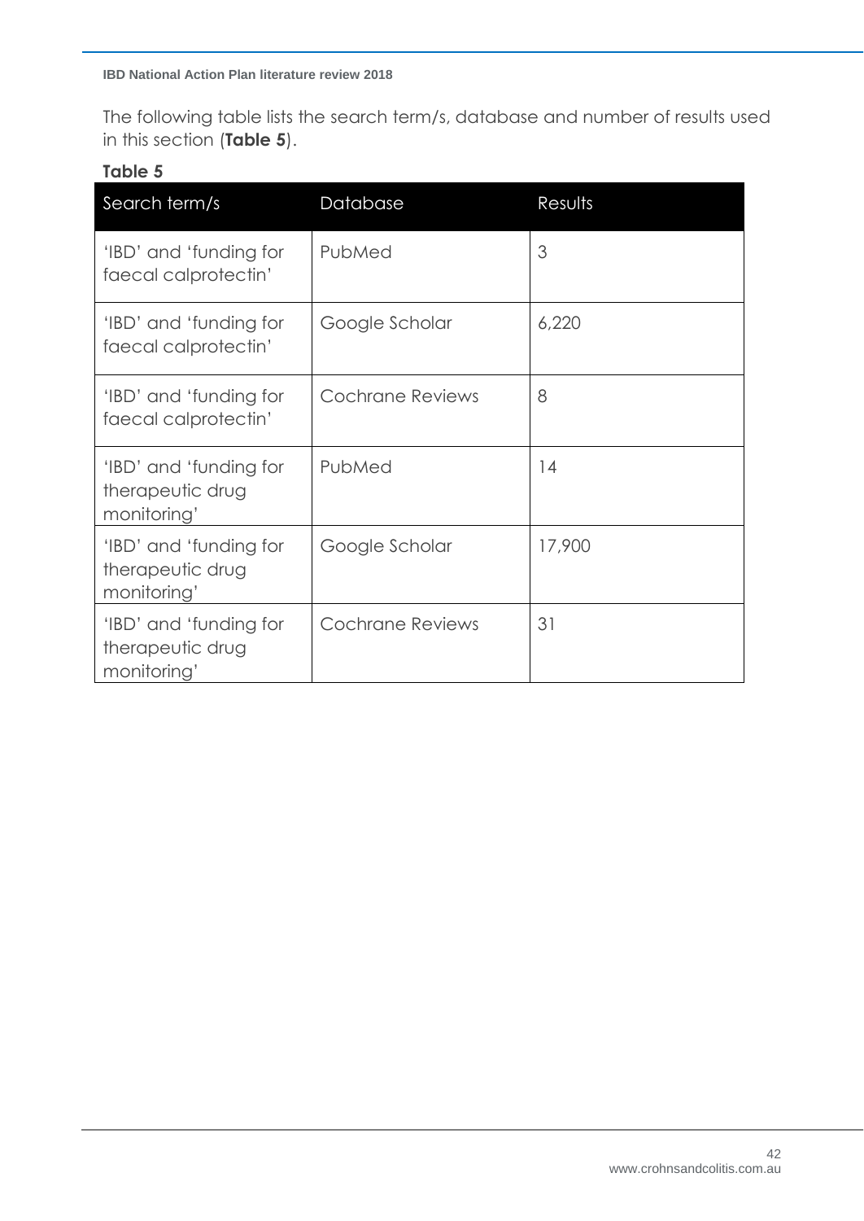The following table lists the search term/s, database and number of results used in this section (**Table 5**).

**Table 5**

| Search term/s | Database | Results |
|---|---|---|
| 'IBD' and 'funding for faecal calprotectin' | PubMed | 3 |
| 'IBD' and 'funding for faecal calprotectin' | Google Scholar | 6,220 |
| 'IBD' and 'funding for faecal calprotectin' | Cochrane Reviews | 8 |
| 'IBD' and 'funding for therapeutic drug monitoring' | PubMed | 14 |
| 'IBD' and 'funding for therapeutic drug monitoring' | Google Scholar | 17,900 |
| 'IBD' and 'funding for therapeutic drug monitoring' | Cochrane Reviews | 31 |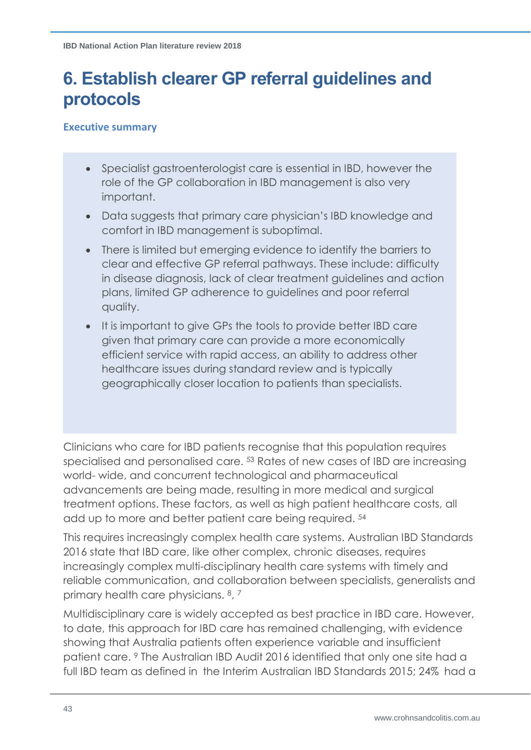# 6. Establish clearer GP referral guidelines and protocols

## Executive summary

- Specialist gastroenterologist care is essential in IBD, however the role of the GP collaboration in IBD management is also very important.
- Data suggests that primary care physician's IBD knowledge and comfort in IBD management is suboptimal.
- There is limited but emerging evidence to identify the barriers to clear and effective GP referral pathways. These include: difficulty in disease diagnosis, lack of clear treatment guidelines and action plans, limited GP adherence to guidelines and poor referral quality.
- It is important to give GPs the tools to provide better IBD care given that primary care can provide a more economically efficient service with rapid access, an ability to address other healthcare issues during standard review and is typically geographically closer location to patients than specialists.

Clinicians who care for IBD patients recognise that this population requires specialised and personalised care. [53] Rates of new cases of IBD are increasing world- wide, and concurrent technological and pharmaceutical advancements are being made, resulting in more medical and surgical treatment options. These factors, as well as high patient healthcare costs, all add up to more and better patient care being required. [54]

This requires increasingly complex health care systems. Australian IBD Standards 2016 state that IBD care, like other complex, chronic diseases, requires increasingly complex multi-disciplinary health care systems with timely and reliable communication, and collaboration between specialists, generalists and primary health care physicians. [8, 7]

Multidisciplinary care is widely accepted as best practice in IBD care. However, to date, this approach for IBD care has remained challenging, with evidence showing that Australia patients often experience variable and insufficient patient care. [9] The Australian IBD Audit 2016 identified that only one site had a full IBD team as defined in the Interim Australian IBD Standards 2015; 24% had a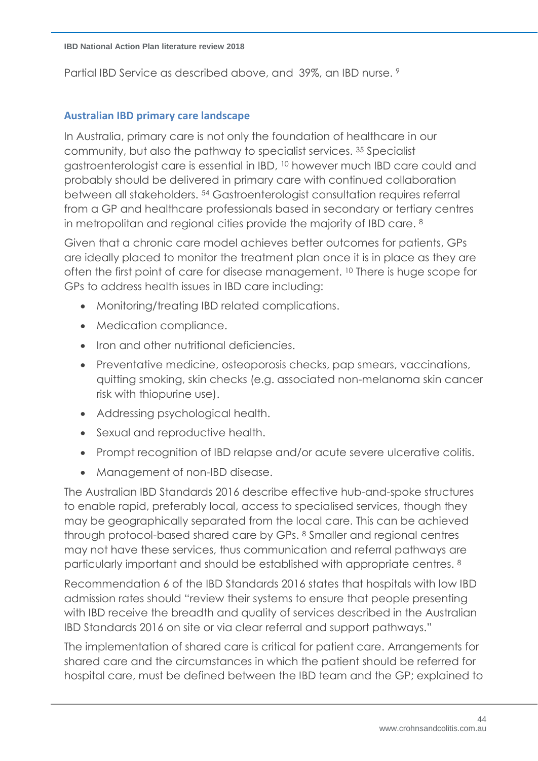Partial IBD Service as described above, and 39%, an IBD nurse. [9]

## Australian IBD primary care landscape

In Australia, primary care is not only the foundation of healthcare in our community, but also the pathway to specialist services. [35] Specialist gastroenterologist care is essential in IBD, [10] however much IBD care could and probably should be delivered in primary care with continued collaboration between all stakeholders. [54] Gastroenterologist consultation requires referral from a GP and healthcare professionals based in secondary or tertiary centres in metropolitan and regional cities provide the majority of IBD care. [8]

Given that a chronic care model achieves better outcomes for patients, GPs are ideally placed to monitor the treatment plan once it is in place as they are often the first point of care for disease management. [10] There is huge scope for GPs to address health issues in IBD care including:

- Monitoring/treating IBD related complications.
- Medication compliance.
- Iron and other nutritional deficiencies.
- Preventative medicine, osteoporosis checks, pap smears, vaccinations, quitting smoking, skin checks (e.g. associated non-melanoma skin cancer risk with thiopurine use).
- Addressing psychological health.
- Sexual and reproductive health.
- Prompt recognition of IBD relapse and/or acute severe ulcerative colitis.
- Management of non-IBD disease.

The Australian IBD Standards 2016 describe effective hub-and-spoke structures to enable rapid, preferably local, access to specialised services, though they may be geographically separated from the local care. This can be achieved through protocol-based shared care by GPs. [8] Smaller and regional centres may not have these services, thus communication and referral pathways are particularly important and should be established with appropriate centres. [8]

Recommendation 6 of the IBD Standards 2016 states that hospitals with low IBD admission rates should "review their systems to ensure that people presenting with IBD receive the breadth and quality of services described in the Australian IBD Standards 2016 on site or via clear referral and support pathways."

The implementation of shared care is critical for patient care. Arrangements for shared care and the circumstances in which the patient should be referred for hospital care, must be defined between the IBD team and the GP; explained to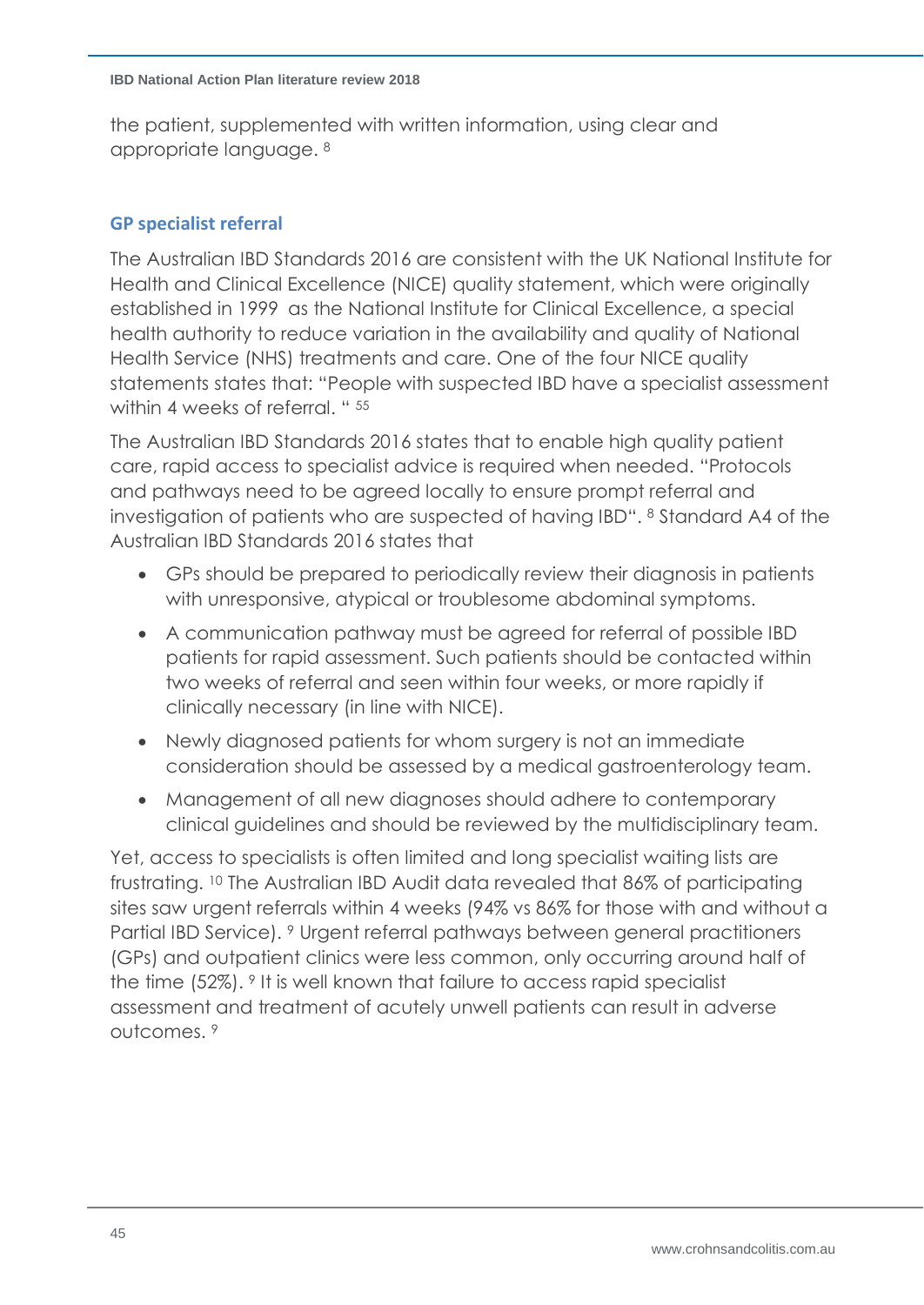the patient, supplemented with written information, using clear and appropriate language. [8]

## GP specialist referral

The Australian IBD Standards 2016 are consistent with the UK National Institute for Health and Clinical Excellence (NICE) quality statement, which were originally established in 1999 as the National Institute for Clinical Excellence, a special health authority to reduce variation in the availability and quality of National Health Service (NHS) treatments and care. One of the four NICE quality statements states that: "People with suspected IBD have a specialist assessment within 4 weeks of referral. " [55]

The Australian IBD Standards 2016 states that to enable high quality patient care, rapid access to specialist advice is required when needed. "Protocols and pathways need to be agreed locally to ensure prompt referral and investigation of patients who are suspected of having IBD". [8] Standard A4 of the Australian IBD Standards 2016 states that

- GPs should be prepared to periodically review their diagnosis in patients with unresponsive, atypical or troublesome abdominal symptoms.
- A communication pathway must be agreed for referral of possible IBD patients for rapid assessment. Such patients should be contacted within two weeks of referral and seen within four weeks, or more rapidly if clinically necessary (in line with NICE).
- Newly diagnosed patients for whom surgery is not an immediate consideration should be assessed by a medical gastroenterology team.
- Management of all new diagnoses should adhere to contemporary clinical guidelines and should be reviewed by the multidisciplinary team.

Yet, access to specialists is often limited and long specialist waiting lists are frustrating. [10] The Australian IBD Audit data revealed that 86% of participating sites saw urgent referrals within 4 weeks (94% vs 86% for those with and without a Partial IBD Service). [9] Urgent referral pathways between general practitioners (GPs) and outpatient clinics were less common, only occurring around half of the time (52%). [9] It is well known that failure to access rapid specialist assessment and treatment of acutely unwell patients can result in adverse outcomes. [9]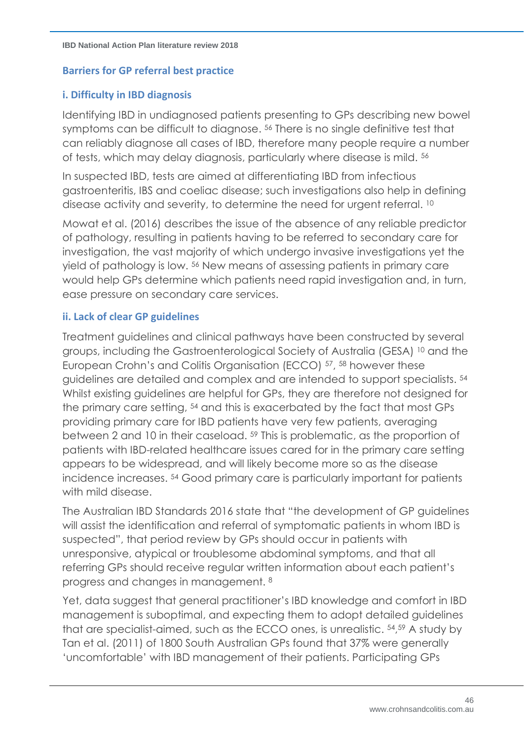## Barriers for GP referral best practice

### i. Difficulty in IBD diagnosis

Identifying IBD in undiagnosed patients presenting to GPs describing new bowel symptoms can be difficult to diagnose. [56] There is no single definitive test that can reliably diagnose all cases of IBD, therefore many people require a number of tests, which may delay diagnosis, particularly where disease is mild. [56]

In suspected IBD, tests are aimed at differentiating IBD from infectious gastroenteritis, IBS and coeliac disease; such investigations also help in defining disease activity and severity, to determine the need for urgent referral. [10]

Mowat et al. (2016) describes the issue of the absence of any reliable predictor of pathology, resulting in patients having to be referred to secondary care for investigation, the vast majority of which undergo invasive investigations yet the yield of pathology is low. [56] New means of assessing patients in primary care would help GPs determine which patients need rapid investigation and, in turn, ease pressure on secondary care services.

### ii. Lack of clear GP guidelines

Treatment guidelines and clinical pathways have been constructed by several groups, including the Gastroenterological Society of Australia (GESA) [10] and the European Crohn's and Colitis Organisation (ECCO) [57], [58] however these guidelines are detailed and complex and are intended to support specialists. [54] Whilst existing guidelines are helpful for GPs, they are therefore not designed for the primary care setting, [54] and this is exacerbated by the fact that most GPs providing primary care for IBD patients have very few patients, averaging between 2 and 10 in their caseload. [59] This is problematic, as the proportion of patients with IBD-related healthcare issues cared for in the primary care setting appears to be widespread, and will likely become more so as the disease incidence increases. [54] Good primary care is particularly important for patients with mild disease.

The Australian IBD Standards 2016 state that "the development of GP guidelines will assist the identification and referral of symptomatic patients in whom IBD is suspected", that period review by GPs should occur in patients with unresponsive, atypical or troublesome abdominal symptoms, and that all referring GPs should receive regular written information about each patient's progress and changes in management. [8]

Yet, data suggest that general practitioner's IBD knowledge and comfort in IBD management is suboptimal, and expecting them to adopt detailed guidelines that are specialist-aimed, such as the ECCO ones, is unrealistic. [54,59] A study by Tan et al. (2011) of 1800 South Australian GPs found that 37% were generally 'uncomfortable' with IBD management of their patients. Participating GPs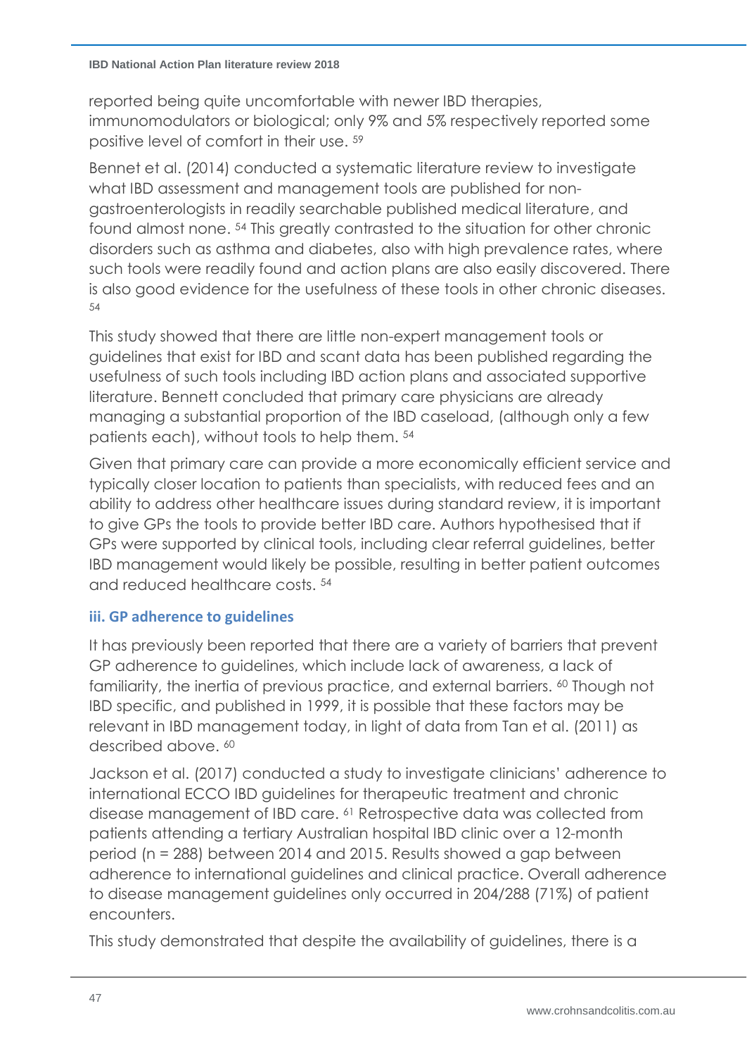reported being quite uncomfortable with newer IBD therapies, immunomodulators or biological; only 9% and 5% respectively reported some positive level of comfort in their use. [59]

Bennet et al. (2014) conducted a systematic literature review to investigate what IBD assessment and management tools are published for non-gastroenterologists in readily searchable published medical literature, and found almost none. [54] This greatly contrasted to the situation for other chronic disorders such as asthma and diabetes, also with high prevalence rates, where such tools were readily found and action plans are also easily discovered. There is also good evidence for the usefulness of these tools in other chronic diseases. [54]

This study showed that there are little non-expert management tools or guidelines that exist for IBD and scant data has been published regarding the usefulness of such tools including IBD action plans and associated supportive literature. Bennett concluded that primary care physicians are already managing a substantial proportion of the IBD caseload, (although only a few patients each), without tools to help them. [54]

Given that primary care can provide a more economically efficient service and typically closer location to patients than specialists, with reduced fees and an ability to address other healthcare issues during standard review, it is important to give GPs the tools to provide better IBD care. Authors hypothesised that if GPs were supported by clinical tools, including clear referral guidelines, better IBD management would likely be possible, resulting in better patient outcomes and reduced healthcare costs. [54]

### iii. GP adherence to guidelines

It has previously been reported that there are a variety of barriers that prevent GP adherence to guidelines, which include lack of awareness, a lack of familiarity, the inertia of previous practice, and external barriers. [60] Though not IBD specific, and published in 1999, it is possible that these factors may be relevant in IBD management today, in light of data from Tan et al. (2011) as described above. [60]

Jackson et al. (2017) conducted a study to investigate clinicians' adherence to international ECCO IBD guidelines for therapeutic treatment and chronic disease management of IBD care. [61] Retrospective data was collected from patients attending a tertiary Australian hospital IBD clinic over a 12-month period (n = 288) between 2014 and 2015. Results showed a gap between adherence to international guidelines and clinical practice. Overall adherence to disease management guidelines only occurred in 204/288 (71%) of patient encounters.

This study demonstrated that despite the availability of guidelines, there is a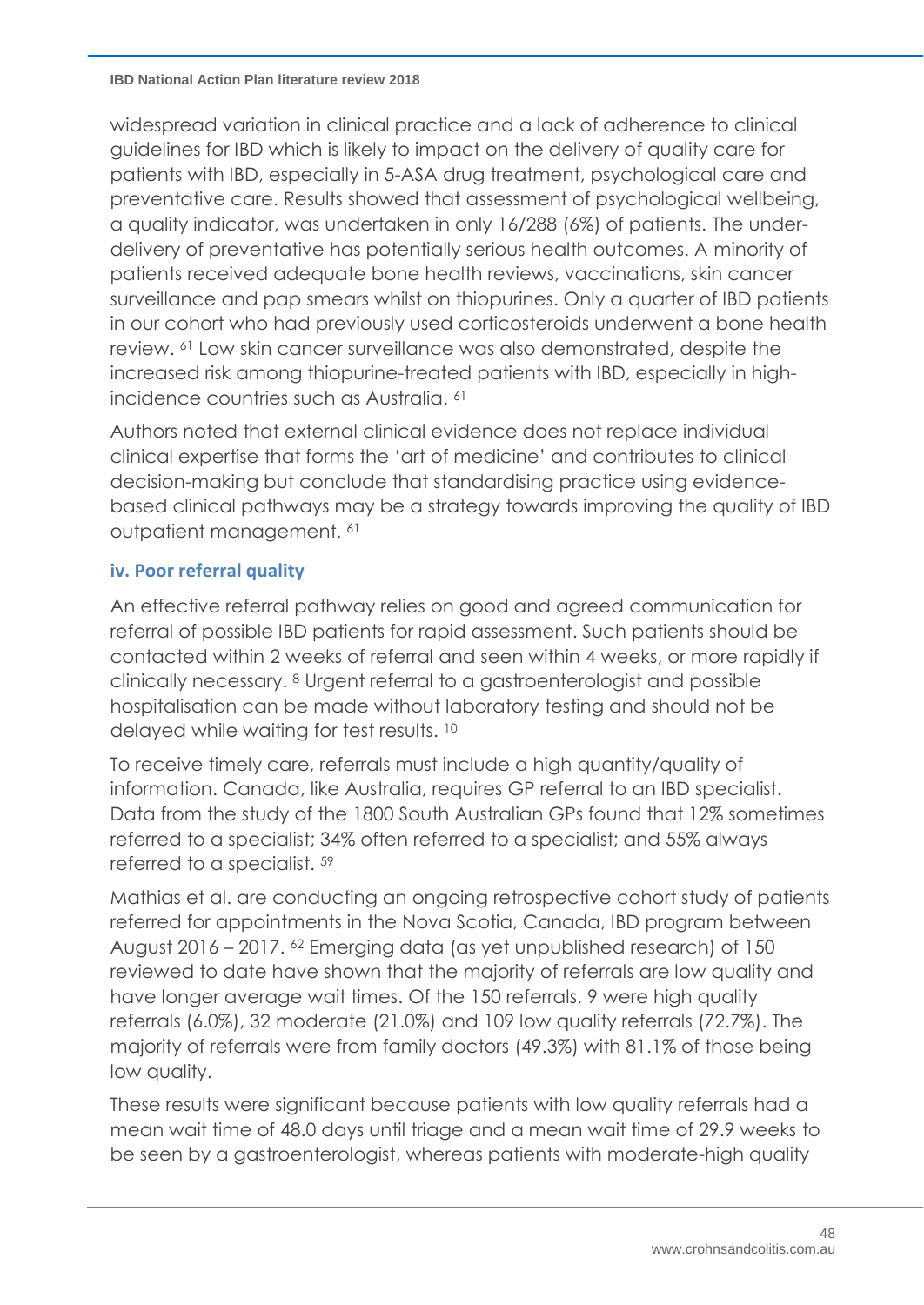widespread variation in clinical practice and a lack of adherence to clinical guidelines for IBD which is likely to impact on the delivery of quality care for patients with IBD, especially in 5-ASA drug treatment, psychological care and preventative care. Results showed that assessment of psychological wellbeing, a quality indicator, was undertaken in only 16/288 (6%) of patients. The under-delivery of preventative has potentially serious health outcomes. A minority of patients received adequate bone health reviews, vaccinations, skin cancer surveillance and pap smears whilst on thiopurines. Only a quarter of IBD patients in our cohort who had previously used corticosteroids underwent a bone health review. [61] Low skin cancer surveillance was also demonstrated, despite the increased risk among thiopurine-treated patients with IBD, especially in high-incidence countries such as Australia. [61]

Authors noted that external clinical evidence does not replace individual clinical expertise that forms the 'art of medicine' and contributes to clinical decision-making but conclude that standardising practice using evidence-based clinical pathways may be a strategy towards improving the quality of IBD outpatient management. [61]

### iv. Poor referral quality

An effective referral pathway relies on good and agreed communication for referral of possible IBD patients for rapid assessment. Such patients should be contacted within 2 weeks of referral and seen within 4 weeks, or more rapidly if clinically necessary. [8] Urgent referral to a gastroenterologist and possible hospitalisation can be made without laboratory testing and should not be delayed while waiting for test results. [10]

To receive timely care, referrals must include a high quantity/quality of information. Canada, like Australia, requires GP referral to an IBD specialist. Data from the study of the 1800 South Australian GPs found that 12% sometimes referred to a specialist; 34% often referred to a specialist; and 55% always referred to a specialist. [59]

Mathias et al. are conducting an ongoing retrospective cohort study of patients referred for appointments in the Nova Scotia, Canada, IBD program between August 2016 – 2017. [62] Emerging data (as yet unpublished research) of 150 reviewed to date have shown that the majority of referrals are low quality and have longer average wait times. Of the 150 referrals, 9 were high quality referrals (6.0%), 32 moderate (21.0%) and 109 low quality referrals (72.7%). The majority of referrals were from family doctors (49.3%) with 81.1% of those being low quality.

These results were significant because patients with low quality referrals had a mean wait time of 48.0 days until triage and a mean wait time of 29.9 weeks to be seen by a gastroenterologist, whereas patients with moderate-high quality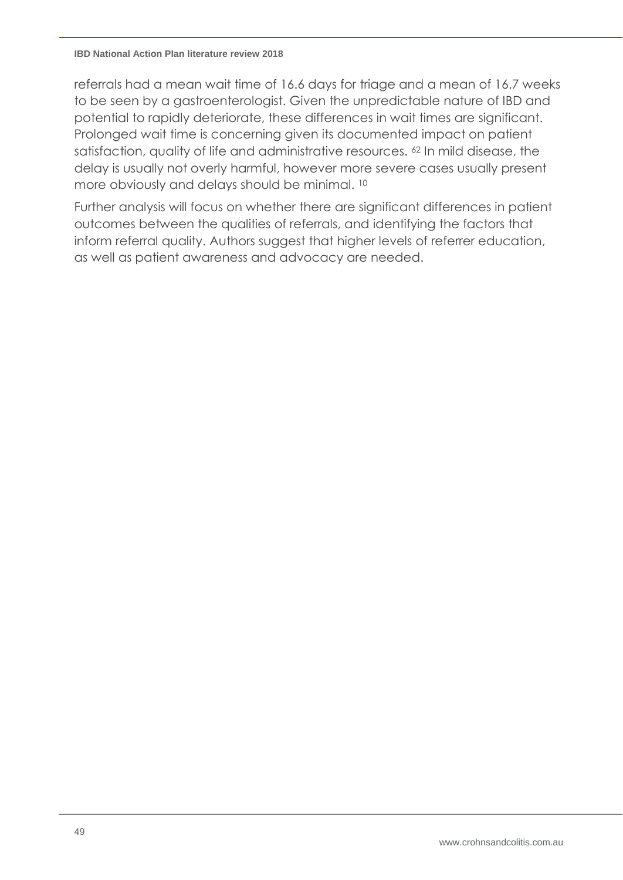referrals had a mean wait time of 16.6 days for triage and a mean of 16.7 weeks to be seen by a gastroenterologist. Given the unpredictable nature of IBD and potential to rapidly deteriorate, these differences in wait times are significant. Prolonged wait time is concerning given its documented impact on patient satisfaction, quality of life and administrative resources. [62] In mild disease, the delay is usually not overly harmful, however more severe cases usually present more obviously and delays should be minimal. [10]

Further analysis will focus on whether there are significant differences in patient outcomes between the qualities of referrals, and identifying the factors that inform referral quality. Authors suggest that higher levels of referrer education, as well as patient awareness and advocacy are needed.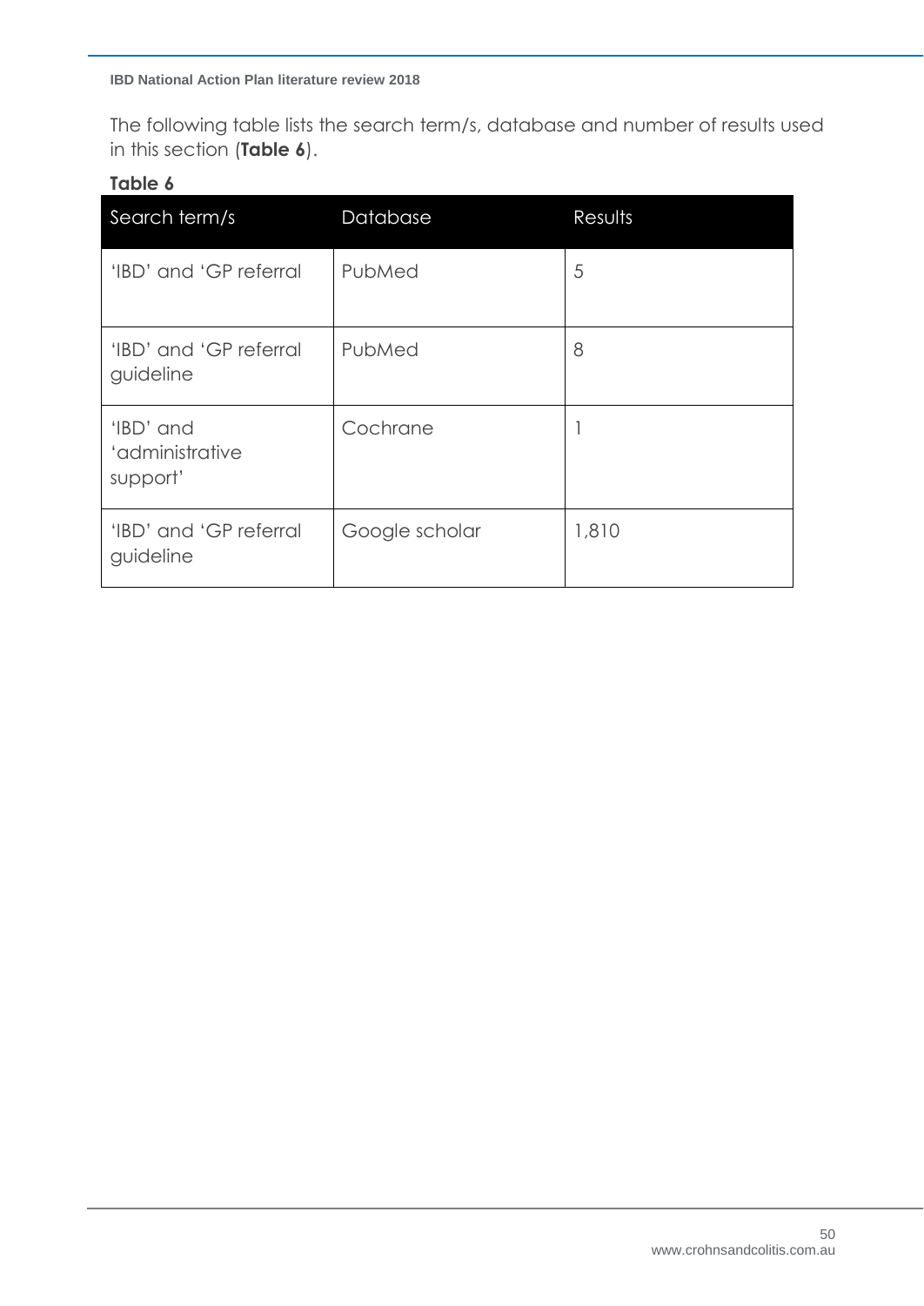The following table lists the search term/s, database and number of results used in this section (**Table 6**).

**Table 6**

| Search term/s | Database | Results |
| --- | --- | --- |
| 'IBD' and 'GP referral | PubMed | 5 |
| 'IBD' and 'GP referral guideline | PubMed | 8 |
| 'IBD' and 'administrative support' | Cochrane | 1 |
| 'IBD' and 'GP referral guideline | Google scholar | 1,810 |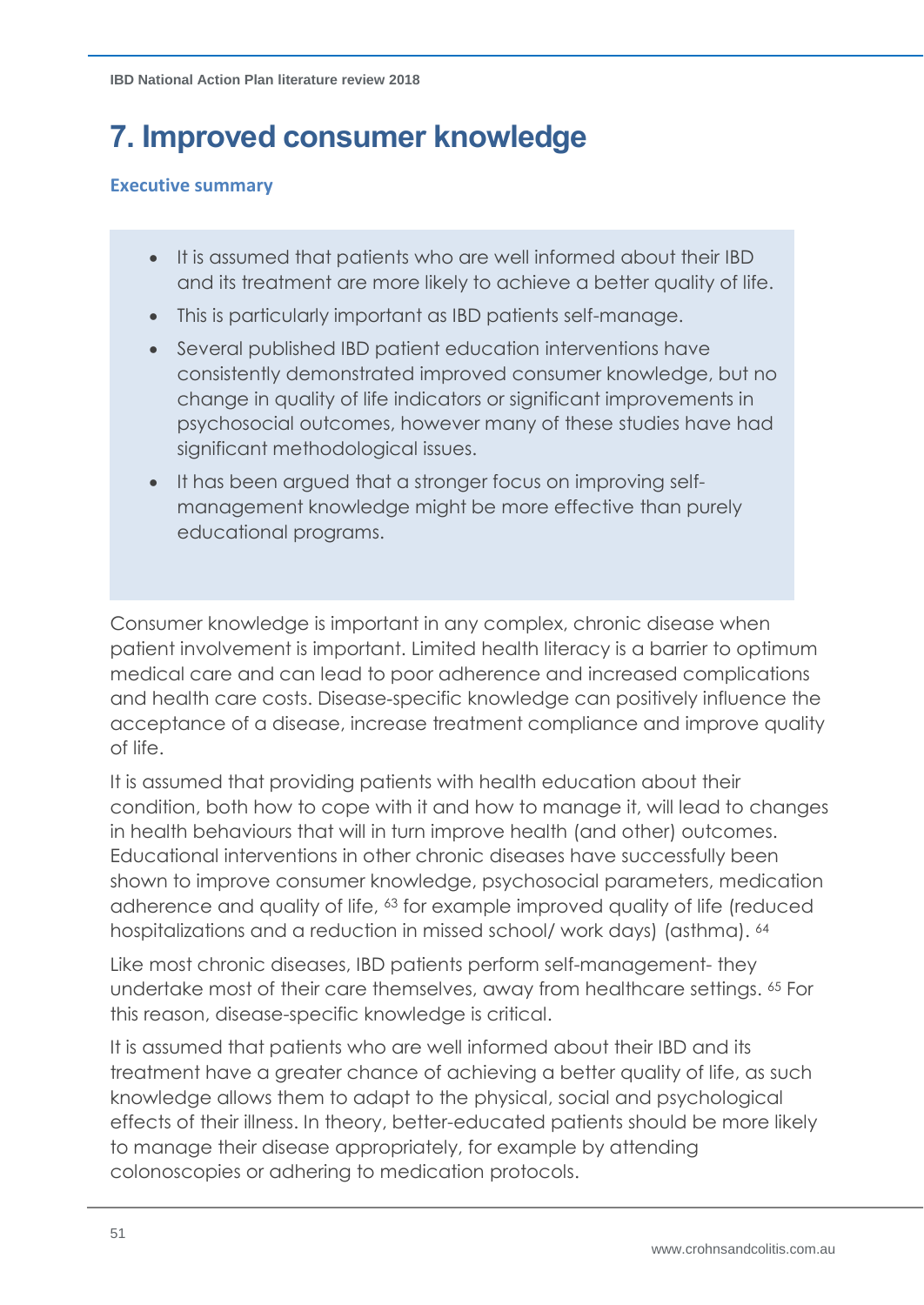# 7. Improved consumer knowledge

### Executive summary

- It is assumed that patients who are well informed about their IBD and its treatment are more likely to achieve a better quality of life.
- This is particularly important as IBD patients self-manage.
- Several published IBD patient education interventions have consistently demonstrated improved consumer knowledge, but no change in quality of life indicators or significant improvements in psychosocial outcomes, however many of these studies have had significant methodological issues.
- It has been argued that a stronger focus on improving self-management knowledge might be more effective than purely educational programs.

Consumer knowledge is important in any complex, chronic disease when patient involvement is important. Limited health literacy is a barrier to optimum medical care and can lead to poor adherence and increased complications and health care costs. Disease-specific knowledge can positively influence the acceptance of a disease, increase treatment compliance and improve quality of life.

It is assumed that providing patients with health education about their condition, both how to cope with it and how to manage it, will lead to changes in health behaviours that will in turn improve health (and other) outcomes. Educational interventions in other chronic diseases have successfully been shown to improve consumer knowledge, psychosocial parameters, medication adherence and quality of life, [63] for example improved quality of life (reduced hospitalizations and a reduction in missed school/ work days) (asthma). [64]

Like most chronic diseases, IBD patients perform self-management- they undertake most of their care themselves, away from healthcare settings. [65] For this reason, disease-specific knowledge is critical.

It is assumed that patients who are well informed about their IBD and its treatment have a greater chance of achieving a better quality of life, as such knowledge allows them to adapt to the physical, social and psychological effects of their illness. In theory, better-educated patients should be more likely to manage their disease appropriately, for example by attending colonoscopies or adhering to medication protocols.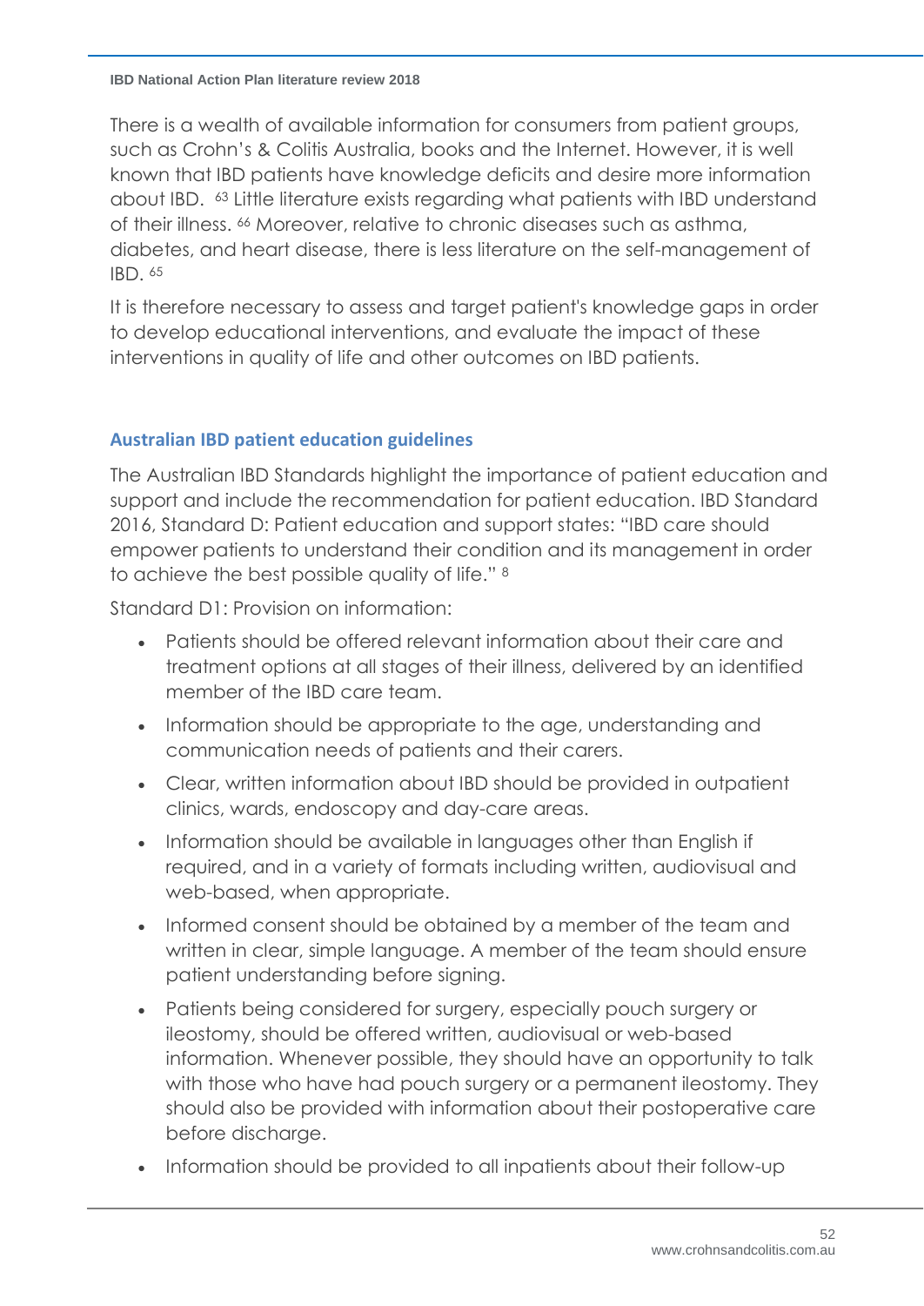There is a wealth of available information for consumers from patient groups, such as Crohn's & Colitis Australia, books and the Internet. However, it is well known that IBD patients have knowledge deficits and desire more information about IBD. [63] Little literature exists regarding what patients with IBD understand of their illness. [66] Moreover, relative to chronic diseases such as asthma, diabetes, and heart disease, there is less literature on the self-management of IBD. [65]

It is therefore necessary to assess and target patient's knowledge gaps in order to develop educational interventions, and evaluate the impact of these interventions in quality of life and other outcomes on IBD patients.

## Australian IBD patient education guidelines

The Australian IBD Standards highlight the importance of patient education and support and include the recommendation for patient education. IBD Standard 2016, Standard D: Patient education and support states: "IBD care should empower patients to understand their condition and its management in order to achieve the best possible quality of life." [8]

Standard D1: Provision on information:

- Patients should be offered relevant information about their care and treatment options at all stages of their illness, delivered by an identified member of the IBD care team.
- Information should be appropriate to the age, understanding and communication needs of patients and their carers.
- Clear, written information about IBD should be provided in outpatient clinics, wards, endoscopy and day-care areas.
- Information should be available in languages other than English if required, and in a variety of formats including written, audiovisual and web-based, when appropriate.
- Informed consent should be obtained by a member of the team and written in clear, simple language. A member of the team should ensure patient understanding before signing.
- Patients being considered for surgery, especially pouch surgery or ileostomy, should be offered written, audiovisual or web-based information. Whenever possible, they should have an opportunity to talk with those who have had pouch surgery or a permanent ileostomy. They should also be provided with information about their postoperative care before discharge.
- Information should be provided to all inpatients about their follow-up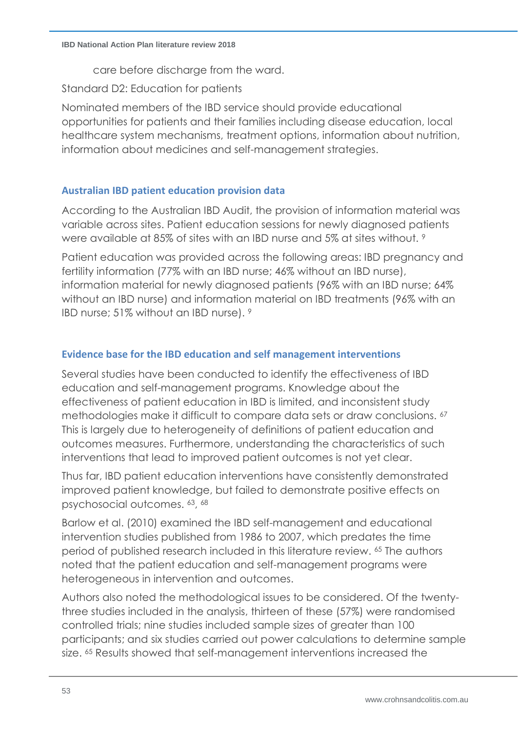care before discharge from the ward.

Standard D2: Education for patients

Nominated members of the IBD service should provide educational opportunities for patients and their families including disease education, local healthcare system mechanisms, treatment options, information about nutrition, information about medicines and self-management strategies.

### Australian IBD patient education provision data

According to the Australian IBD Audit, the provision of information material was variable across sites. Patient education sessions for newly diagnosed patients were available at 85% of sites with an IBD nurse and 5% at sites without. [9]

Patient education was provided across the following areas: IBD pregnancy and fertility information (77% with an IBD nurse; 46% without an IBD nurse), information material for newly diagnosed patients (96% with an IBD nurse; 64% without an IBD nurse) and information material on IBD treatments (96% with an IBD nurse; 51% without an IBD nurse). [9]

### Evidence base for the IBD education and self management interventions

Several studies have been conducted to identify the effectiveness of IBD education and self-management programs. Knowledge about the effectiveness of patient education in IBD is limited, and inconsistent study methodologies make it difficult to compare data sets or draw conclusions. [67] This is largely due to heterogeneity of definitions of patient education and outcomes measures. Furthermore, understanding the characteristics of such interventions that lead to improved patient outcomes is not yet clear.

Thus far, IBD patient education interventions have consistently demonstrated improved patient knowledge, but failed to demonstrate positive effects on psychosocial outcomes. [63, 68]

Barlow et al. (2010) examined the IBD self-management and educational intervention studies published from 1986 to 2007, which predates the time period of published research included in this literature review. [65] The authors noted that the patient education and self-management programs were heterogeneous in intervention and outcomes.

Authors also noted the methodological issues to be considered. Of the twenty-three studies included in the analysis, thirteen of these (57%) were randomised controlled trials; nine studies included sample sizes of greater than 100 participants; and six studies carried out power calculations to determine sample size. [65] Results showed that self-management interventions increased the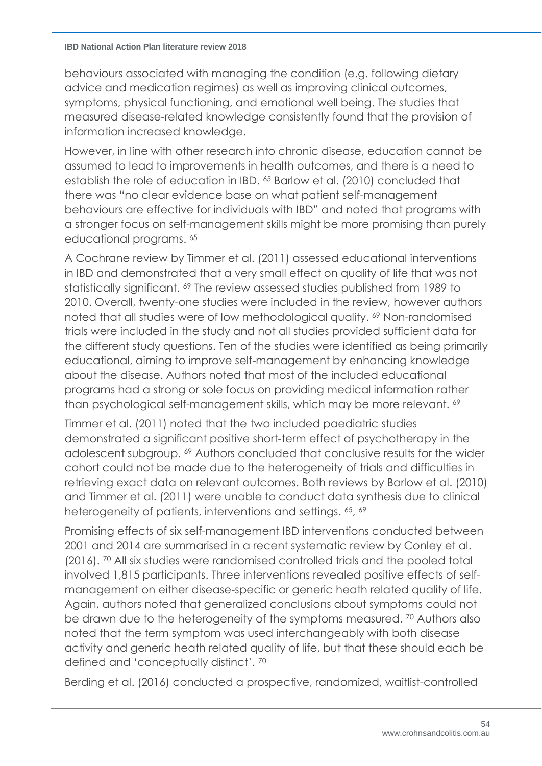behaviours associated with managing the condition (e.g. following dietary advice and medication regimes) as well as improving clinical outcomes, symptoms, physical functioning, and emotional well being. The studies that measured disease-related knowledge consistently found that the provision of information increased knowledge.

However, in line with other research into chronic disease, education cannot be assumed to lead to improvements in health outcomes, and there is a need to establish the role of education in IBD. [65] Barlow et al. (2010) concluded that there was "no clear evidence base on what patient self-management behaviours are effective for individuals with IBD" and noted that programs with a stronger focus on self-management skills might be more promising than purely educational programs. [65]

A Cochrane review by Timmer et al. (2011) assessed educational interventions in IBD and demonstrated that a very small effect on quality of life that was not statistically significant. [69] The review assessed studies published from 1989 to 2010. Overall, twenty-one studies were included in the review, however authors noted that all studies were of low methodological quality. [69] Non-randomised trials were included in the study and not all studies provided sufficient data for the different study questions. Ten of the studies were identified as being primarily educational, aiming to improve self-management by enhancing knowledge about the disease. Authors noted that most of the included educational programs had a strong or sole focus on providing medical information rather than psychological self-management skills, which may be more relevant. [69]

Timmer et al. (2011) noted that the two included paediatric studies demonstrated a significant positive short-term effect of psychotherapy in the adolescent subgroup. [69] Authors concluded that conclusive results for the wider cohort could not be made due to the heterogeneity of trials and difficulties in retrieving exact data on relevant outcomes. Both reviews by Barlow et al. (2010) and Timmer et al. (2011) were unable to conduct data synthesis due to clinical heterogeneity of patients, interventions and settings. [65, 69]

Promising effects of six self-management IBD interventions conducted between 2001 and 2014 are summarised in a recent systematic review by Conley et al. (2016). [70] All six studies were randomised controlled trials and the pooled total involved 1,815 participants. Three interventions revealed positive effects of self-management on either disease-specific or generic heath related quality of life. Again, authors noted that generalized conclusions about symptoms could not be drawn due to the heterogeneity of the symptoms measured. [70] Authors also noted that the term symptom was used interchangeably with both disease activity and generic heath related quality of life, but that these should each be defined and 'conceptually distinct'. [70]

Berding et al. (2016) conducted a prospective, randomized, waitlist-controlled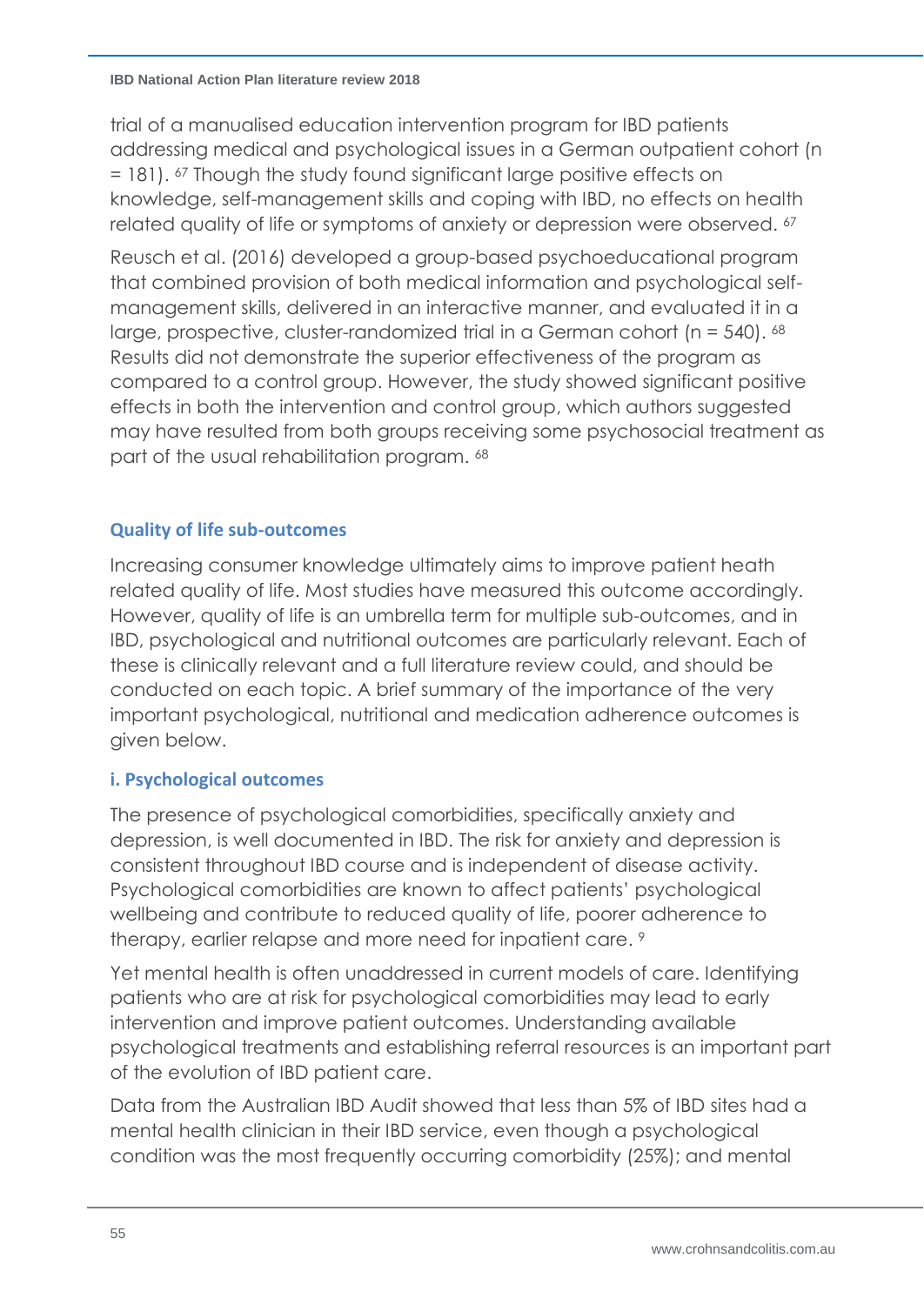trial of a manualised education intervention program for IBD patients addressing medical and psychological issues in a German outpatient cohort (n = 181). [67] Though the study found significant large positive effects on knowledge, self-management skills and coping with IBD, no effects on health related quality of life or symptoms of anxiety or depression were observed. [67]

Reusch et al. (2016) developed a group-based psychoeducational program that combined provision of both medical information and psychological self-management skills, delivered in an interactive manner, and evaluated it in a large, prospective, cluster-randomized trial in a German cohort (n = 540). [68] Results did not demonstrate the superior effectiveness of the program as compared to a control group. However, the study showed significant positive effects in both the intervention and control group, which authors suggested may have resulted from both groups receiving some psychosocial treatment as part of the usual rehabilitation program. [68]

## Quality of life sub-outcomes

Increasing consumer knowledge ultimately aims to improve patient heath related quality of life. Most studies have measured this outcome accordingly. However, quality of life is an umbrella term for multiple sub-outcomes, and in IBD, psychological and nutritional outcomes are particularly relevant. Each of these is clinically relevant and a full literature review could, and should be conducted on each topic. A brief summary of the importance of the very important psychological, nutritional and medication adherence outcomes is given below.

### i. Psychological outcomes

The presence of psychological comorbidities, specifically anxiety and depression, is well documented in IBD. The risk for anxiety and depression is consistent throughout IBD course and is independent of disease activity. Psychological comorbidities are known to affect patients' psychological wellbeing and contribute to reduced quality of life, poorer adherence to therapy, earlier relapse and more need for inpatient care. [9]

Yet mental health is often unaddressed in current models of care. Identifying patients who are at risk for psychological comorbidities may lead to early intervention and improve patient outcomes. Understanding available psychological treatments and establishing referral resources is an important part of the evolution of IBD patient care.

Data from the Australian IBD Audit showed that less than 5% of IBD sites had a mental health clinician in their IBD service, even though a psychological condition was the most frequently occurring comorbidity (25%); and mental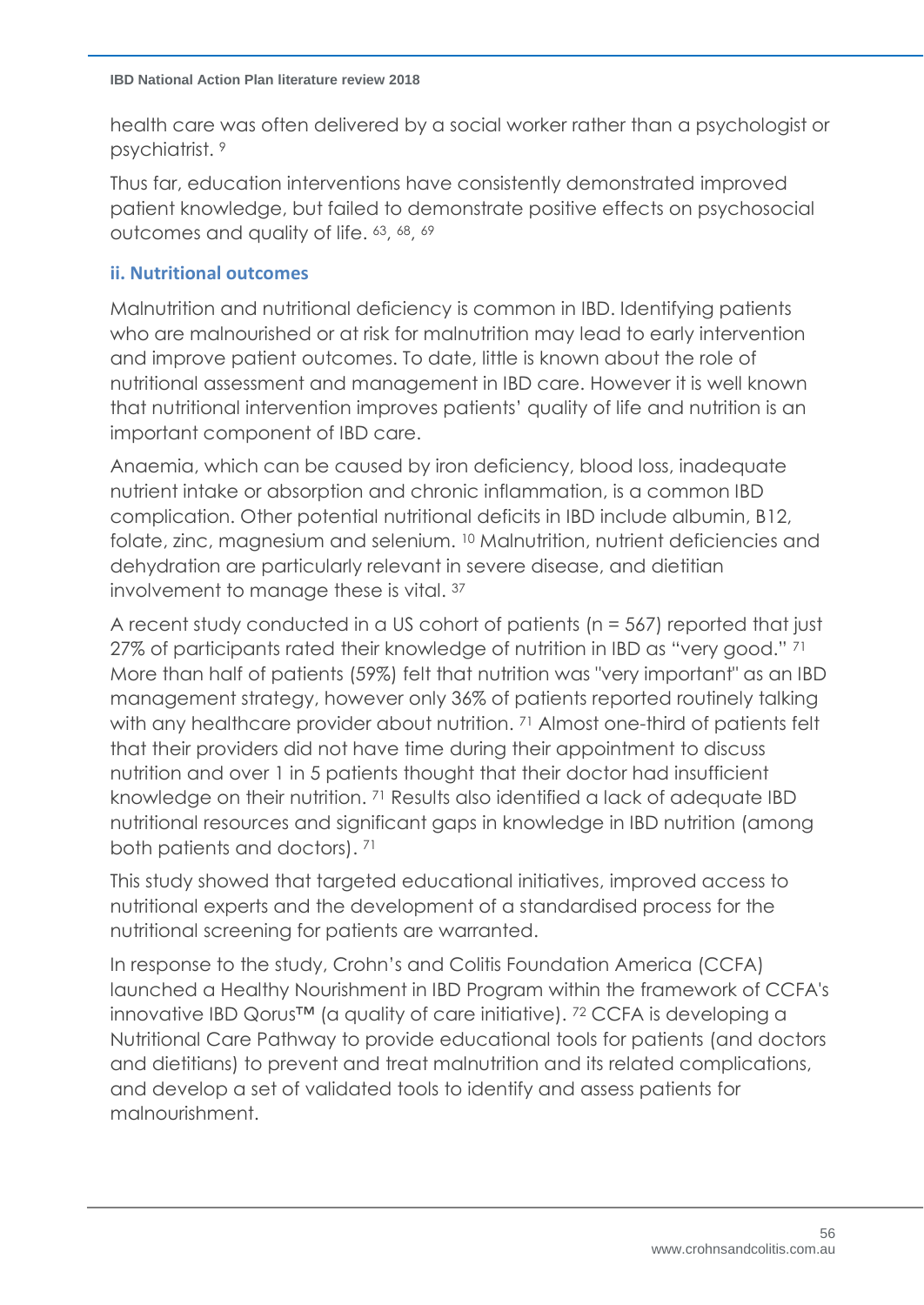health care was often delivered by a social worker rather than a psychologist or psychiatrist. [9]

Thus far, education interventions have consistently demonstrated improved patient knowledge, but failed to demonstrate positive effects on psychosocial outcomes and quality of life. [63, 68, 69]

### ii. Nutritional outcomes

Malnutrition and nutritional deficiency is common in IBD. Identifying patients who are malnourished or at risk for malnutrition may lead to early intervention and improve patient outcomes. To date, little is known about the role of nutritional assessment and management in IBD care. However it is well known that nutritional intervention improves patients' quality of life and nutrition is an important component of IBD care.

Anaemia, which can be caused by iron deficiency, blood loss, inadequate nutrient intake or absorption and chronic inflammation, is a common IBD complication. Other potential nutritional deficits in IBD include albumin, B12, folate, zinc, magnesium and selenium. [10] Malnutrition, nutrient deficiencies and dehydration are particularly relevant in severe disease, and dietitian involvement to manage these is vital. [37]

A recent study conducted in a US cohort of patients (n = 567) reported that just 27% of participants rated their knowledge of nutrition in IBD as "very good." [71] More than half of patients (59%) felt that nutrition was "very important" as an IBD management strategy, however only 36% of patients reported routinely talking with any healthcare provider about nutrition. [71] Almost one-third of patients felt that their providers did not have time during their appointment to discuss nutrition and over 1 in 5 patients thought that their doctor had insufficient knowledge on their nutrition. [71] Results also identified a lack of adequate IBD nutritional resources and significant gaps in knowledge in IBD nutrition (among both patients and doctors). [71]

This study showed that targeted educational initiatives, improved access to nutritional experts and the development of a standardised process for the nutritional screening for patients are warranted.

In response to the study, Crohn's and Colitis Foundation America (CCFA) launched a Healthy Nourishment in IBD Program within the framework of CCFA's innovative IBD Qorus™ (a quality of care initiative). [72] CCFA is developing a Nutritional Care Pathway to provide educational tools for patients (and doctors and dietitians) to prevent and treat malnutrition and its related complications, and develop a set of validated tools to identify and assess patients for malnourishment.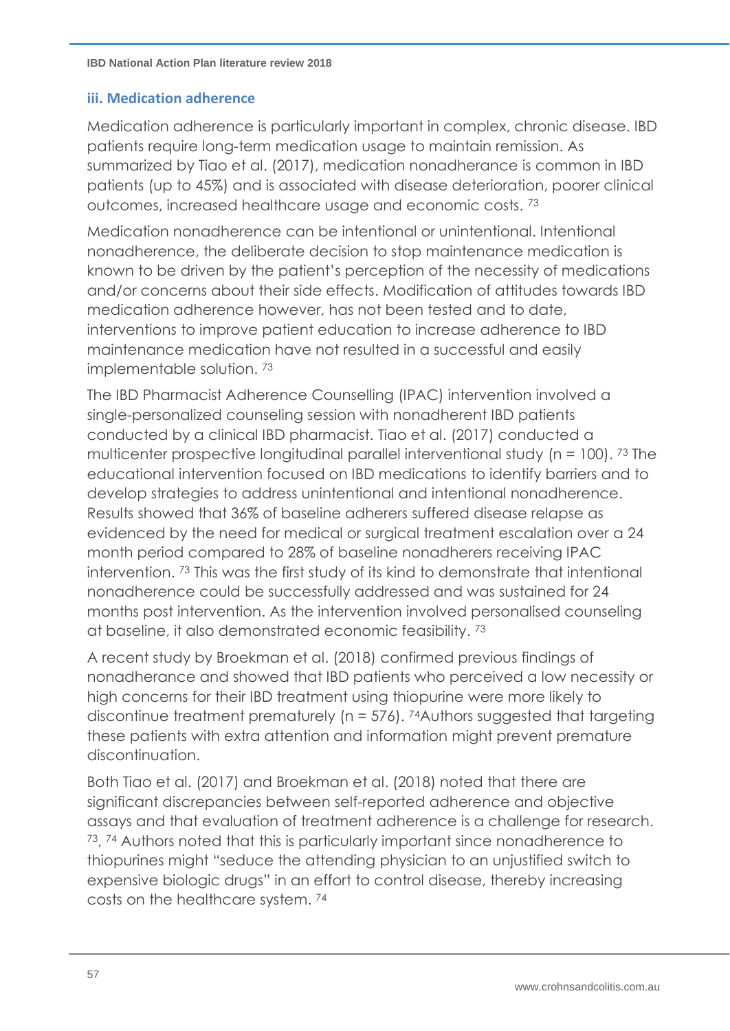### iii. Medication adherence

Medication adherence is particularly important in complex, chronic disease. IBD patients require long-term medication usage to maintain remission. As summarized by Tiao et al. (2017), medication nonadherance is common in IBD patients (up to 45%) and is associated with disease deterioration, poorer clinical outcomes, increased healthcare usage and economic costs. [73]

Medication nonadherence can be intentional or unintentional. Intentional nonadherence, the deliberate decision to stop maintenance medication is known to be driven by the patient's perception of the necessity of medications and/or concerns about their side effects. Modification of attitudes towards IBD medication adherence however, has not been tested and to date, interventions to improve patient education to increase adherence to IBD maintenance medication have not resulted in a successful and easily implementable solution. [73]

The IBD Pharmacist Adherence Counselling (IPAC) intervention involved a single-personalized counseling session with nonadherent IBD patients conducted by a clinical IBD pharmacist. Tiao et al. (2017) conducted a multicenter prospective longitudinal parallel interventional study (n = 100). [73] The educational intervention focused on IBD medications to identify barriers and to develop strategies to address unintentional and intentional nonadherence. Results showed that 36% of baseline adherers suffered disease relapse as evidenced by the need for medical or surgical treatment escalation over a 24 month period compared to 28% of baseline nonadherers receiving IPAC intervention. [73] This was the first study of its kind to demonstrate that intentional nonadherence could be successfully addressed and was sustained for 24 months post intervention. As the intervention involved personalised counseling at baseline, it also demonstrated economic feasibility. [73]

A recent study by Broekman et al. (2018) confirmed previous findings of nonadherance and showed that IBD patients who perceived a low necessity or high concerns for their IBD treatment using thiopurine were more likely to discontinue treatment prematurely (n = 576). [74]Authors suggested that targeting these patients with extra attention and information might prevent premature discontinuation.

Both Tiao et al. (2017) and Broekman et al. (2018) noted that there are significant discrepancies between self-reported adherence and objective assays and that evaluation of treatment adherence is a challenge for research. [73], [74] Authors noted that this is particularly important since nonadherence to thiopurines might "seduce the attending physician to an unjustified switch to expensive biologic drugs" in an effort to control disease, thereby increasing costs on the healthcare system. [74]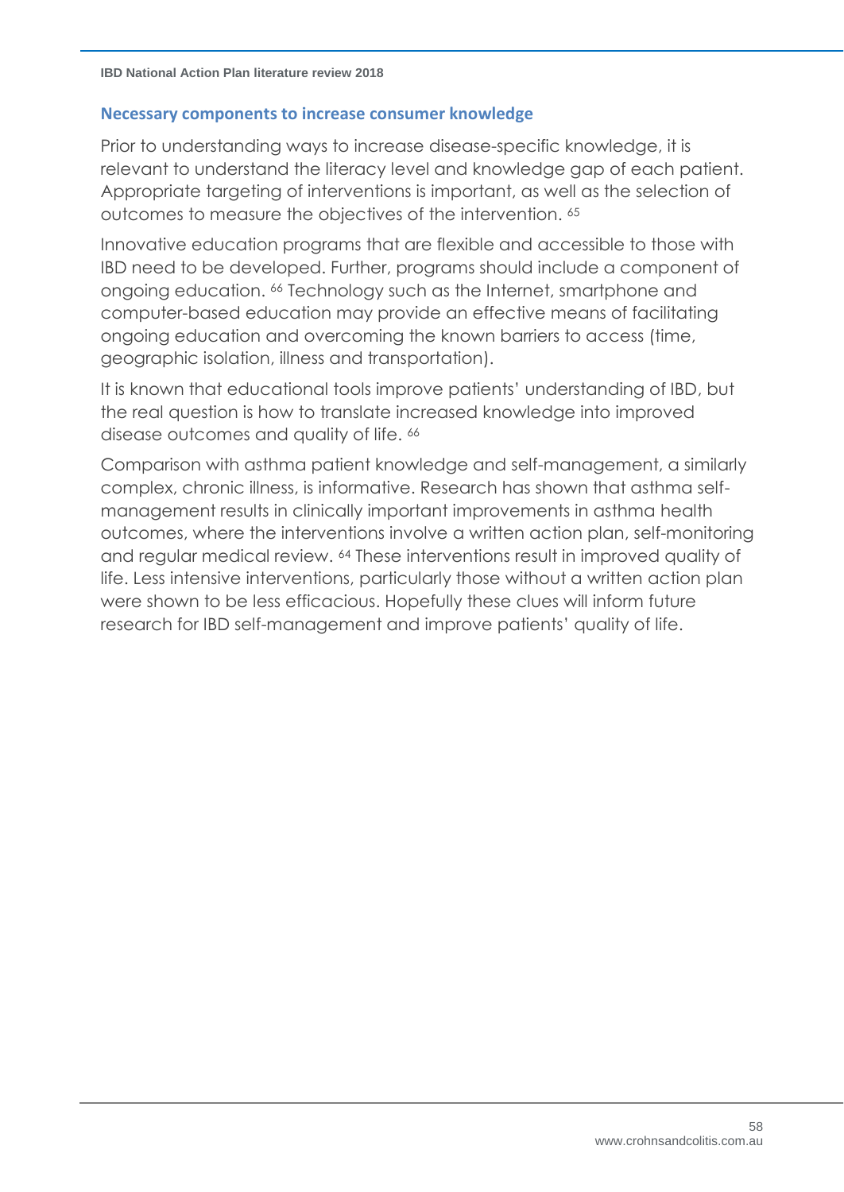### Necessary components to increase consumer knowledge

Prior to understanding ways to increase disease-specific knowledge, it is relevant to understand the literacy level and knowledge gap of each patient. Appropriate targeting of interventions is important, as well as the selection of outcomes to measure the objectives of the intervention. [65]

Innovative education programs that are flexible and accessible to those with IBD need to be developed. Further, programs should include a component of ongoing education. [66] Technology such as the Internet, smartphone and computer-based education may provide an effective means of facilitating ongoing education and overcoming the known barriers to access (time, geographic isolation, illness and transportation).

It is known that educational tools improve patients' understanding of IBD, but the real question is how to translate increased knowledge into improved disease outcomes and quality of life. [66]

Comparison with asthma patient knowledge and self-management, a similarly complex, chronic illness, is informative. Research has shown that asthma self-management results in clinically important improvements in asthma health outcomes, where the interventions involve a written action plan, self-monitoring and regular medical review. [64] These interventions result in improved quality of life. Less intensive interventions, particularly those without a written action plan were shown to be less efficacious. Hopefully these clues will inform future research for IBD self-management and improve patients' quality of life.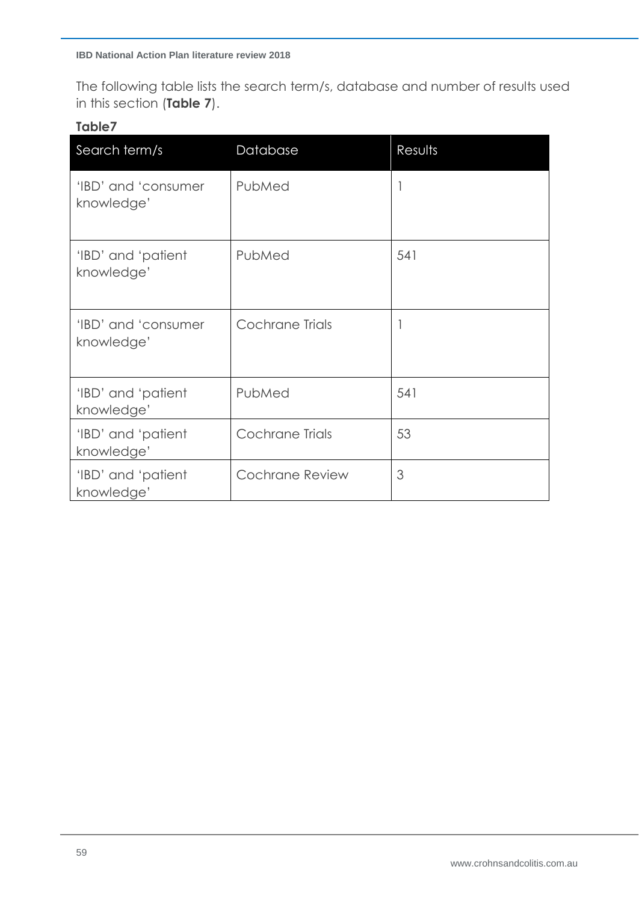The following table lists the search term/s, database and number of results used in this section (**Table 7**).

**Table7**

| Search term/s | Database | Results |
|---|---|---|
| 'IBD' and 'consumer knowledge' | PubMed | 1 |
| 'IBD' and 'patient knowledge' | PubMed | 541 |
| 'IBD' and 'consumer knowledge' | Cochrane Trials | 1 |
| 'IBD' and 'patient knowledge' | PubMed | 541 |
| 'IBD' and 'patient knowledge' | Cochrane Trials | 53 |
| 'IBD' and 'patient knowledge' | Cochrane Review | 3 |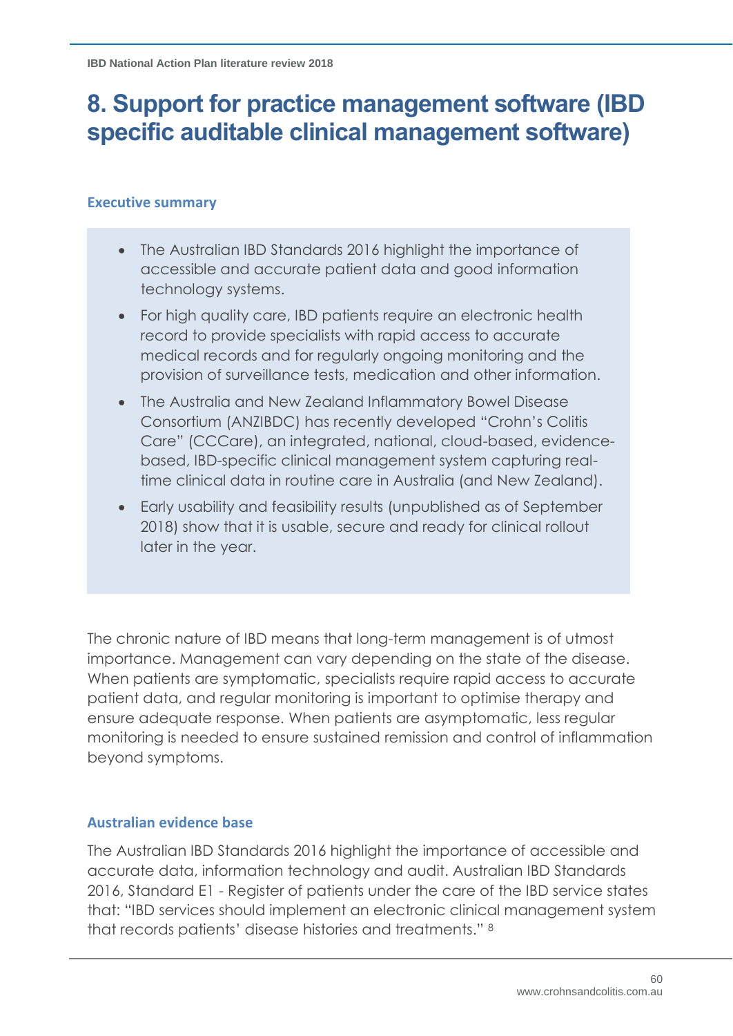# 8. Support for practice management software (IBD specific auditable clinical management software)

### Executive summary

- The Australian IBD Standards 2016 highlight the importance of accessible and accurate patient data and good information technology systems.
- For high quality care, IBD patients require an electronic health record to provide specialists with rapid access to accurate medical records and for regularly ongoing monitoring and the provision of surveillance tests, medication and other information.
- The Australia and New Zealand Inflammatory Bowel Disease Consortium (ANZIBDC) has recently developed "Crohn's Colitis Care" (CCCare), an integrated, national, cloud-based, evidence-based, IBD-specific clinical management system capturing real-time clinical data in routine care in Australia (and New Zealand).
- Early usability and feasibility results (unpublished as of September 2018) show that it is usable, secure and ready for clinical rollout later in the year.

The chronic nature of IBD means that long-term management is of utmost importance. Management can vary depending on the state of the disease. When patients are symptomatic, specialists require rapid access to accurate patient data, and regular monitoring is important to optimise therapy and ensure adequate response. When patients are asymptomatic, less regular monitoring is needed to ensure sustained remission and control of inflammation beyond symptoms.

### Australian evidence base

The Australian IBD Standards 2016 highlight the importance of accessible and accurate data, information technology and audit. Australian IBD Standards 2016, Standard E1 - Register of patients under the care of the IBD service states that: "IBD services should implement an electronic clinical management system that records patients' disease histories and treatments." [8]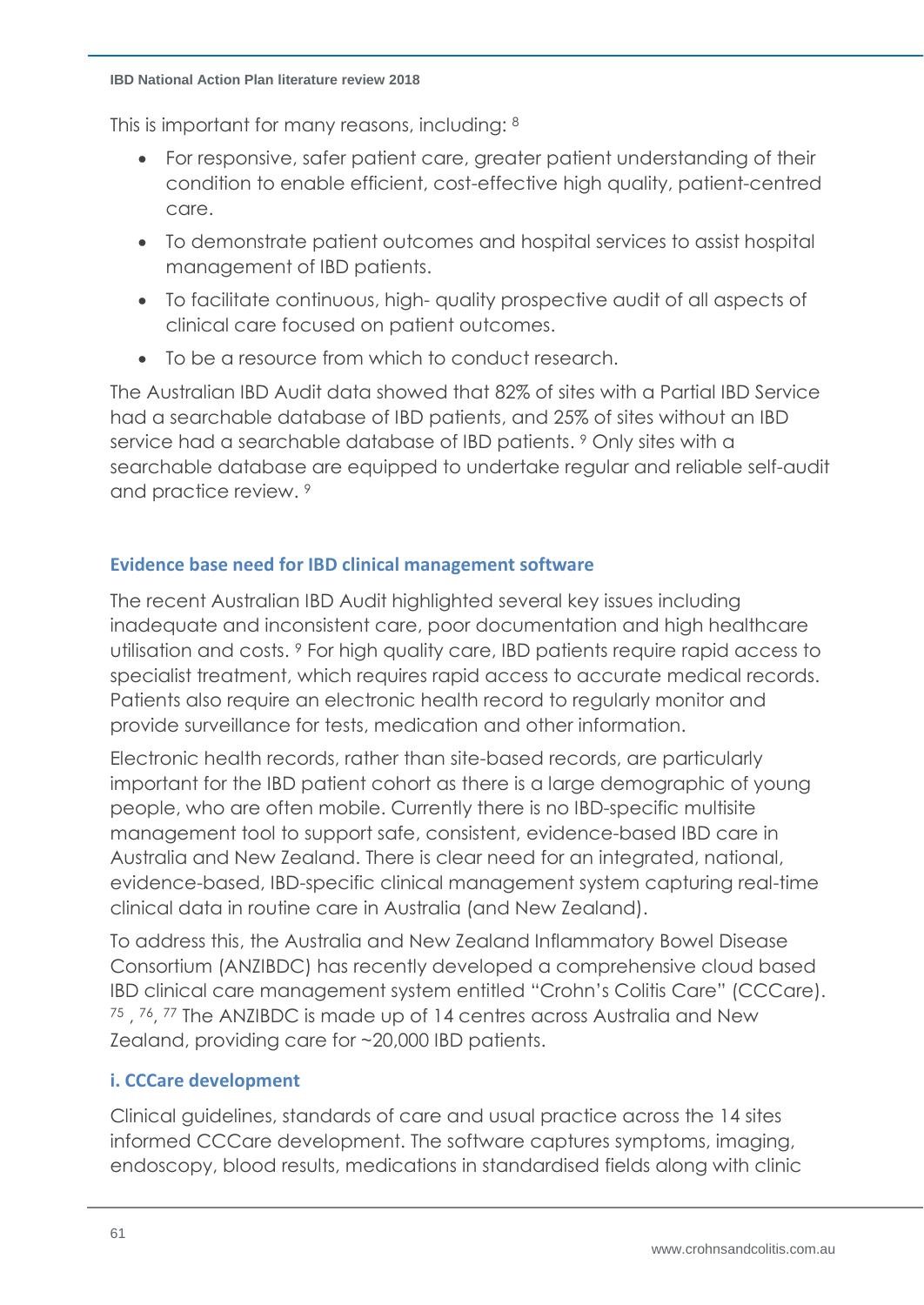This is important for many reasons, including: [8]

- For responsive, safer patient care, greater patient understanding of their condition to enable efficient, cost-effective high quality, patient-centred care.
- To demonstrate patient outcomes and hospital services to assist hospital management of IBD patients.
- To facilitate continuous, high- quality prospective audit of all aspects of clinical care focused on patient outcomes.
- To be a resource from which to conduct research.

The Australian IBD Audit data showed that 82% of sites with a Partial IBD Service had a searchable database of IBD patients, and 25% of sites without an IBD service had a searchable database of IBD patients. [9] Only sites with a searchable database are equipped to undertake regular and reliable self-audit and practice review. [9]

## Evidence base need for IBD clinical management software

The recent Australian IBD Audit highlighted several key issues including inadequate and inconsistent care, poor documentation and high healthcare utilisation and costs. [9] For high quality care, IBD patients require rapid access to specialist treatment, which requires rapid access to accurate medical records. Patients also require an electronic health record to regularly monitor and provide surveillance for tests, medication and other information.

Electronic health records, rather than site-based records, are particularly important for the IBD patient cohort as there is a large demographic of young people, who are often mobile. Currently there is no IBD-specific multisite management tool to support safe, consistent, evidence-based IBD care in Australia and New Zealand. There is clear need for an integrated, national, evidence-based, IBD-specific clinical management system capturing real-time clinical data in routine care in Australia (and New Zealand).

To address this, the Australia and New Zealand Inflammatory Bowel Disease Consortium (ANZIBDC) has recently developed a comprehensive cloud based IBD clinical care management system entitled "Crohn's Colitis Care" (CCCare). [75], [76], [77] The ANZIBDC is made up of 14 centres across Australia and New Zealand, providing care for ~20,000 IBD patients.

### i. CCCare development

Clinical guidelines, standards of care and usual practice across the 14 sites informed CCCare development. The software captures symptoms, imaging, endoscopy, blood results, medications in standardised fields along with clinic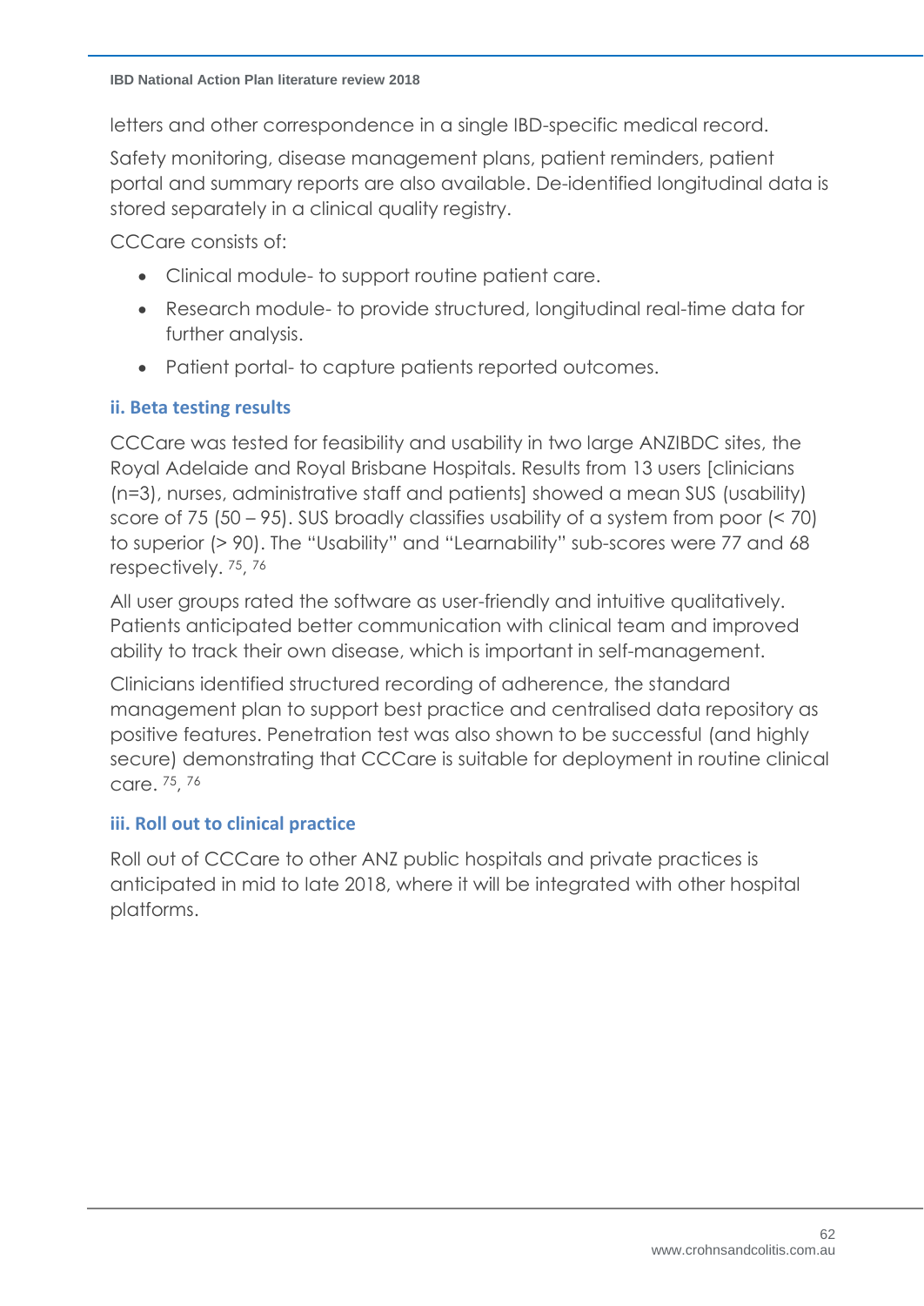letters and other correspondence in a single IBD-specific medical record.

Safety monitoring, disease management plans, patient reminders, patient portal and summary reports are also available. De-identified longitudinal data is stored separately in a clinical quality registry.

CCCare consists of:

- Clinical module- to support routine patient care.
- Research module- to provide structured, longitudinal real-time data for further analysis.
- Patient portal- to capture patients reported outcomes.

### ii. Beta testing results

CCCare was tested for feasibility and usability in two large ANZIBDC sites, the Royal Adelaide and Royal Brisbane Hospitals. Results from 13 users [clinicians (n=3), nurses, administrative staff and patients] showed a mean SUS (usability) score of 75 (50 – 95). SUS broadly classifies usability of a system from poor (< 70) to superior (> 90). The "Usability" and "Learnability" sub-scores were 77 and 68 respectively. [75, 76]

All user groups rated the software as user-friendly and intuitive qualitatively. Patients anticipated better communication with clinical team and improved ability to track their own disease, which is important in self-management.

Clinicians identified structured recording of adherence, the standard management plan to support best practice and centralised data repository as positive features. Penetration test was also shown to be successful (and highly secure) demonstrating that CCCare is suitable for deployment in routine clinical care. [75, 76]

### iii. Roll out to clinical practice

Roll out of CCCare to other ANZ public hospitals and private practices is anticipated in mid to late 2018, where it will be integrated with other hospital platforms.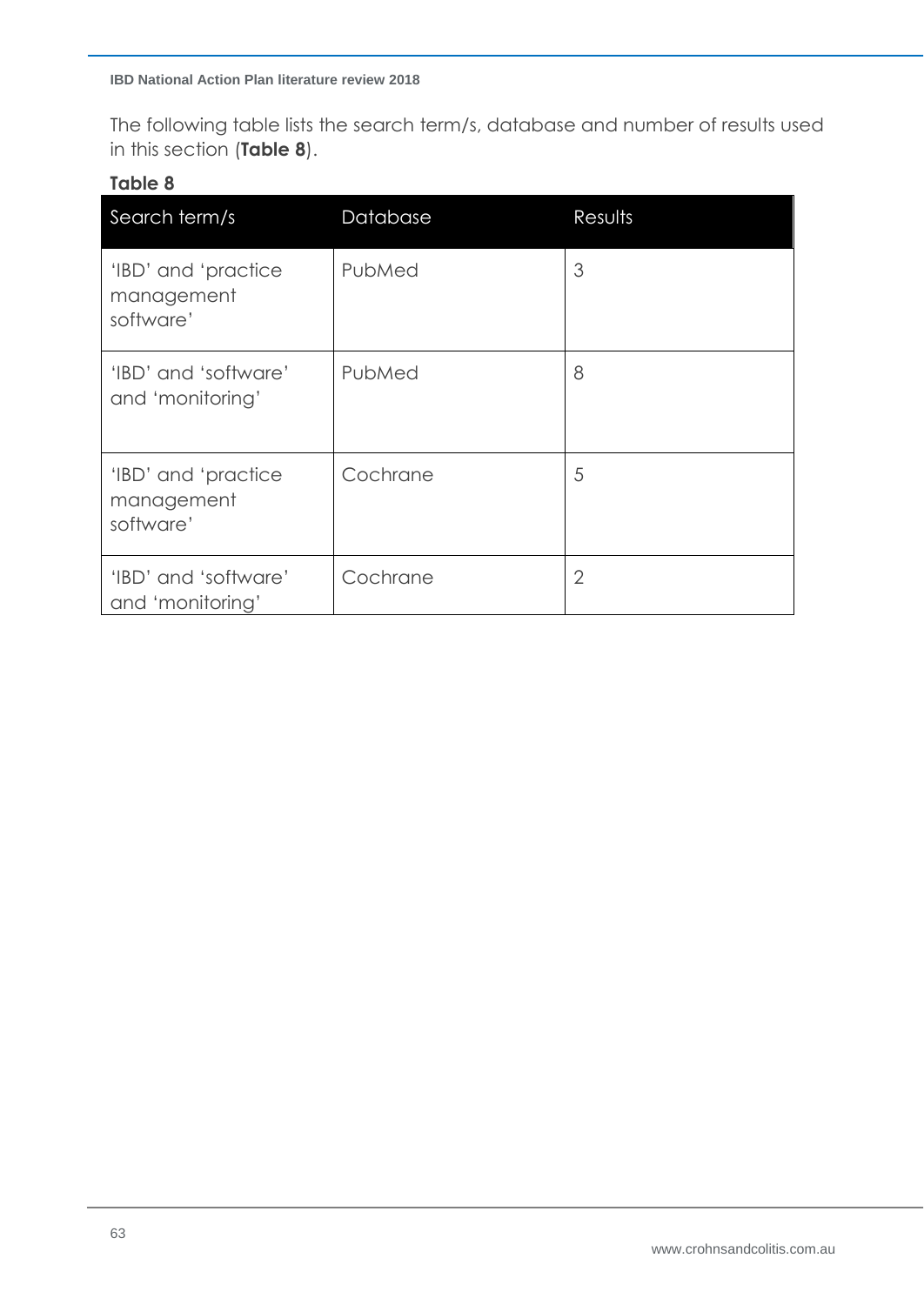The following table lists the search term/s, database and number of results used in this section (**Table 8**).

**Table 8**

| Search term/s | Database | Results |
|---|---|---|
| 'IBD' and 'practice management software' | PubMed | 3 |
| 'IBD' and 'software' and 'monitoring' | PubMed | 8 |
| 'IBD' and 'practice management software' | Cochrane | 5 |
| 'IBD' and 'software' and 'monitoring' | Cochrane | 2 |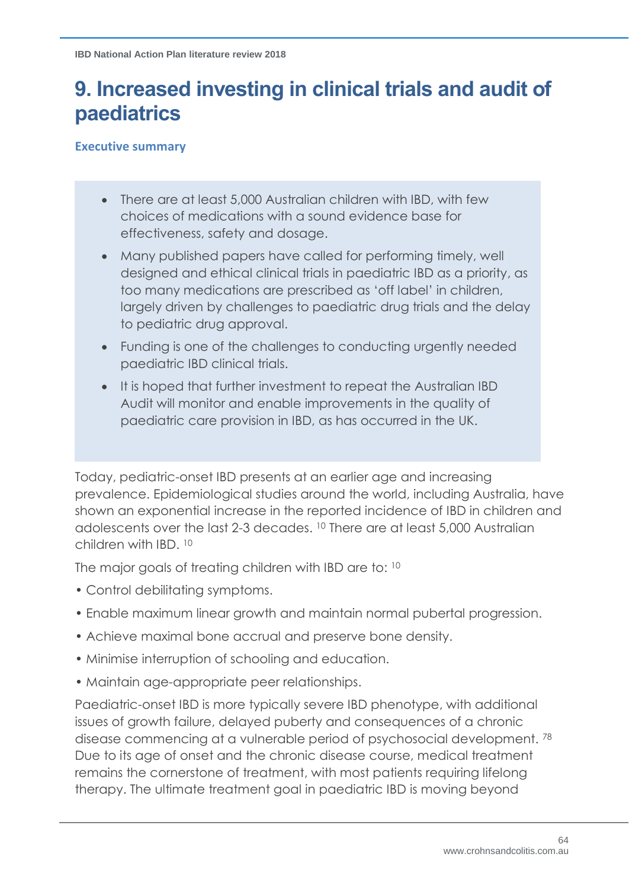# 9. Increased investing in clinical trials and audit of paediatrics

## Executive summary

- There are at least 5,000 Australian children with IBD, with few choices of medications with a sound evidence base for effectiveness, safety and dosage.
- Many published papers have called for performing timely, well designed and ethical clinical trials in paediatric IBD as a priority, as too many medications are prescribed as 'off label' in children, largely driven by challenges to paediatric drug trials and the delay to pediatric drug approval.
- Funding is one of the challenges to conducting urgently needed paediatric IBD clinical trials.
- It is hoped that further investment to repeat the Australian IBD Audit will monitor and enable improvements in the quality of paediatric care provision in IBD, as has occurred in the UK.

Today, pediatric-onset IBD presents at an earlier age and increasing prevalence. Epidemiological studies around the world, including Australia, have shown an exponential increase in the reported incidence of IBD in children and adolescents over the last 2-3 decades. [10] There are at least 5,000 Australian children with IBD. [10]

The major goals of treating children with IBD are to: [10]

- Control debilitating symptoms.
- Enable maximum linear growth and maintain normal pubertal progression.
- Achieve maximal bone accrual and preserve bone density.
- Minimise interruption of schooling and education.
- Maintain age-appropriate peer relationships.

Paediatric-onset IBD is more typically severe IBD phenotype, with additional issues of growth failure, delayed puberty and consequences of a chronic disease commencing at a vulnerable period of psychosocial development. [78] Due to its age of onset and the chronic disease course, medical treatment remains the cornerstone of treatment, with most patients requiring lifelong therapy. The ultimate treatment goal in paediatric IBD is moving beyond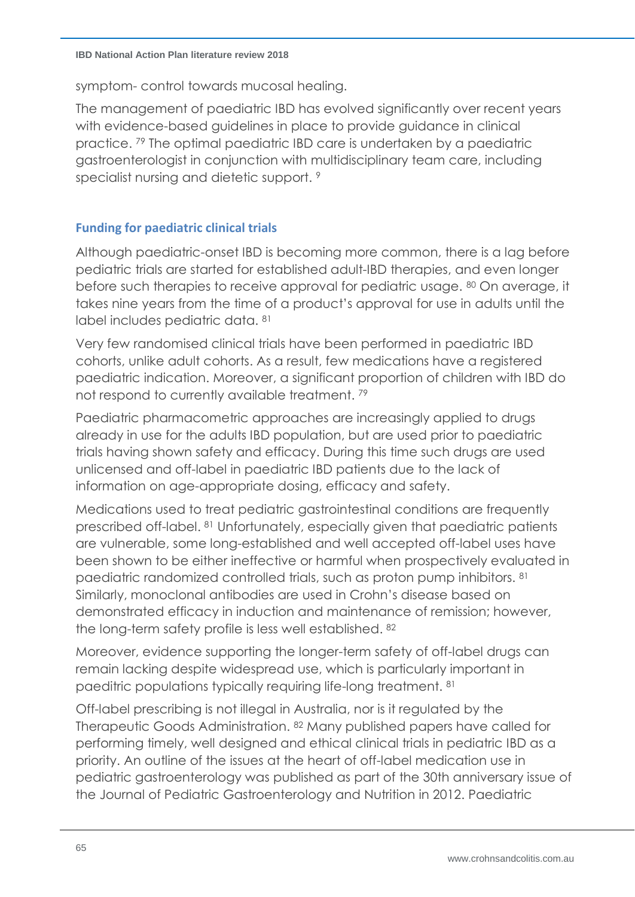symptom- control towards mucosal healing.

The management of paediatric IBD has evolved significantly over recent years with evidence-based guidelines in place to provide guidance in clinical practice. [79] The optimal paediatric IBD care is undertaken by a paediatric gastroenterologist in conjunction with multidisciplinary team care, including specialist nursing and dietetic support. [9]

## Funding for paediatric clinical trials

Although paediatric-onset IBD is becoming more common, there is a lag before pediatric trials are started for established adult-IBD therapies, and even longer before such therapies to receive approval for pediatric usage. [80] On average, it takes nine years from the time of a product's approval for use in adults until the label includes pediatric data. [81]

Very few randomised clinical trials have been performed in paediatric IBD cohorts, unlike adult cohorts. As a result, few medications have a registered paediatric indication. Moreover, a significant proportion of children with IBD do not respond to currently available treatment. [79]

Paediatric pharmacometric approaches are increasingly applied to drugs already in use for the adults IBD population, but are used prior to paediatric trials having shown safety and efficacy. During this time such drugs are used unlicensed and off-label in paediatric IBD patients due to the lack of information on age-appropriate dosing, efficacy and safety.

Medications used to treat pediatric gastrointestinal conditions are frequently prescribed off-label. [81] Unfortunately, especially given that paediatric patients are vulnerable, some long-established and well accepted off-label uses have been shown to be either ineffective or harmful when prospectively evaluated in paediatric randomized controlled trials, such as proton pump inhibitors. [81] Similarly, monoclonal antibodies are used in Crohn's disease based on demonstrated efficacy in induction and maintenance of remission; however, the long-term safety profile is less well established. [82]

Moreover, evidence supporting the longer-term safety of off-label drugs can remain lacking despite widespread use, which is particularly important in paeditric populations typically requiring life-long treatment. [81]

Off-label prescribing is not illegal in Australia, nor is it regulated by the Therapeutic Goods Administration. [82] Many published papers have called for performing timely, well designed and ethical clinical trials in pediatric IBD as a priority. An outline of the issues at the heart of off-label medication use in pediatric gastroenterology was published as part of the 30th anniversary issue of the Journal of Pediatric Gastroenterology and Nutrition in 2012. Paediatric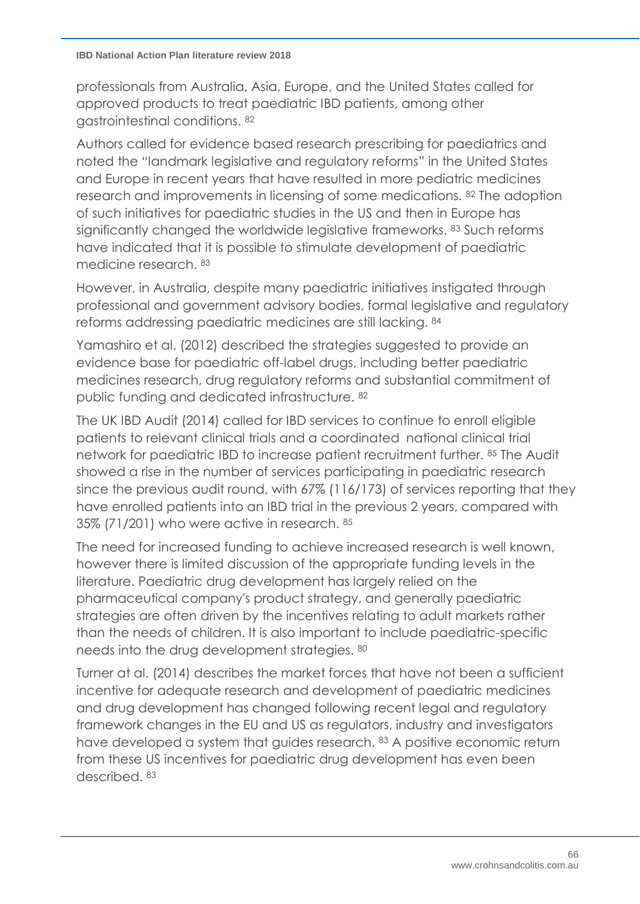professionals from Australia, Asia, Europe, and the United States called for approved products to treat paediatric IBD patients, among other gastrointestinal conditions. [82]

Authors called for evidence based research prescribing for paediatrics and noted the "landmark legislative and regulatory reforms" in the United States and Europe in recent years that have resulted in more pediatric medicines research and improvements in licensing of some medications. [82] The adoption of such initiatives for paediatric studies in the US and then in Europe has significantly changed the worldwide legislative frameworks. [83] Such reforms have indicated that it is possible to stimulate development of paediatric medicine research. [83]

However, in Australia, despite many paediatric initiatives instigated through professional and government advisory bodies, formal legislative and regulatory reforms addressing paediatric medicines are still lacking. [84]

Yamashiro et al. (2012) described the strategies suggested to provide an evidence base for paediatric off-label drugs, including better paediatric medicines research, drug regulatory reforms and substantial commitment of public funding and dedicated infrastructure. [82]

The UK IBD Audit (2014) called for IBD services to continue to enroll eligible patients to relevant clinical trials and a coordinated national clinical trial network for paediatric IBD to increase patient recruitment further. [85] The Audit showed a rise in the number of services participating in paediatric research since the previous audit round, with 67% (116/173) of services reporting that they have enrolled patients into an IBD trial in the previous 2 years, compared with 35% (71/201) who were active in research. [85]

The need for increased funding to achieve increased research is well known, however there is limited discussion of the appropriate funding levels in the literature. Paediatric drug development has largely relied on the pharmaceutical company's product strategy, and generally paediatric strategies are often driven by the incentives relating to adult markets rather than the needs of children. It is also important to include paediatric-specific needs into the drug development strategies. [80]

Turner at al. (2014) describes the market forces that have not been a sufficient incentive for adequate research and development of paediatric medicines and drug development has changed following recent legal and regulatory framework changes in the EU and US as regulators, industry and investigators have developed a system that guides research. [83] A positive economic return from these US incentives for paediatric drug development has even been described. [83]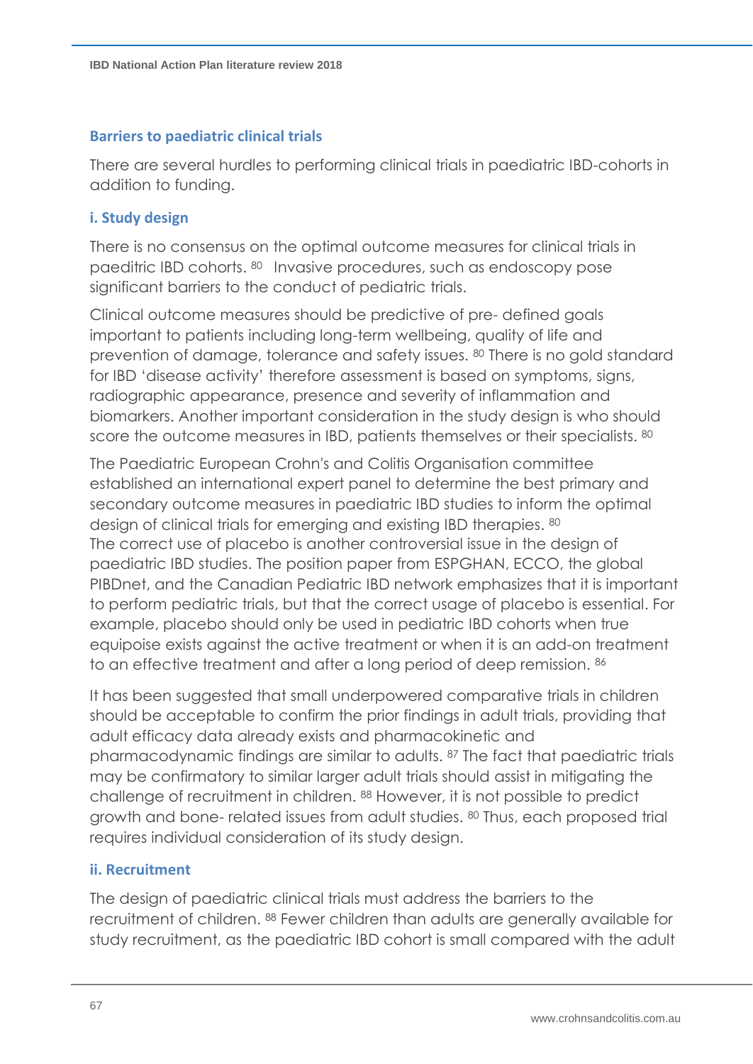## Barriers to paediatric clinical trials

There are several hurdles to performing clinical trials in paediatric IBD-cohorts in addition to funding.

### i. Study design

There is no consensus on the optimal outcome measures for clinical trials in paeditric IBD cohorts. [80] Invasive procedures, such as endoscopy pose significant barriers to the conduct of pediatric trials.

Clinical outcome measures should be predictive of pre- defined goals important to patients including long-term wellbeing, quality of life and prevention of damage, tolerance and safety issues. [80] There is no gold standard for IBD 'disease activity' therefore assessment is based on symptoms, signs, radiographic appearance, presence and severity of inflammation and biomarkers. Another important consideration in the study design is who should score the outcome measures in IBD, patients themselves or their specialists. [80]

The Paediatric European Crohn's and Colitis Organisation committee established an international expert panel to determine the best primary and secondary outcome measures in paediatric IBD studies to inform the optimal design of clinical trials for emerging and existing IBD therapies. [80]
The correct use of placebo is another controversial issue in the design of paediatric IBD studies. The position paper from ESPGHAN, ECCO, the global PIBDnet, and the Canadian Pediatric IBD network emphasizes that it is important to perform pediatric trials, but that the correct usage of placebo is essential. For example, placebo should only be used in pediatric IBD cohorts when true equipoise exists against the active treatment or when it is an add-on treatment to an effective treatment and after a long period of deep remission. [86]

It has been suggested that small underpowered comparative trials in children should be acceptable to confirm the prior findings in adult trials, providing that adult efficacy data already exists and pharmacokinetic and pharmacodynamic findings are similar to adults. [87] The fact that paediatric trials may be confirmatory to similar larger adult trials should assist in mitigating the challenge of recruitment in children. [88] However, it is not possible to predict growth and bone- related issues from adult studies. [80] Thus, each proposed trial requires individual consideration of its study design.

### ii. Recruitment

The design of paediatric clinical trials must address the barriers to the recruitment of children. [88] Fewer children than adults are generally available for study recruitment, as the paediatric IBD cohort is small compared with the adult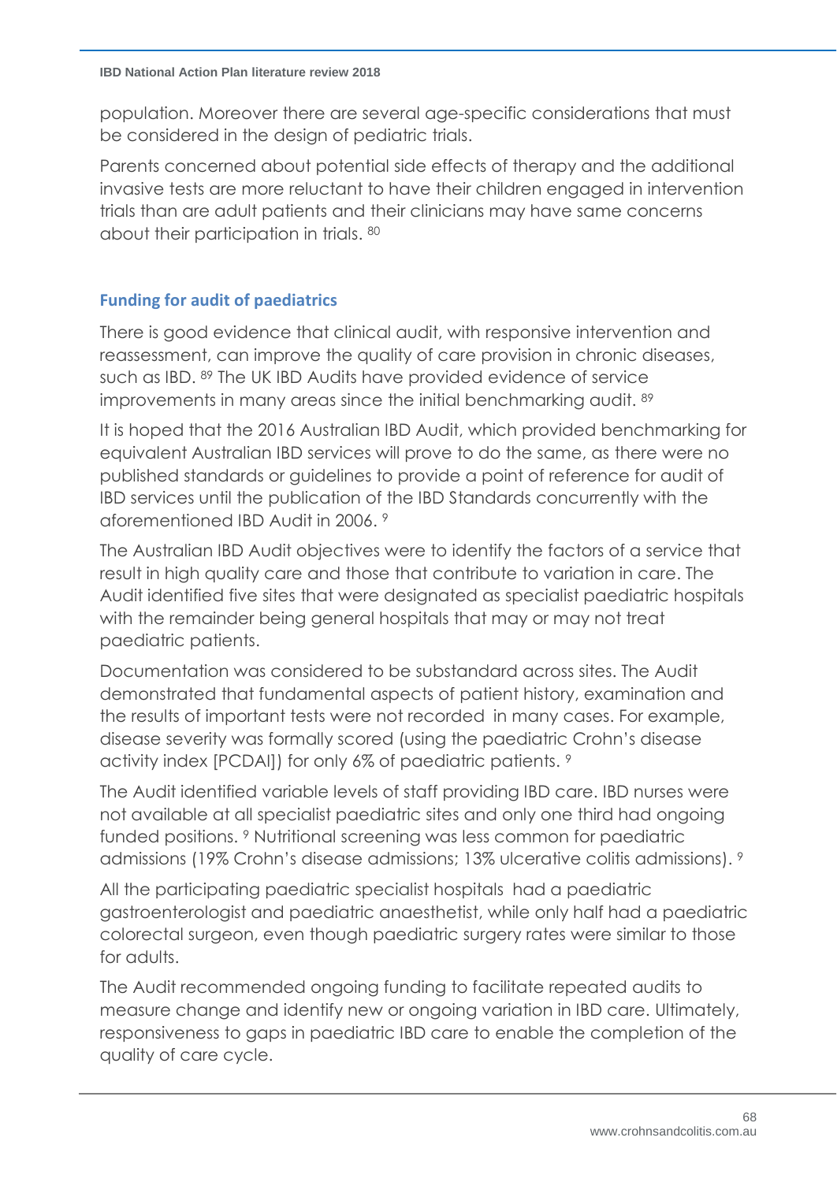population. Moreover there are several age-specific considerations that must be considered in the design of pediatric trials.

Parents concerned about potential side effects of therapy and the additional invasive tests are more reluctant to have their children engaged in intervention trials than are adult patients and their clinicians may have same concerns about their participation in trials. [80]

## Funding for audit of paediatrics

There is good evidence that clinical audit, with responsive intervention and reassessment, can improve the quality of care provision in chronic diseases, such as IBD. [89] The UK IBD Audits have provided evidence of service improvements in many areas since the initial benchmarking audit. [89]

It is hoped that the 2016 Australian IBD Audit, which provided benchmarking for equivalent Australian IBD services will prove to do the same, as there were no published standards or guidelines to provide a point of reference for audit of IBD services until the publication of the IBD Standards concurrently with the aforementioned IBD Audit in 2006. [9]

The Australian IBD Audit objectives were to identify the factors of a service that result in high quality care and those that contribute to variation in care. The Audit identified five sites that were designated as specialist paediatric hospitals with the remainder being general hospitals that may or may not treat paediatric patients.

Documentation was considered to be substandard across sites. The Audit demonstrated that fundamental aspects of patient history, examination and the results of important tests were not recorded in many cases. For example, disease severity was formally scored (using the paediatric Crohn's disease activity index [PCDAI]) for only 6% of paediatric patients. [9]

The Audit identified variable levels of staff providing IBD care. IBD nurses were not available at all specialist paediatric sites and only one third had ongoing funded positions. [9] Nutritional screening was less common for paediatric admissions (19% Crohn's disease admissions; 13% ulcerative colitis admissions). [9]

All the participating paediatric specialist hospitals had a paediatric gastroenterologist and paediatric anaesthetist, while only half had a paediatric colorectal surgeon, even though paediatric surgery rates were similar to those for adults.

The Audit recommended ongoing funding to facilitate repeated audits to measure change and identify new or ongoing variation in IBD care. Ultimately, responsiveness to gaps in paediatric IBD care to enable the completion of the quality of care cycle.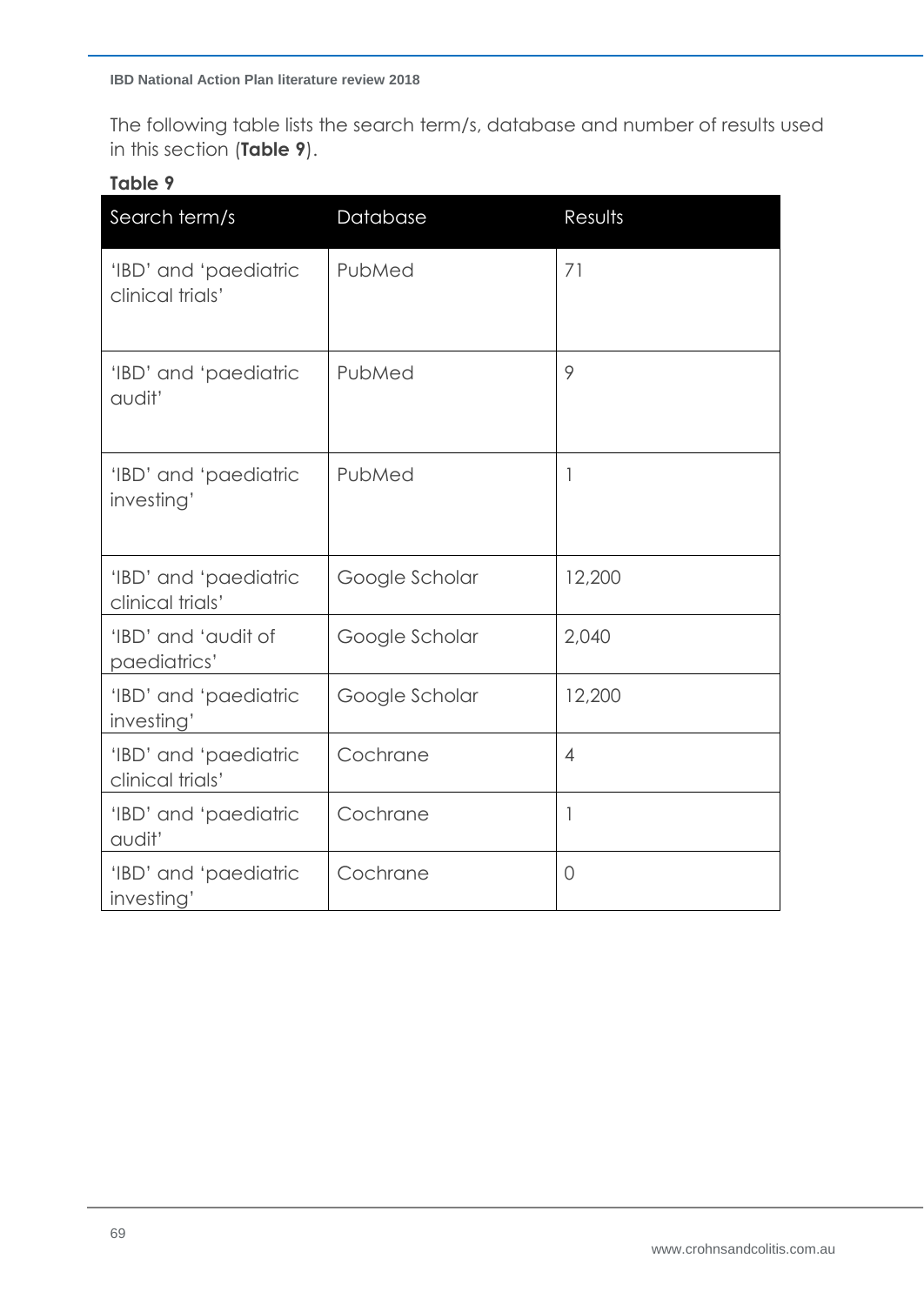The following table lists the search term/s, database and number of results used in this section (**Table 9**).

**Table 9**

| Search term/s | Database | Results |
| --- | --- | --- |
| 'IBD' and 'paediatric clinical trials' | PubMed | 71 |
| 'IBD' and 'paediatric audit' | PubMed | 9 |
| 'IBD' and 'paediatric investing' | PubMed | 1 |
| 'IBD' and 'paediatric clinical trials' | Google Scholar | 12,200 |
| 'IBD' and 'audit of paediatrics' | Google Scholar | 2,040 |
| 'IBD' and 'paediatric investing' | Google Scholar | 12,200 |
| 'IBD' and 'paediatric clinical trials' | Cochrane | 4 |
| 'IBD' and 'paediatric audit' | Cochrane | 1 |
| 'IBD' and 'paediatric investing' | Cochrane | 0 |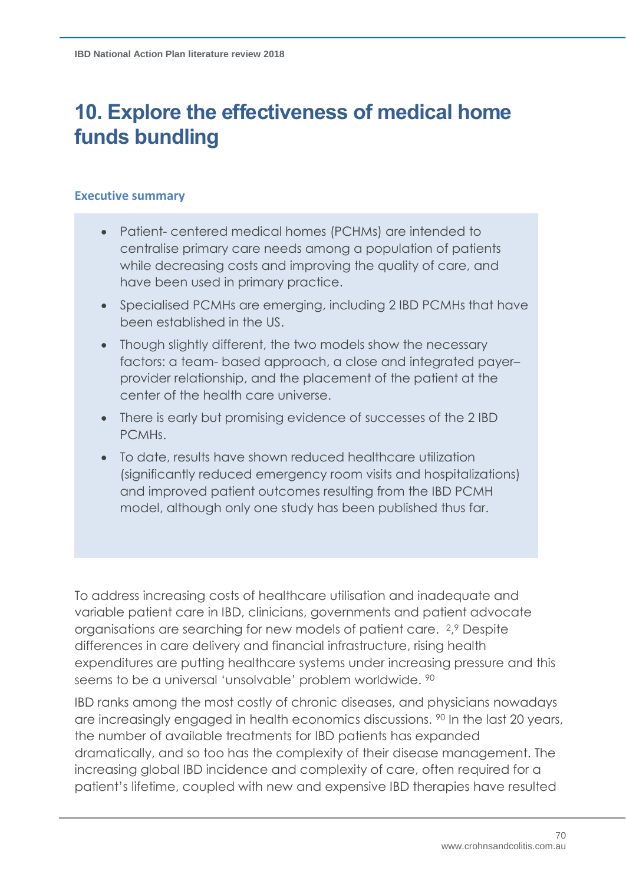# 10. Explore the effectiveness of medical home funds bundling

### Executive summary

- Patient- centered medical homes (PCHMs) are intended to centralise primary care needs among a population of patients while decreasing costs and improving the quality of care, and have been used in primary practice.
- Specialised PCMHs are emerging, including 2 IBD PCMHs that have been established in the US.
- Though slightly different, the two models show the necessary factors: a team- based approach, a close and integrated payer–provider relationship, and the placement of the patient at the center of the health care universe.
- There is early but promising evidence of successes of the 2 IBD PCMHs.
- To date, results have shown reduced healthcare utilization (significantly reduced emergency room visits and hospitalizations) and improved patient outcomes resulting from the IBD PCMH model, although only one study has been published thus far.

To address increasing costs of healthcare utilisation and inadequate and variable patient care in IBD, clinicians, governments and patient advocate organisations are searching for new models of patient care. [2,9] Despite differences in care delivery and financial infrastructure, rising health expenditures are putting healthcare systems under increasing pressure and this seems to be a universal 'unsolvable' problem worldwide. [90]

IBD ranks among the most costly of chronic diseases, and physicians nowadays are increasingly engaged in health economics discussions. [90] In the last 20 years, the number of available treatments for IBD patients has expanded dramatically, and so too has the complexity of their disease management. The increasing global IBD incidence and complexity of care, often required for a patient's lifetime, coupled with new and expensive IBD therapies have resulted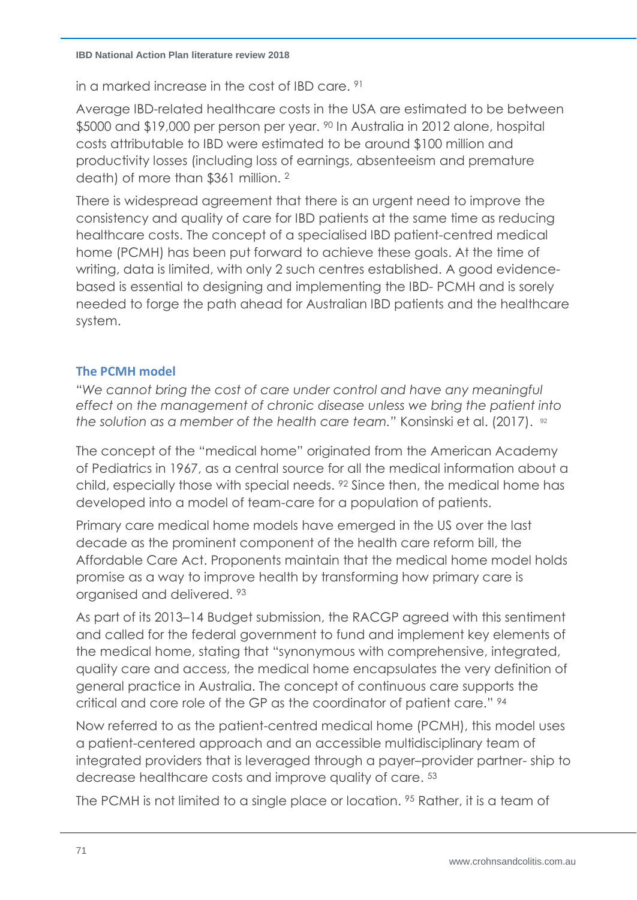in a marked increase in the cost of IBD care. [91]

Average IBD-related healthcare costs in the USA are estimated to be between $5000 and $19,000 per person per year. [90] In Australia in 2012 alone, hospital costs attributable to IBD were estimated to be around $100 million and productivity losses (including loss of earnings, absenteeism and premature death) of more than $361 million. [2]

There is widespread agreement that there is an urgent need to improve the consistency and quality of care for IBD patients at the same time as reducing healthcare costs. The concept of a specialised IBD patient-centred medical home (PCMH) has been put forward to achieve these goals. At the time of writing, data is limited, with only 2 such centres established. A good evidence-based is essential to designing and implementing the IBD- PCMH and is sorely needed to forge the path ahead for Australian IBD patients and the healthcare system.

### The PCMH model

"*We cannot bring the cost of care under control and have any meaningful effect on the management of chronic disease unless we bring the patient into the solution as a member of the health care team.*" Konsinski et al. (2017). [92]

The concept of the "medical home" originated from the American Academy of Pediatrics in 1967, as a central source for all the medical information about a child, especially those with special needs. [92] Since then, the medical home has developed into a model of team-care for a population of patients.

Primary care medical home models have emerged in the US over the last decade as the prominent component of the health care reform bill, the Affordable Care Act. Proponents maintain that the medical home model holds promise as a way to improve health by transforming how primary care is organised and delivered. [93]

As part of its 2013–14 Budget submission, the RACGP agreed with this sentiment and called for the federal government to fund and implement key elements of the medical home, stating that "synonymous with comprehensive, integrated, quality care and access, the medical home encapsulates the very definition of general practice in Australia. The concept of continuous care supports the critical and core role of the GP as the coordinator of patient care." [94]

Now referred to as the patient-centred medical home (PCMH), this model uses a patient-centered approach and an accessible multidisciplinary team of integrated providers that is leveraged through a payer–provider partner- ship to decrease healthcare costs and improve quality of care. [53]

The PCMH is not limited to a single place or location. [95] Rather, it is a team of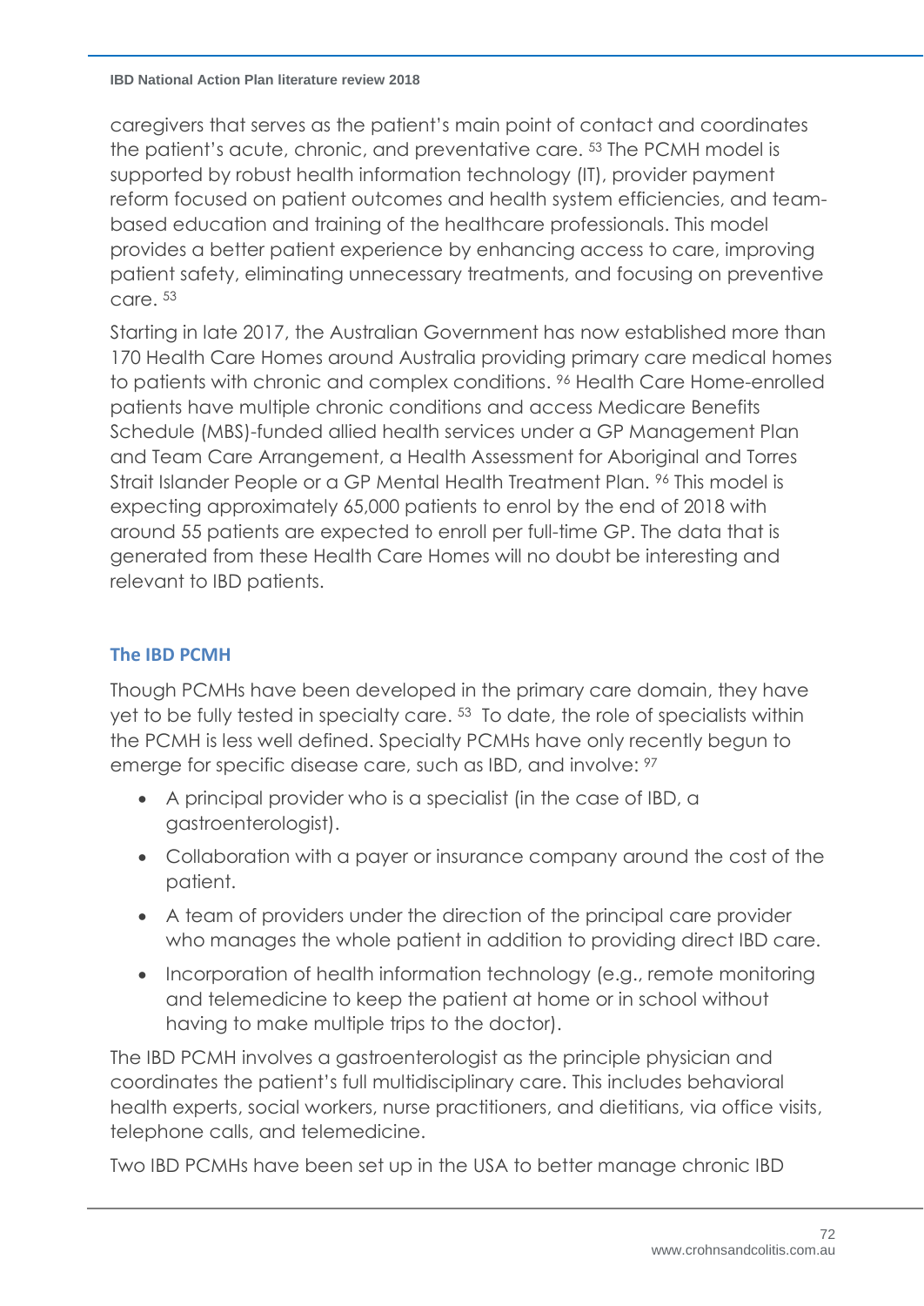caregivers that serves as the patient's main point of contact and coordinates the patient's acute, chronic, and preventative care. [53] The PCMH model is supported by robust health information technology (IT), provider payment reform focused on patient outcomes and health system efficiencies, and team-based education and training of the healthcare professionals. This model provides a better patient experience by enhancing access to care, improving patient safety, eliminating unnecessary treatments, and focusing on preventive care. [53]

Starting in late 2017, the Australian Government has now established more than 170 Health Care Homes around Australia providing primary care medical homes to patients with chronic and complex conditions. [96] Health Care Home-enrolled patients have multiple chronic conditions and access Medicare Benefits Schedule (MBS)-funded allied health services under a GP Management Plan and Team Care Arrangement, a Health Assessment for Aboriginal and Torres Strait Islander People or a GP Mental Health Treatment Plan. [96] This model is expecting approximately 65,000 patients to enrol by the end of 2018 with around 55 patients are expected to enroll per full-time GP. The data that is generated from these Health Care Homes will no doubt be interesting and relevant to IBD patients.

### The IBD PCMH

Though PCMHs have been developed in the primary care domain, they have yet to be fully tested in specialty care. [53] To date, the role of specialists within the PCMH is less well defined. Specialty PCMHs have only recently begun to emerge for specific disease care, such as IBD, and involve: [97]

- A principal provider who is a specialist (in the case of IBD, a gastroenterologist).
- Collaboration with a payer or insurance company around the cost of the patient.
- A team of providers under the direction of the principal care provider who manages the whole patient in addition to providing direct IBD care.
- Incorporation of health information technology (e.g., remote monitoring and telemedicine to keep the patient at home or in school without having to make multiple trips to the doctor).

The IBD PCMH involves a gastroenterologist as the principle physician and coordinates the patient's full multidisciplinary care. This includes behavioral health experts, social workers, nurse practitioners, and dietitians, via office visits, telephone calls, and telemedicine.

Two IBD PCMHs have been set up in the USA to better manage chronic IBD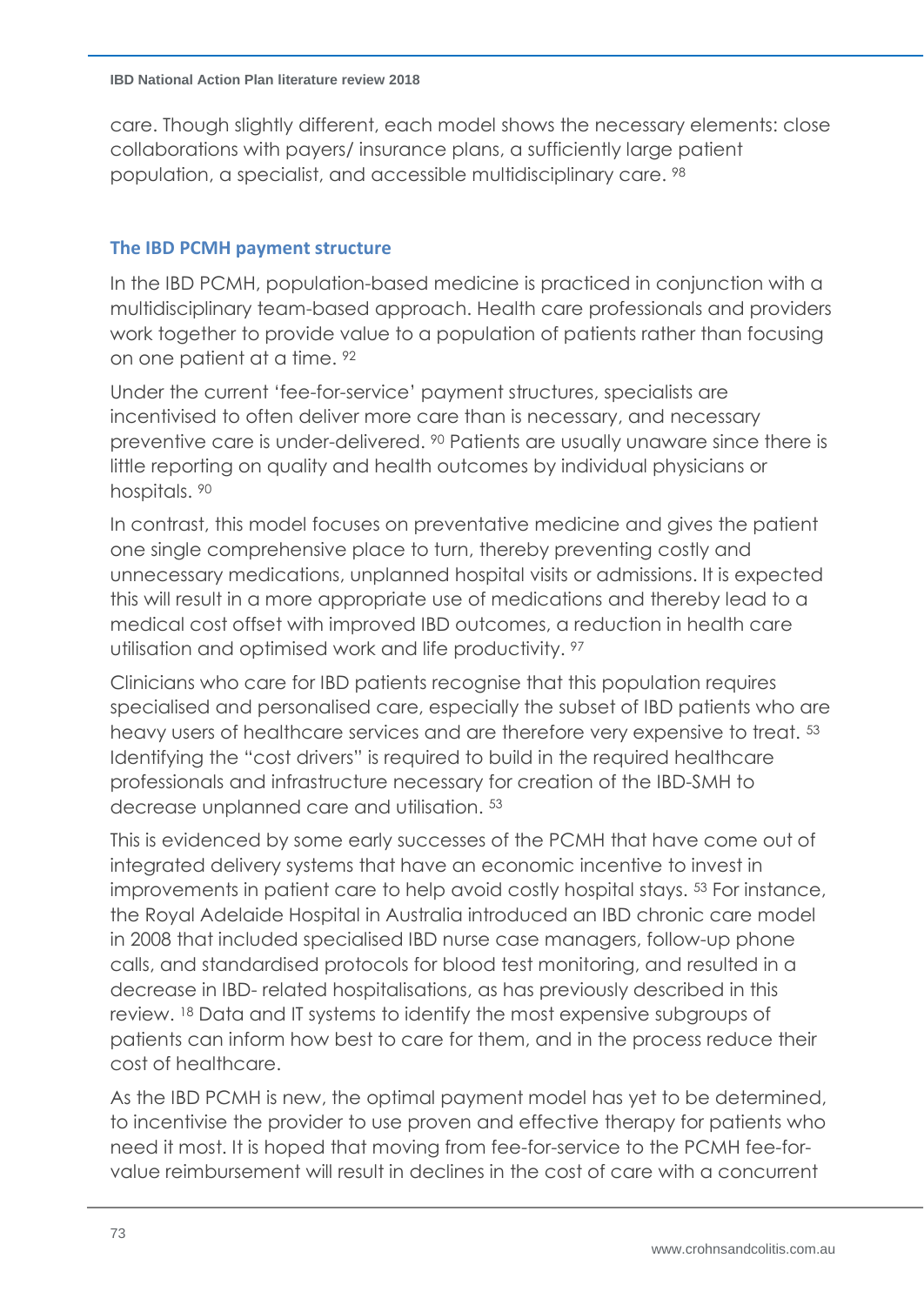care. Though slightly different, each model shows the necessary elements: close collaborations with payers/ insurance plans, a sufficiently large patient population, a specialist, and accessible multidisciplinary care. [98]

### The IBD PCMH payment structure

In the IBD PCMH, population-based medicine is practiced in conjunction with a multidisciplinary team-based approach. Health care professionals and providers work together to provide value to a population of patients rather than focusing on one patient at a time. [92]

Under the current 'fee-for-service' payment structures, specialists are incentivised to often deliver more care than is necessary, and necessary preventive care is under-delivered. [90] Patients are usually unaware since there is little reporting on quality and health outcomes by individual physicians or hospitals. [90]

In contrast, this model focuses on preventative medicine and gives the patient one single comprehensive place to turn, thereby preventing costly and unnecessary medications, unplanned hospital visits or admissions. It is expected this will result in a more appropriate use of medications and thereby lead to a medical cost offset with improved IBD outcomes, a reduction in health care utilisation and optimised work and life productivity. [97]

Clinicians who care for IBD patients recognise that this population requires specialised and personalised care, especially the subset of IBD patients who are heavy users of healthcare services and are therefore very expensive to treat. [53] Identifying the "cost drivers" is required to build in the required healthcare professionals and infrastructure necessary for creation of the IBD-SMH to decrease unplanned care and utilisation. [53]

This is evidenced by some early successes of the PCMH that have come out of integrated delivery systems that have an economic incentive to invest in improvements in patient care to help avoid costly hospital stays. [53] For instance, the Royal Adelaide Hospital in Australia introduced an IBD chronic care model in 2008 that included specialised IBD nurse case managers, follow-up phone calls, and standardised protocols for blood test monitoring, and resulted in a decrease in IBD- related hospitalisations, as has previously described in this review. [18] Data and IT systems to identify the most expensive subgroups of patients can inform how best to care for them, and in the process reduce their cost of healthcare.

As the IBD PCMH is new, the optimal payment model has yet to be determined, to incentivise the provider to use proven and effective therapy for patients who need it most. It is hoped that moving from fee-for-service to the PCMH fee-for-value reimbursement will result in declines in the cost of care with a concurrent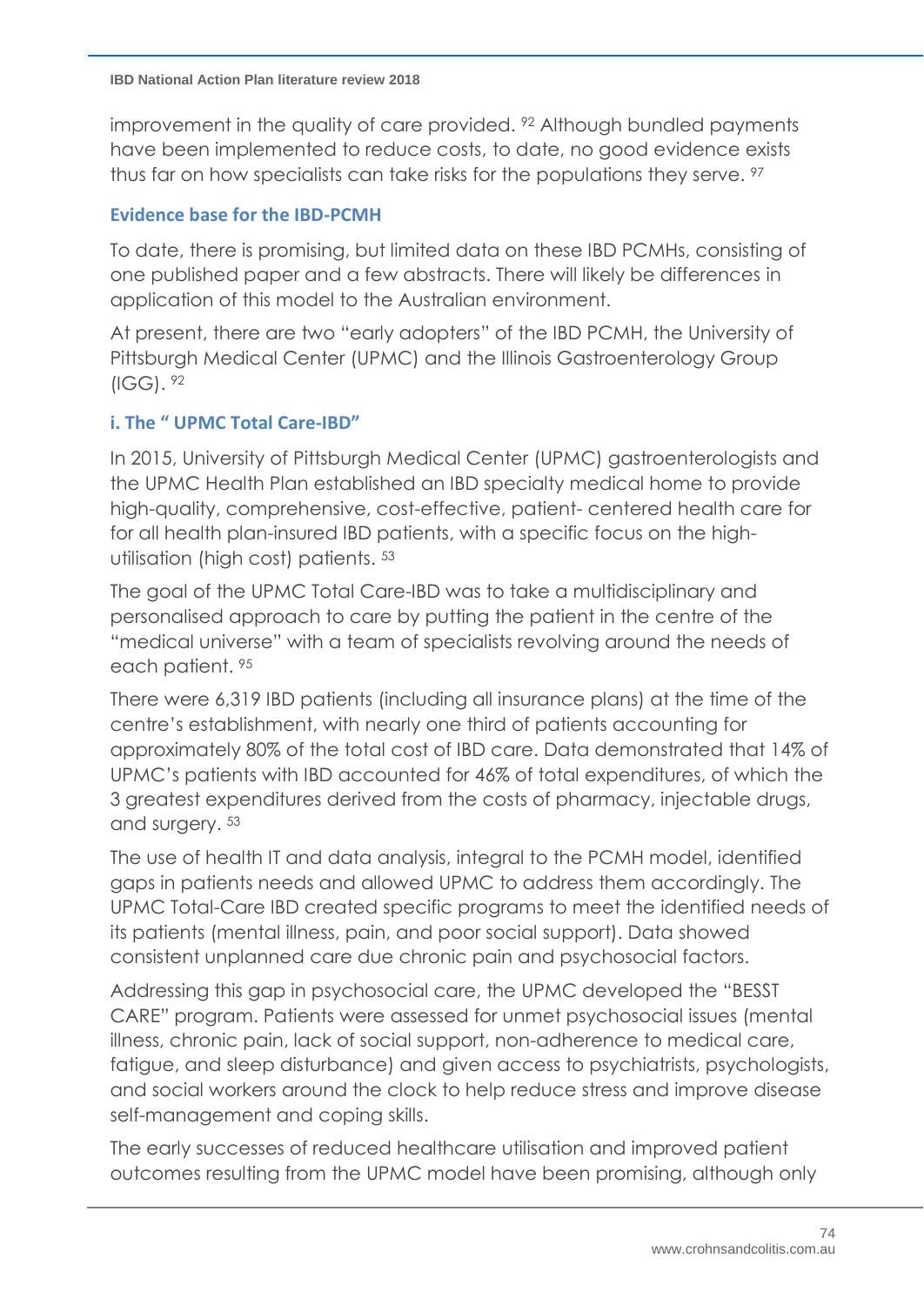improvement in the quality of care provided. [92] Although bundled payments have been implemented to reduce costs, to date, no good evidence exists thus far on how specialists can take risks for the populations they serve. [97]

### Evidence base for the IBD-PCMH

To date, there is promising, but limited data on these IBD PCMHs, consisting of one published paper and a few abstracts. There will likely be differences in application of this model to the Australian environment.

At present, there are two "early adopters" of the IBD PCMH, the University of Pittsburgh Medical Center (UPMC) and the Illinois Gastroenterology Group (IGG). [92]

### i. The " UPMC Total Care-IBD"

In 2015, University of Pittsburgh Medical Center (UPMC) gastroenterologists and the UPMC Health Plan established an IBD specialty medical home to provide high-quality, comprehensive, cost-effective, patient- centered health care for for all health plan-insured IBD patients, with a specific focus on the high-utilisation (high cost) patients. [53]

The goal of the UPMC Total Care-IBD was to take a multidisciplinary and personalised approach to care by putting the patient in the centre of the "medical universe" with a team of specialists revolving around the needs of each patient. [95]

There were 6,319 IBD patients (including all insurance plans) at the time of the centre's establishment, with nearly one third of patients accounting for approximately 80% of the total cost of IBD care. Data demonstrated that 14% of UPMC's patients with IBD accounted for 46% of total expenditures, of which the 3 greatest expenditures derived from the costs of pharmacy, injectable drugs, and surgery. [53]

The use of health IT and data analysis, integral to the PCMH model, identified gaps in patients needs and allowed UPMC to address them accordingly. The UPMC Total-Care IBD created specific programs to meet the identified needs of its patients (mental illness, pain, and poor social support). Data showed consistent unplanned care due chronic pain and psychosocial factors.

Addressing this gap in psychosocial care, the UPMC developed the "BESST CARE" program. Patients were assessed for unmet psychosocial issues (mental illness, chronic pain, lack of social support, non-adherence to medical care, fatigue, and sleep disturbance) and given access to psychiatrists, psychologists, and social workers around the clock to help reduce stress and improve disease self-management and coping skills.

The early successes of reduced healthcare utilisation and improved patient outcomes resulting from the UPMC model have been promising, although only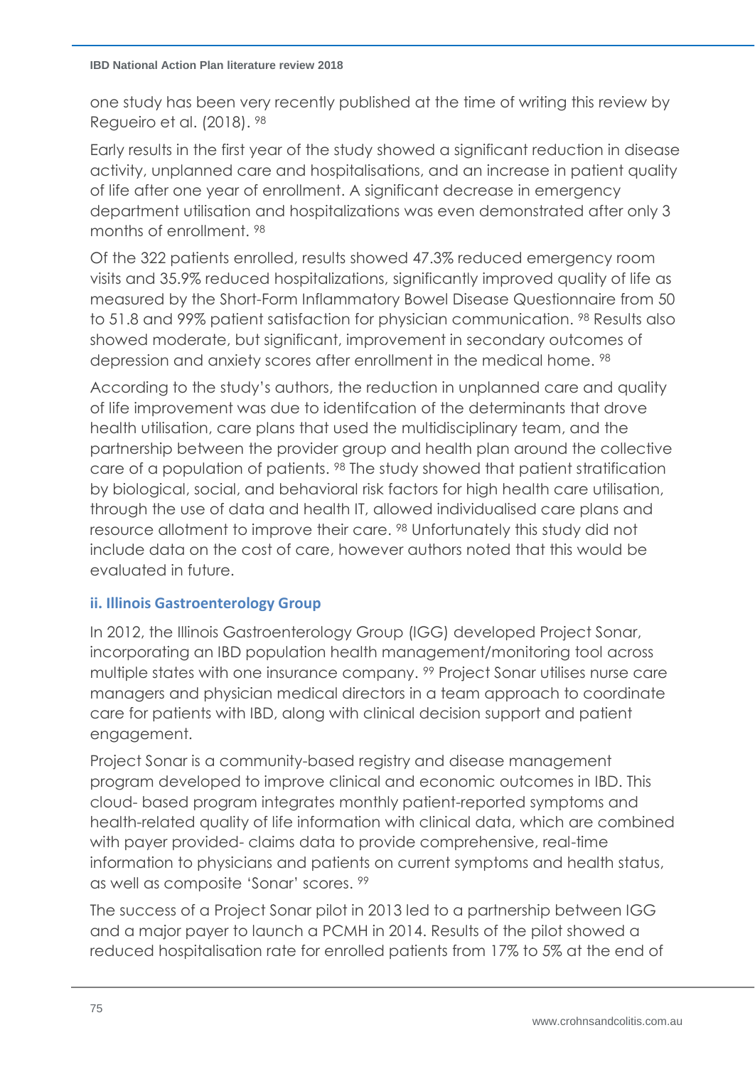one study has been very recently published at the time of writing this review by Regueiro et al. (2018). [98]

Early results in the first year of the study showed a significant reduction in disease activity, unplanned care and hospitalisations, and an increase in patient quality of life after one year of enrollment. A significant decrease in emergency department utilisation and hospitalizations was even demonstrated after only 3 months of enrollment. [98]

Of the 322 patients enrolled, results showed 47.3% reduced emergency room visits and 35.9% reduced hospitalizations, significantly improved quality of life as measured by the Short-Form Inflammatory Bowel Disease Questionnaire from 50 to 51.8 and 99% patient satisfaction for physician communication. [98] Results also showed moderate, but significant, improvement in secondary outcomes of depression and anxiety scores after enrollment in the medical home. [98]

According to the study's authors, the reduction in unplanned care and quality of life improvement was due to identifcation of the determinants that drove health utilisation, care plans that used the multidisciplinary team, and the partnership between the provider group and health plan around the collective care of a population of patients. [98] The study showed that patient stratification by biological, social, and behavioral risk factors for high health care utilisation, through the use of data and health IT, allowed individualised care plans and resource allotment to improve their care. [98] Unfortunately this study did not include data on the cost of care, however authors noted that this would be evaluated in future.

### ii. Illinois Gastroenterology Group

In 2012, the Illinois Gastroenterology Group (IGG) developed Project Sonar, incorporating an IBD population health management/monitoring tool across multiple states with one insurance company. [99] Project Sonar utilises nurse care managers and physician medical directors in a team approach to coordinate care for patients with IBD, along with clinical decision support and patient engagement.

Project Sonar is a community-based registry and disease management program developed to improve clinical and economic outcomes in IBD. This cloud- based program integrates monthly patient-reported symptoms and health-related quality of life information with clinical data, which are combined with payer provided- claims data to provide comprehensive, real-time information to physicians and patients on current symptoms and health status, as well as composite 'Sonar' scores. [99]

The success of a Project Sonar pilot in 2013 led to a partnership between IGG and a major payer to launch a PCMH in 2014. Results of the pilot showed a reduced hospitalisation rate for enrolled patients from 17% to 5% at the end of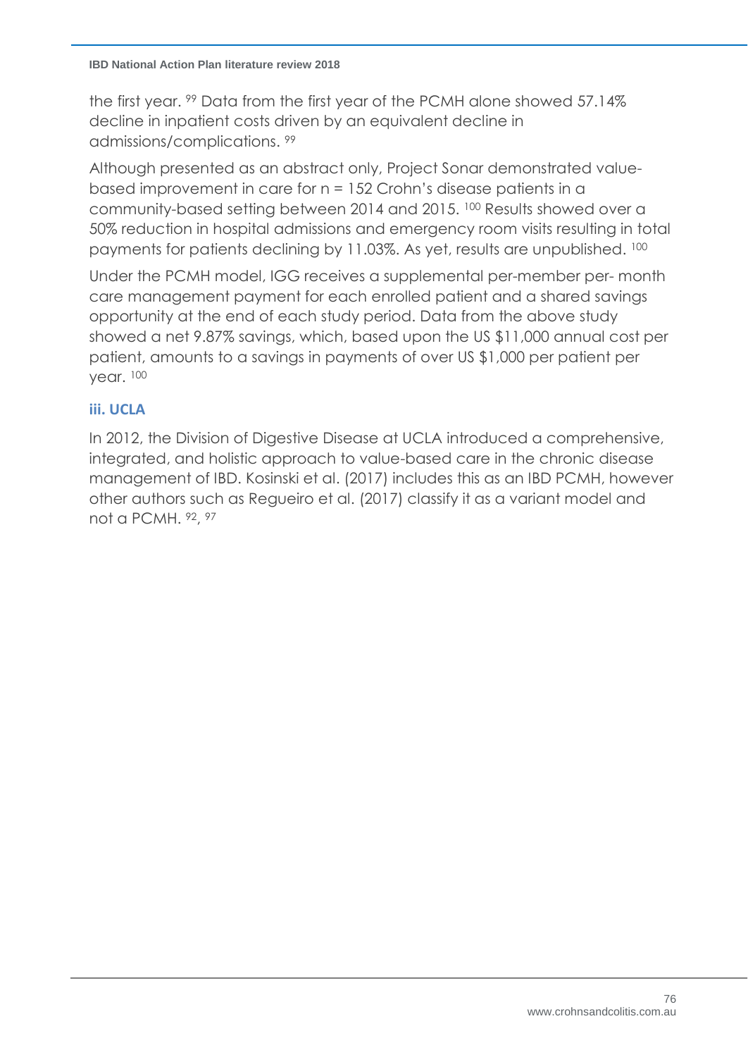the first year. [99] Data from the first year of the PCMH alone showed 57.14% decline in inpatient costs driven by an equivalent decline in admissions/complications. [99]

Although presented as an abstract only, Project Sonar demonstrated value-based improvement in care for n = 152 Crohn's disease patients in a community-based setting between 2014 and 2015. [100] Results showed over a 50% reduction in hospital admissions and emergency room visits resulting in total payments for patients declining by 11.03%. As yet, results are unpublished. [100]

Under the PCMH model, IGG receives a supplemental per-member per- month care management payment for each enrolled patient and a shared savings opportunity at the end of each study period. Data from the above study showed a net 9.87% savings, which, based upon the US $11,000 annual cost per patient, amounts to a savings in payments of over US $1,000 per patient per year. [100]

### iii. UCLA

In 2012, the Division of Digestive Disease at UCLA introduced a comprehensive, integrated, and holistic approach to value-based care in the chronic disease management of IBD. Kosinski et al. (2017) includes this as an IBD PCMH, however other authors such as Regueiro et al. (2017) classify it as a variant model and not a PCMH. [92, 97]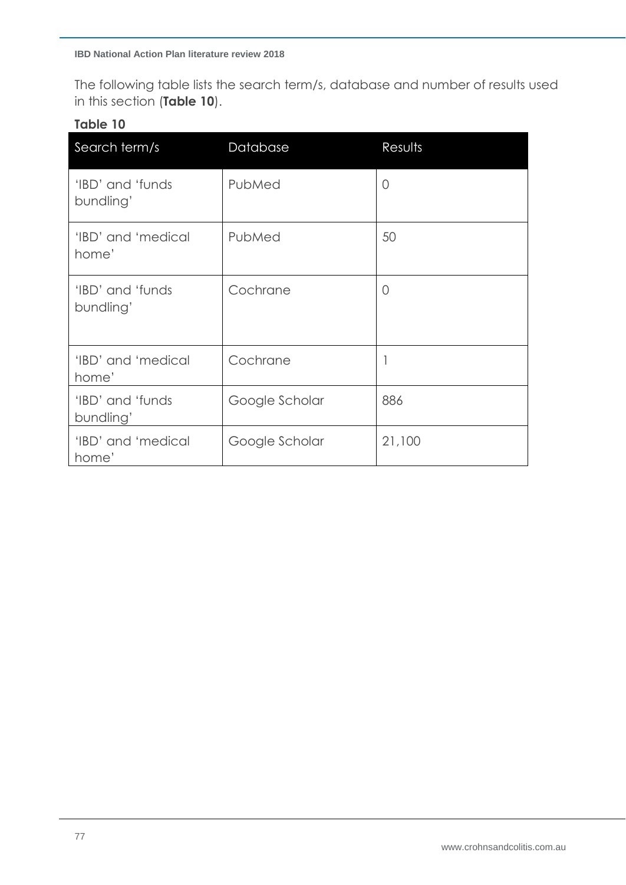The following table lists the search term/s, database and number of results used in this section (**Table 10**).

**Table 10**

| Search term/s | Database | Results |
|---|---|---|
| 'IBD' and 'funds bundling' | PubMed | 0 |
| 'IBD' and 'medical home' | PubMed | 50 |
| 'IBD' and 'funds bundling' | Cochrane | 0 |
| 'IBD' and 'medical home' | Cochrane | 1 |
| 'IBD' and 'funds bundling' | Google Scholar | 886 |
| 'IBD' and 'medical home' | Google Scholar | 21,100 |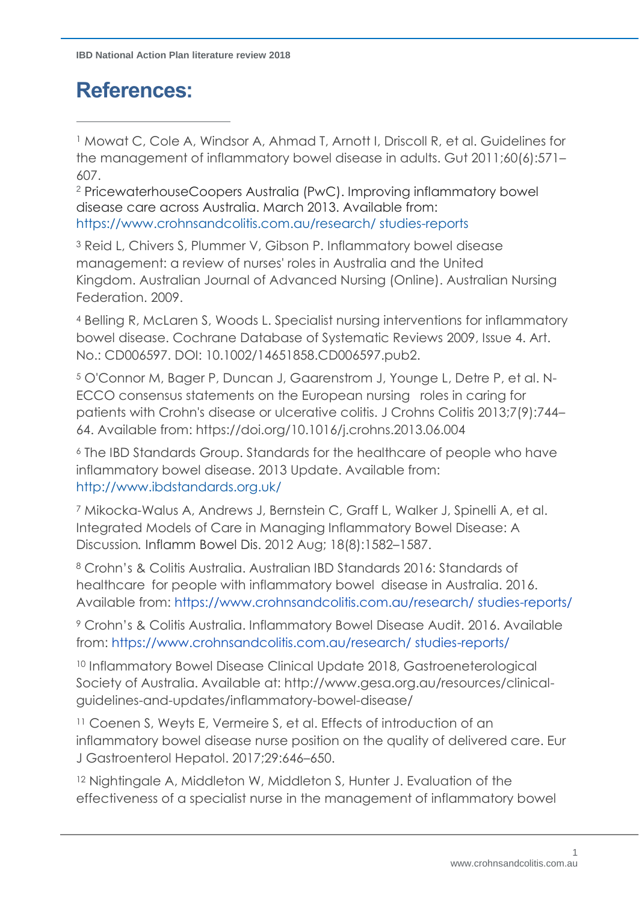# References:

[1] Mowat C, Cole A, Windsor A, Ahmad T, Arnott I, Driscoll R, et al. Guidelines for the management of inflammatory bowel disease in adults. Gut 2011;60(6):571–607.

[2] PricewaterhouseCoopers Australia (PwC). Improving inflammatory bowel disease care across Australia. March 2013. Available from: https://www.crohnsandcolitis.com.au/research/ studies-reports

[3] Reid L, Chivers S, Plummer V, Gibson P. Inflammatory bowel disease management: a review of nurses' roles in Australia and the United Kingdom. Australian Journal of Advanced Nursing (Online). Australian Nursing Federation. 2009.

[4] Belling R, McLaren S, Woods L. Specialist nursing interventions for inflammatory bowel disease. Cochrane Database of Systematic Reviews 2009, Issue 4. Art. No.: CD006597. DOI: 10.1002/14651858.CD006597.pub2.

[5] O'Connor M, Bager P, Duncan J, Gaarenstrom J, Younge L, Detre P, et al. N-ECCO consensus statements on the European nursing roles in caring for patients with Crohn's disease or ulcerative colitis. J Crohns Colitis 2013;7(9):744–64. Available from: https://doi.org/10.1016/j.crohns.2013.06.004

[6] The IBD Standards Group. Standards for the healthcare of people who have inflammatory bowel disease. 2013 Update. Available from: http://www.ibdstandards.org.uk/

[7] Mikocka-Walus A, Andrews J, Bernstein C, Graff L, Walker J, Spinelli A, et al. Integrated Models of Care in Managing Inflammatory Bowel Disease: A Discussion. Inflamm Bowel Dis. 2012 Aug; 18(8):1582–1587.

[8] Crohn's & Colitis Australia. Australian IBD Standards 2016: Standards of healthcare for people with inflammatory bowel disease in Australia. 2016. Available from: https://www.crohnsandcolitis.com.au/research/ studies-reports/

[9] Crohn's & Colitis Australia. Inflammatory Bowel Disease Audit. 2016. Available from: https://www.crohnsandcolitis.com.au/research/ studies-reports/

[10] Inflammatory Bowel Disease Clinical Update 2018, Gastroeneterological Society of Australia. Available at: http://www.gesa.org.au/resources/clinical-guidelines-and-updates/inflammatory-bowel-disease/

[11] Coenen S, Weyts E, Vermeire S, et al. Effects of introduction of an inflammatory bowel disease nurse position on the quality of delivered care. Eur J Gastroenterol Hepatol. 2017;29:646–650.

[12] Nightingale A, Middleton W, Middleton S, Hunter J. Evaluation of the effectiveness of a specialist nurse in the management of inflammatory bowel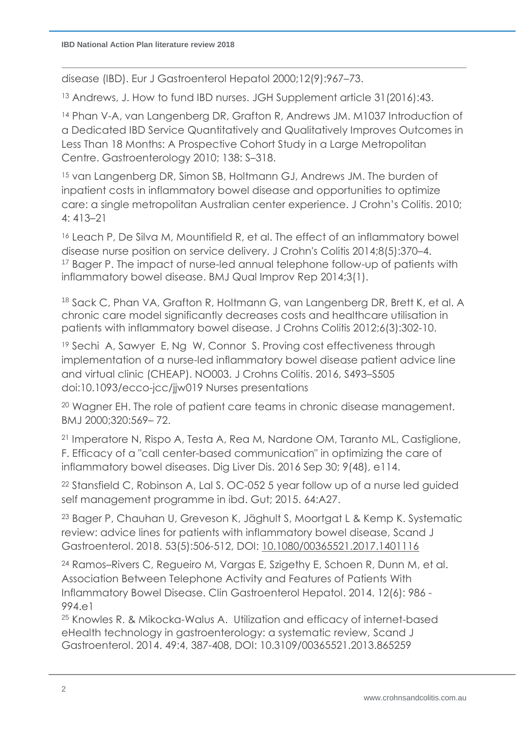disease (IBD). Eur J Gastroenterol Hepatol 2000;12(9):967–73.

[13] Andrews, J. How to fund IBD nurses. JGH Supplement article 31(2016):43.

[14] Phan V-A, van Langenberg DR, Grafton R, Andrews JM. M1037 Introduction of a Dedicated IBD Service Quantitatively and Qualitatively Improves Outcomes in Less Than 18 Months: A Prospective Cohort Study in a Large Metropolitan Centre. Gastroenterology 2010; 138: S–318.

[15] van Langenberg DR, Simon SB, Holtmann GJ, Andrews JM. The burden of inpatient costs in inflammatory bowel disease and opportunities to optimize care: a single metropolitan Australian center experience. J Crohn's Colitis. 2010; 4: 413–21

[16] Leach P, De Silva M, Mountifield R, et al. The effect of an inflammatory bowel disease nurse position on service delivery. J Crohn's Colitis 2014;8(5):370–4.

[17] Bager P. The impact of nurse-led annual telephone follow-up of patients with inflammatory bowel disease. BMJ Qual Improv Rep 2014;3(1).

[18] Sack C, Phan VA, Grafton R, Holtmann G, van Langenberg DR, Brett K, et al. A chronic care model significantly decreases costs and healthcare utilisation in patients with inflammatory bowel disease. J Crohns Colitis 2012;6(3):302-10.

[19] Sechi A, Sawyer E, Ng W, Connor S. Proving cost effectiveness through implementation of a nurse-led inflammatory bowel disease patient advice line and virtual clinic (CHEAP). NO003. J Crohns Colitis. 2016, S493–S505 doi:10.1093/ecco-jcc/jjw019 Nurses presentations

[20] Wagner EH. The role of patient care teams in chronic disease management. BMJ 2000;320:569– 72.

[21] Imperatore N, Rispo A, Testa A, Rea M, Nardone OM, Taranto ML, Castiglione, F. Efficacy of a "call center-based communication" in optimizing the care of inflammatory bowel diseases. Dig Liver Dis. 2016 Sep 30; 9(48), e114.

[22] Stansfield C, Robinson A, Lal S. OC-052 5 year follow up of a nurse led guided self management programme in ibd. Gut; 2015. 64:A27.

[23] Bager P, Chauhan U, Greveson K, Jäghult S, Moortgat L & Kemp K. Systematic review: advice lines for patients with inflammatory bowel disease, Scand J Gastroenterol. 2018. 53(5):506-512, DOI: 10.1080/00365521.2017.1401116

[24] Ramos–Rivers C, Regueiro M, Vargas E, Szigethy E, Schoen R, Dunn M, et al. Association Between Telephone Activity and Features of Patients With Inflammatory Bowel Disease. Clin Gastroenterol Hepatol. 2014. 12(6): 986 - 994.e1

[25] Knowles R. & Mikocka-Walus A. Utilization and efficacy of internet-based eHealth technology in gastroenterology: a systematic review, Scand J Gastroenterol. 2014. 49:4, 387-408, DOI: 10.3109/00365521.2013.865259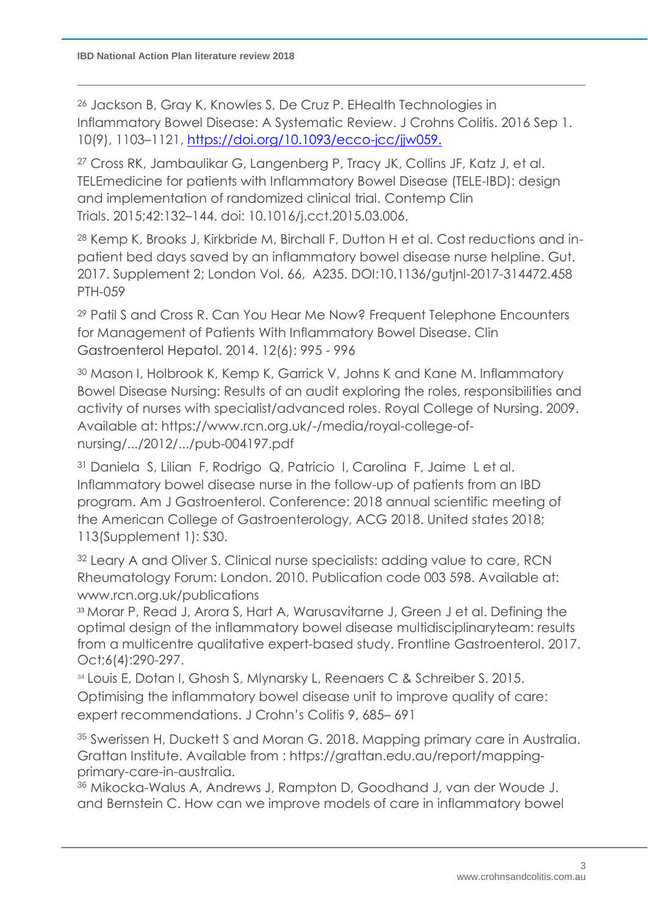[26] Jackson B, Gray K, Knowles S, De Cruz P. EHealth Technologies in Inflammatory Bowel Disease: A Systematic Review. J Crohns Colitis. 2016 Sep 1. 10(9), 1103–1121, https://doi.org/10.1093/ecco-jcc/jjw059.

[27] Cross RK, Jambaulikar G, Langenberg P, Tracy JK, Collins JF, Katz J, et al. TELEmedicine for patients with Inflammatory Bowel Disease (TELE-IBD): design and implementation of randomized clinical trial. Contemp Clin Trials. 2015;42:132–144. doi: 10.1016/j.cct.2015.03.006.

[28] Kemp K, Brooks J, Kirkbride M, Birchall F, Dutton H et al. Cost reductions and in-patient bed days saved by an inflammatory bowel disease nurse helpline. Gut. 2017. Supplement 2; London Vol. 66, A235. DOI:10.1136/gutjnl-2017-314472.458 PTH-059

[29] Patil S and Cross R. Can You Hear Me Now? Frequent Telephone Encounters for Management of Patients With Inflammatory Bowel Disease. Clin Gastroenterol Hepatol. 2014. 12(6): 995 - 996

[30] Mason I, Holbrook K, Kemp K, Garrick V, Johns K and Kane M. Inflammatory Bowel Disease Nursing: Results of an audit exploring the roles, responsibilities and activity of nurses with specialist/advanced roles. Royal College of Nursing. 2009. Available at: https://www.rcn.org.uk/-/media/royal-college-of-nursing/.../2012/.../pub-004197.pdf

[31] Daniela S, Lilian F, Rodrigo Q, Patricio I, Carolina F, Jaime L et al. Inflammatory bowel disease nurse in the follow-up of patients from an IBD program. Am J Gastroenterol. Conference: 2018 annual scientific meeting of the American College of Gastroenterology, ACG 2018. United states 2018; 113(Supplement 1): S30.

[32] Leary A and Oliver S. Clinical nurse specialists: adding value to care, RCN Rheumatology Forum: London. 2010. Publication code 003 598. Available at: www.rcn.org.uk/publications

[33] Morar P, Read J, Arora S, Hart A, Warusavitarne J, Green J et al. Defining the optimal design of the inflammatory bowel disease multidisciplinaryteam: results from a multicentre qualitative expert-based study. Frontline Gastroenterol. 2017. Oct;6(4):290-297.

[34] Louis E, Dotan I, Ghosh S, Mlynarsky L, Reenaers C & Schreiber S. 2015. Optimising the inflammatory bowel disease unit to improve quality of care: expert recommendations. J Crohn's Colitis 9, 685– 691

[35] Swerissen H, Duckett S and Moran G. 2018. Mapping primary care in Australia. Grattan Institute. Available from : https://grattan.edu.au/report/mapping-primary-care-in-australia.

[36] Mikocka-Walus A, Andrews J, Rampton D, Goodhand J, van der Woude J. and Bernstein C. How can we improve models of care in inflammatory bowel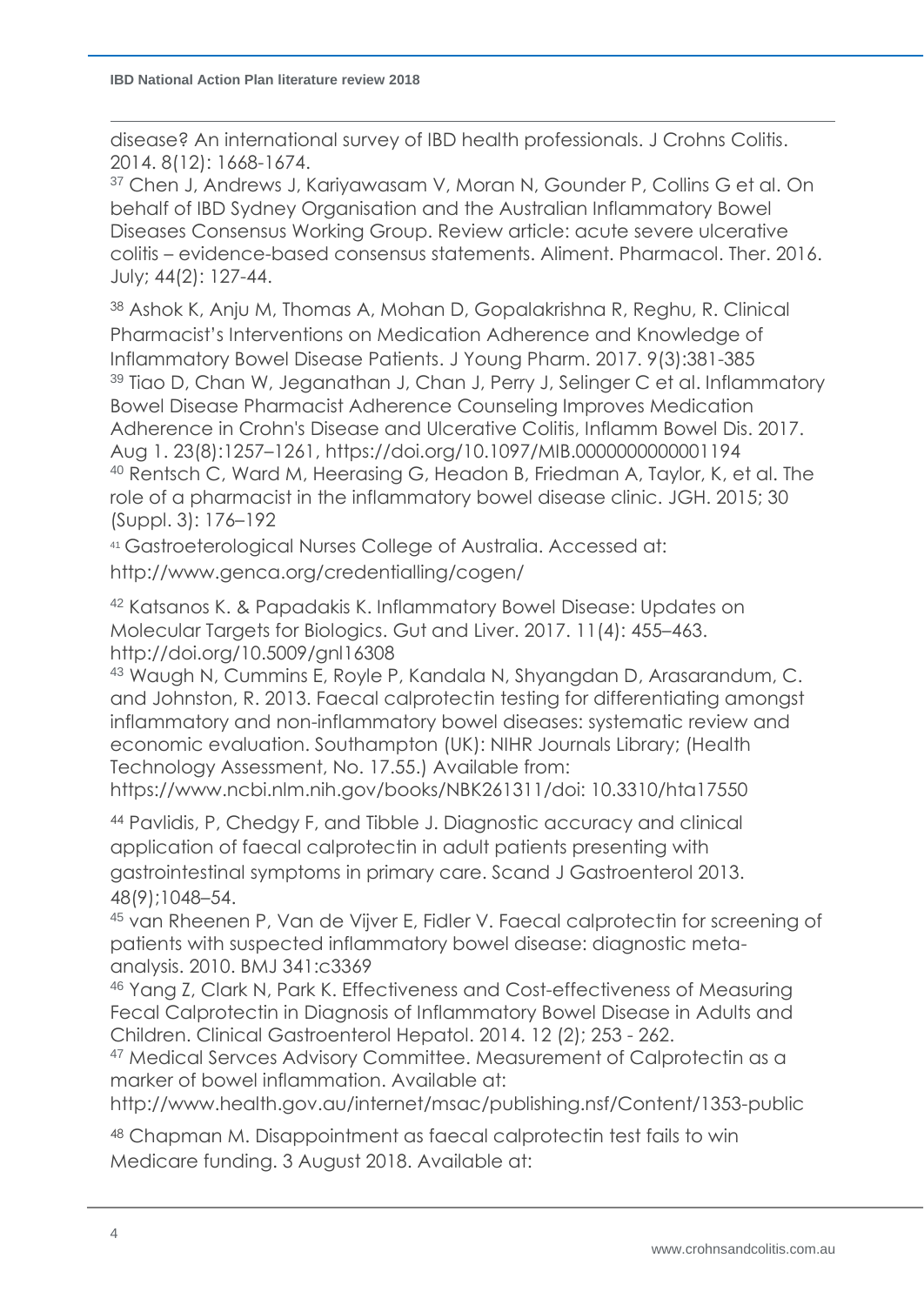disease? An international survey of IBD health professionals. J Crohns Colitis. 2014. 8(12): 1668-1674.

[37] Chen J, Andrews J, Kariyawasam V, Moran N, Gounder P, Collins G et al. On behalf of IBD Sydney Organisation and the Australian Inflammatory Bowel Diseases Consensus Working Group. Review article: acute severe ulcerative colitis – evidence-based consensus statements. Aliment. Pharmacol. Ther. 2016. July; 44(2): 127-44.

[38] Ashok K, Anju M, Thomas A, Mohan D, Gopalakrishna R, Reghu, R. Clinical Pharmacist's Interventions on Medication Adherence and Knowledge of Inflammatory Bowel Disease Patients. J Young Pharm. 2017. 9(3):381-385

[39] Tiao D, Chan W, Jeganathan J, Chan J, Perry J, Selinger C et al. Inflammatory Bowel Disease Pharmacist Adherence Counseling Improves Medication Adherence in Crohn's Disease and Ulcerative Colitis, Inflamm Bowel Dis. 2017. Aug 1. 23(8):1257–1261, https://doi.org/10.1097/MIB.0000000000001194

[40] Rentsch C, Ward M, Heerasing G, Headon B, Friedman A, Taylor, K, et al. The role of a pharmacist in the inflammatory bowel disease clinic. JGH. 2015; 30 (Suppl. 3): 176–192

[41] Gastroeterological Nurses College of Australia. Accessed at: http://www.genca.org/credentialling/cogen/

[42] Katsanos K. & Papadakis K. Inflammatory Bowel Disease: Updates on Molecular Targets for Biologics. Gut and Liver. 2017. 11(4): 455–463. http://doi.org/10.5009/gnl16308

[43] Waugh N, Cummins E, Royle P, Kandala N, Shyangdan D, Arasarandum, C. and Johnston, R. 2013. Faecal calprotectin testing for differentiating amongst inflammatory and non-inflammatory bowel diseases: systematic review and economic evaluation. Southampton (UK): NIHR Journals Library; (Health Technology Assessment, No. 17.55.) Available from: https://www.ncbi.nlm.nih.gov/books/NBK261311/doi: 10.3310/hta17550

[44] Pavlidis, P, Chedgy F, and Tibble J. Diagnostic accuracy and clinical application of faecal calprotectin in adult patients presenting with gastrointestinal symptoms in primary care. Scand J Gastroenterol 2013. 48(9);1048–54.

[45] van Rheenen P, Van de Vijver E, Fidler V. Faecal calprotectin for screening of patients with suspected inflammatory bowel disease: diagnostic meta-analysis. 2010. BMJ 341:c3369

[46] Yang Z, Clark N, Park K. Effectiveness and Cost-effectiveness of Measuring Fecal Calprotectin in Diagnosis of Inflammatory Bowel Disease in Adults and Children. Clinical Gastroenterol Hepatol. 2014. 12 (2); 253 - 262.

[47] Medical Servces Advisory Committee. Measurement of Calprotectin as a marker of bowel inflammation. Available at: http://www.health.gov.au/internet/msac/publishing.nsf/Content/1353-public

[48] Chapman M. Disappointment as faecal calprotectin test fails to win Medicare funding. 3 August 2018. Available at: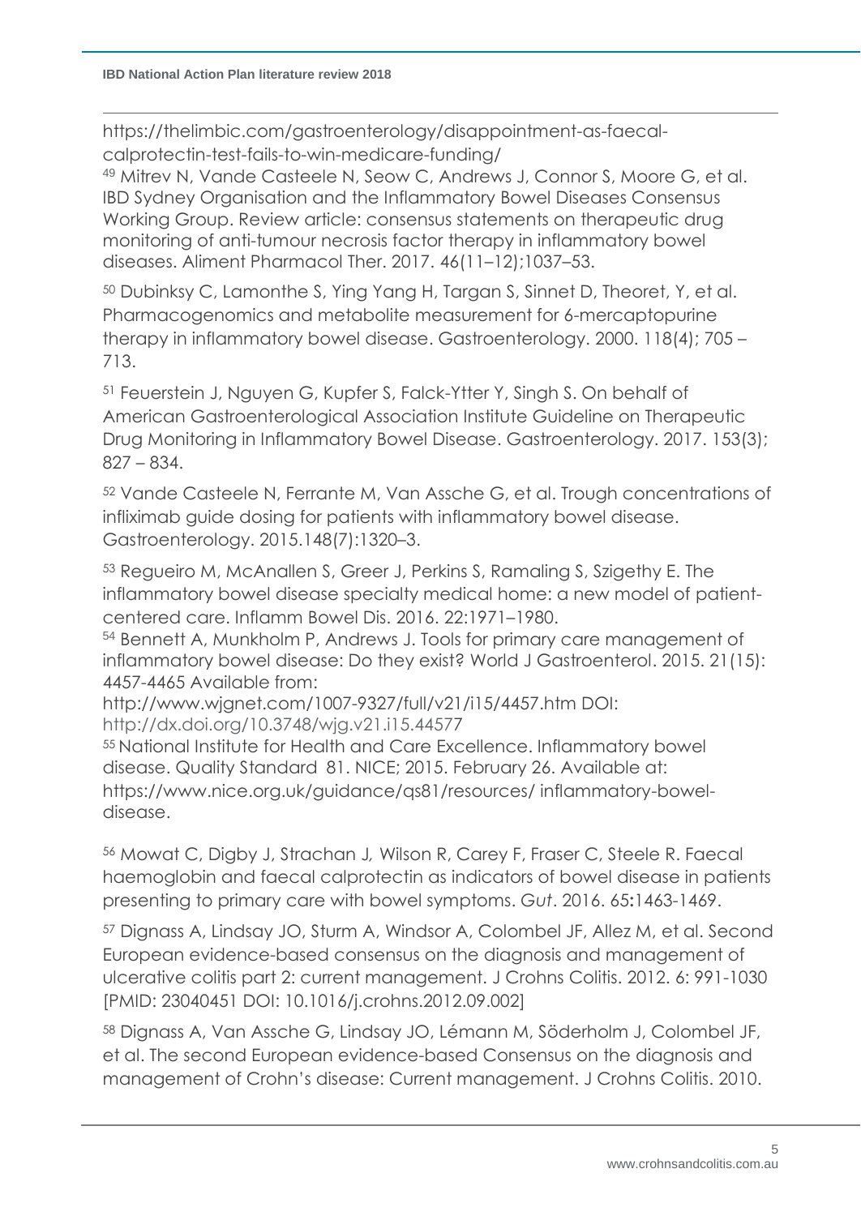https://thelimbic.com/gastroenterology/disappointment-as-faecal-calprotectin-test-fails-to-win-medicare-funding/

[49] Mitrev N, Vande Casteele N, Seow C, Andrews J, Connor S, Moore G, et al. IBD Sydney Organisation and the Inflammatory Bowel Diseases Consensus Working Group. Review article: consensus statements on therapeutic drug monitoring of anti-tumour necrosis factor therapy in inflammatory bowel diseases. Aliment Pharmacol Ther. 2017. 46(11–12);1037–53.

[50] Dubinksy C, Lamonthe S, Ying Yang H, Targan S, Sinnet D, Theoret, Y, et al. Pharmacogenomics and metabolite measurement for 6-mercaptopurine therapy in inflammatory bowel disease. Gastroenterology. 2000. 118(4); 705 – 713.

[51] Feuerstein J, Nguyen G, Kupfer S, Falck-Ytter Y, Singh S. On behalf of American Gastroenterological Association Institute Guideline on Therapeutic Drug Monitoring in Inflammatory Bowel Disease. Gastroenterology. 2017. 153(3); 827 – 834.

[52] Vande Casteele N, Ferrante M, Van Assche G, et al. Trough concentrations of infliximab guide dosing for patients with inflammatory bowel disease. Gastroenterology. 2015.148(7):1320–3.

[53] Regueiro M, McAnallen S, Greer J, Perkins S, Ramaling S, Szigethy E. The inflammatory bowel disease specialty medical home: a new model of patient-centered care. Inflamm Bowel Dis. 2016. 22:1971–1980.

[54] Bennett A, Munkholm P, Andrews J. Tools for primary care management of inflammatory bowel disease: Do they exist? World J Gastroenterol. 2015. 21(15): 4457-4465 Available from: http://www.wjgnet.com/1007-9327/full/v21/i15/4457.htm DOI: http://dx.doi.org/10.3748/wjg.v21.i15.44577

[55] National Institute for Health and Care Excellence. Inflammatory bowel disease. Quality Standard 81. NICE; 2015. February 26. Available at: https://www.nice.org.uk/guidance/qs81/resources/ inflammatory-bowel-disease.

[56] Mowat C, Digby J, Strachan J, Wilson R, Carey F, Fraser C, Steele R. Faecal haemoglobin and faecal calprotectin as indicators of bowel disease in patients presenting to primary care with bowel symptoms. *Gut*. 2016. 65**:**1463-1469.

[57] Dignass A, Lindsay JO, Sturm A, Windsor A, Colombel JF, Allez M, et al. Second European evidence-based consensus on the diagnosis and management of ulcerative colitis part 2: current management. J Crohns Colitis. 2012. 6: 991-1030 [PMID: 23040451 DOI: 10.1016/j.crohns.2012.09.002]

[58] Dignass A, Van Assche G, Lindsay JO, Lémann M, Söderholm J, Colombel JF, et al. The second European evidence-based Consensus on the diagnosis and management of Crohn's disease: Current management. J Crohns Colitis. 2010.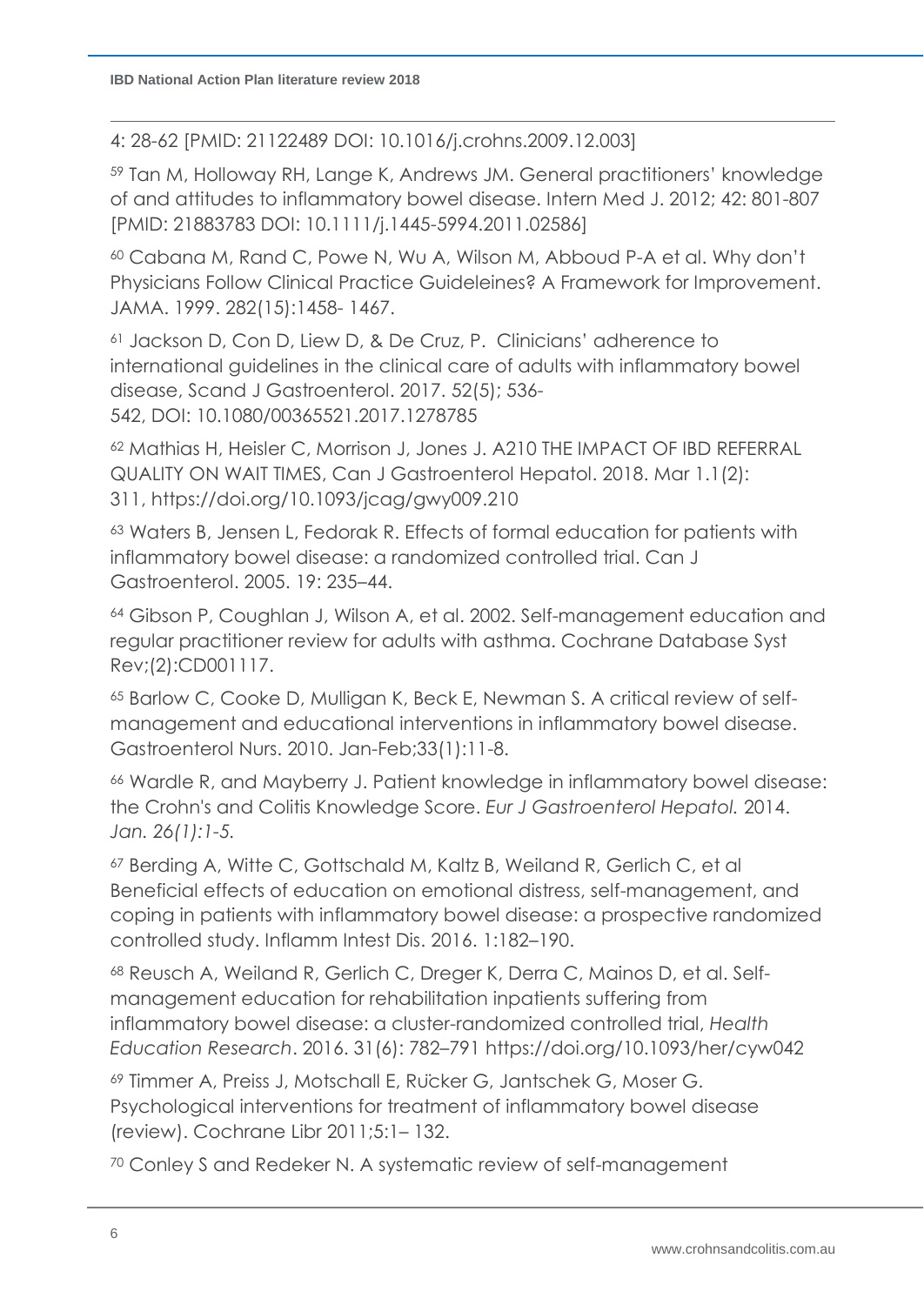4: 28-62 [PMID: 21122489 DOI: 10.1016/j.crohns.2009.12.003]

[59] Tan M, Holloway RH, Lange K, Andrews JM. General practitioners' knowledge of and attitudes to inflammatory bowel disease. Intern Med J. 2012; 42: 801-807 [PMID: 21883783 DOI: 10.1111/j.1445-5994.2011.02586]

[60] Cabana M, Rand C, Powe N, Wu A, Wilson M, Abboud P-A et al. Why don't Physicians Follow Clinical Practice Guideleines? A Framework for Improvement. JAMA. 1999. 282(15):1458- 1467.

[61] Jackson D, Con D, Liew D, & De Cruz, P. Clinicians' adherence to international guidelines in the clinical care of adults with inflammatory bowel disease, Scand J Gastroenterol. 2017. 52(5); 536-542, DOI: 10.1080/00365521.2017.1278785

[62] Mathias H, Heisler C, Morrison J, Jones J. A210 THE IMPACT OF IBD REFERRAL QUALITY ON WAIT TIMES, Can J Gastroenterol Hepatol. 2018. Mar 1.1(2): 311, https://doi.org/10.1093/jcag/gwy009.210

[63] Waters B, Jensen L, Fedorak R. Effects of formal education for patients with inflammatory bowel disease: a randomized controlled trial. Can J Gastroenterol. 2005. 19: 235–44.

[64] Gibson P, Coughlan J, Wilson A, et al. 2002. Self-management education and regular practitioner review for adults with asthma. Cochrane Database Syst Rev;(2):CD001117.

[65] Barlow C, Cooke D, Mulligan K, Beck E, Newman S. A critical review of self-management and educational interventions in inflammatory bowel disease. Gastroenterol Nurs. 2010. Jan-Feb;33(1):11-8.

[66] Wardle R, and Mayberry J. Patient knowledge in inflammatory bowel disease: the Crohn's and Colitis Knowledge Score. *Eur J Gastroenterol Hepatol.* 2014. *Jan. 26(1):1-5.*

[67] Berding A, Witte C, Gottschald M, Kaltz B, Weiland R, Gerlich C, et al Beneficial effects of education on emotional distress, self-management, and coping in patients with inflammatory bowel disease: a prospective randomized controlled study. Inflamm Intest Dis. 2016. 1:182–190.

[68] Reusch A, Weiland R, Gerlich C, Dreger K, Derra C, Mainos D, et al. Self-management education for rehabilitation inpatients suffering from inflammatory bowel disease: a cluster-randomized controlled trial, *Health Education Research*. 2016. 31(6): 782–791 https://doi.org/10.1093/her/cyw042

[69] Timmer A, Preiss J, Motschall E, Rücker G, Jantschek G, Moser G. Psychological interventions for treatment of inflammatory bowel disease (review). Cochrane Libr 2011;5:1– 132.

[70] Conley S and Redeker N. A systematic review of self-management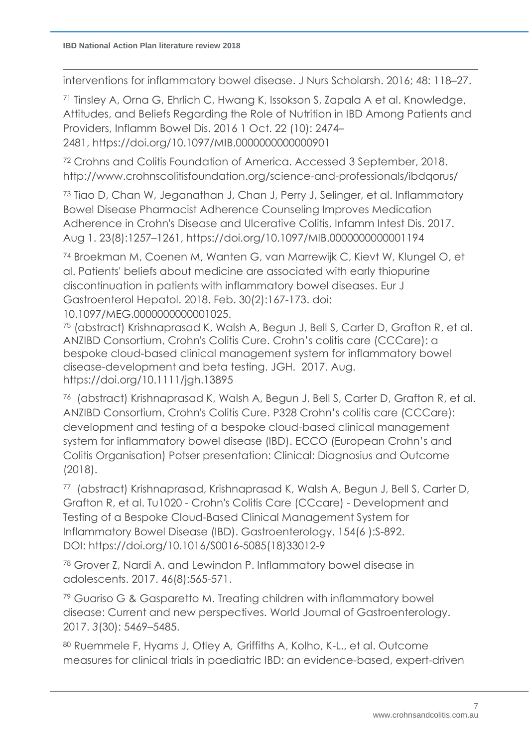interventions for inflammatory bowel disease. J Nurs Scholarsh. 2016; 48: 118–27.

[71] Tinsley A, Orna G, Ehrlich C, Hwang K, Issokson S, Zapala A et al. Knowledge, Attitudes, and Beliefs Regarding the Role of Nutrition in IBD Among Patients and Providers, Inflamm Bowel Dis. 2016 1 Oct. 22 (10): 2474–2481, https://doi.org/10.1097/MIB.0000000000000901

[72] Crohns and Colitis Foundation of America. Accessed 3 September, 2018. http://www.crohnscolitisfoundation.org/science-and-professionals/ibdqorus/

[73] Tiao D, Chan W, Jeganathan J, Chan J, Perry J, Selinger, et al. Inflammatory Bowel Disease Pharmacist Adherence Counseling Improves Medication Adherence in Crohn's Disease and Ulcerative Colitis, Infamm Intest Dis. 2017. Aug 1. 23(8):1257–1261, https://doi.org/10.1097/MIB.0000000000001194

[74] Broekman M, Coenen M, Wanten G, van Marrewijk C, Kievt W, Klungel O, et al. Patients' beliefs about medicine are associated with early thiopurine discontinuation in patients with inflammatory bowel diseases. Eur J Gastroenterol Hepatol. 2018. Feb. 30(2):167-173. doi: 10.1097/MEG.0000000000001025.

[75] (abstract) Krishnaprasad K, Walsh A, Begun J, Bell S, Carter D, Grafton R, et al. ANZIBD Consortium, Crohn's Colitis Cure. Crohn's colitis care (CCCare): a bespoke cloud-based clinical management system for inflammatory bowel disease-development and beta testing. JGH. 2017. Aug. https://doi.org/10.1111/jgh.13895

[76] (abstract) Krishnaprasad K, Walsh A, Begun J, Bell S, Carter D, Grafton R, et al. ANZIBD Consortium, Crohn's Colitis Cure. P328 Crohn's colitis care (CCCare): development and testing of a bespoke cloud-based clinical management system for inflammatory bowel disease (IBD). ECCO (European Crohn's and Colitis Organisation) Potser presentation: Clinical: Diagnosius and Outcome (2018).

[77] (abstract) Krishnaprasad, Krishnaprasad K, Walsh A, Begun J, Bell S, Carter D, Grafton R, et al. Tu1020 - Crohn's Colitis Care (CCcare) - Development and Testing of a Bespoke Cloud-Based Clinical Management System for Inflammatory Bowel Disease (IBD). Gastroenterology, 154(6 ):S-892. DOI: https://doi.org/10.1016/S0016-5085(18)33012-9

[78] Grover Z, Nardi A. and Lewindon P. Inflammatory bowel disease in adolescents. 2017. 46(8):565-571.

[79] Guariso G & Gasparetto M. Treating children with inflammatory bowel disease: Current and new perspectives. World Journal of Gastroenterology. 2017. 3(30): 5469–5485.

[80] Ruemmele F, Hyams J, Otley A, Griffiths A, Kolho, K-L., et al. Outcome measures for clinical trials in paediatric IBD: an evidence-based, expert-driven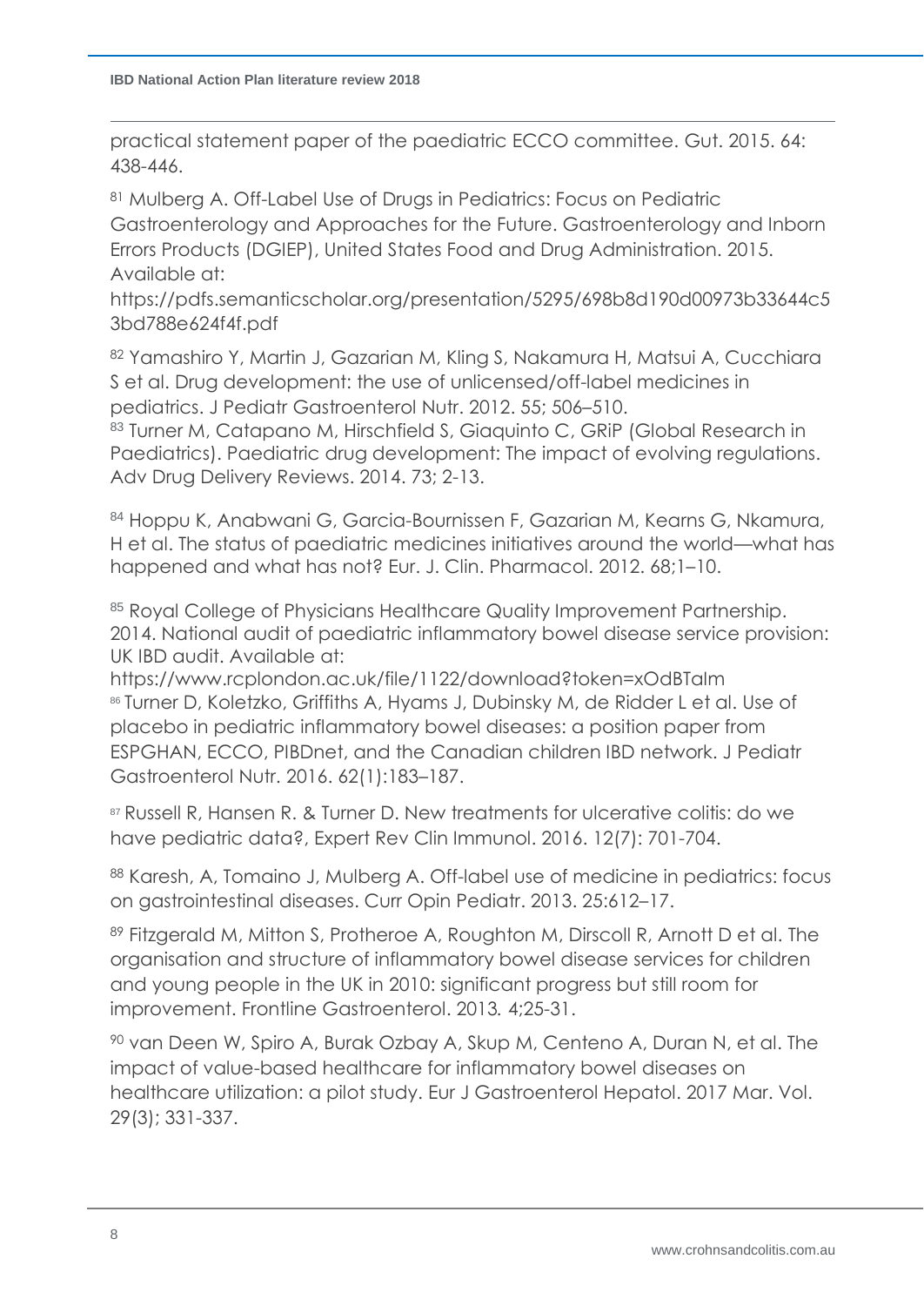practical statement paper of the paediatric ECCO committee. Gut. 2015. 64: 438-446.

[81] Mulberg A. Off-Label Use of Drugs in Pediatrics: Focus on Pediatric Gastroenterology and Approaches for the Future. Gastroenterology and Inborn Errors Products (DGIEP), United States Food and Drug Administration. 2015. Available at: https://pdfs.semanticscholar.org/presentation/5295/698b8d190d00973b33644c53bd788e624f4f.pdf

[82] Yamashiro Y, Martin J, Gazarian M, Kling S, Nakamura H, Matsui A, Cucchiara S et al. Drug development: the use of unlicensed/off-label medicines in pediatrics. J Pediatr Gastroenterol Nutr. 2012. 55; 506–510.

[83] Turner M, Catapano M, Hirschfield S, Giaquinto C, GRiP (Global Research in Paediatrics). Paediatric drug development: The impact of evolving regulations. Adv Drug Delivery Reviews. 2014. 73; 2-13.

[84] Hoppu K, Anabwani G, Garcia-Bournissen F, Gazarian M, Kearns G, Nkamura, H et al. The status of paediatric medicines initiatives around the world—what has happened and what has not? Eur. J. Clin. Pharmacol. 2012. 68;1–10.

[85] Royal College of Physicians Healthcare Quality Improvement Partnership. 2014. National audit of paediatric inflammatory bowel disease service provision: UK IBD audit. Available at: https://www.rcplondon.ac.uk/file/1122/download?token=xOdBTaIm

[86] Turner D, Koletzko, Griffiths A, Hyams J, Dubinsky M, de Ridder L et al. Use of placebo in pediatric inflammatory bowel diseases: a position paper from ESPGHAN, ECCO, PIBDnet, and the Canadian children IBD network. J Pediatr Gastroenterol Nutr. 2016. 62(1):183–187.

[87] Russell R, Hansen R. & Turner D. New treatments for ulcerative colitis: do we have pediatric data?, Expert Rev Clin Immunol. 2016. 12(7): 701-704.

[88] Karesh, A, Tomaino J, Mulberg A. Off-label use of medicine in pediatrics: focus on gastrointestinal diseases. Curr Opin Pediatr. 2013. 25:612–17.

[89] Fitzgerald M, Mitton S, Protheroe A, Roughton M, Dirscoll R, Arnott D et al. The organisation and structure of inflammatory bowel disease services for children and young people in the UK in 2010: significant progress but still room for improvement. Frontline Gastroenterol. 2013. 4;25-31.

[90] van Deen W, Spiro A, Burak Ozbay A, Skup M, Centeno A, Duran N, et al. The impact of value-based healthcare for inflammatory bowel diseases on healthcare utilization: a pilot study. Eur J Gastroenterol Hepatol. 2017 Mar. Vol. 29(3); 331-337.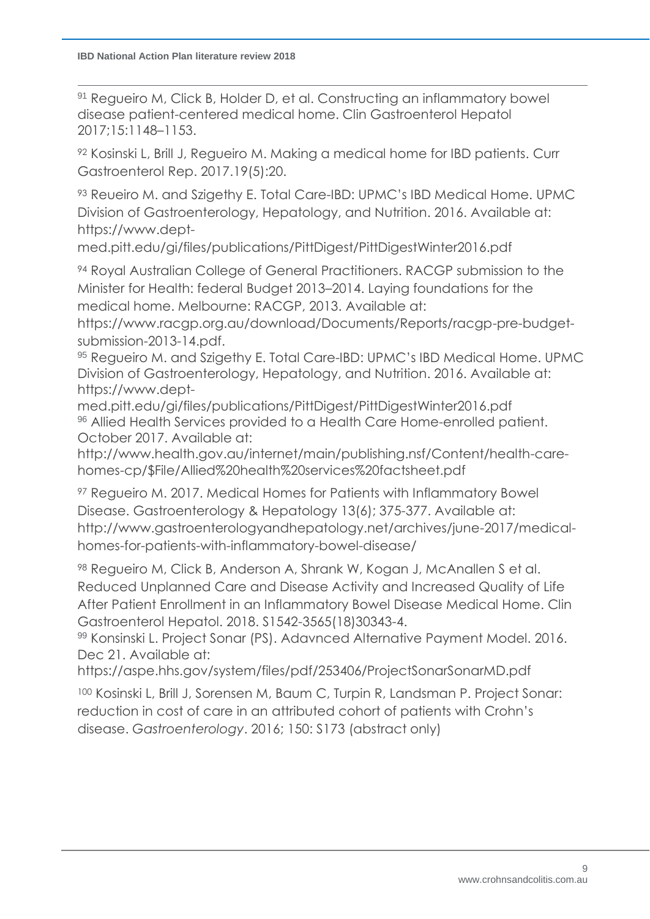[91] Regueiro M, Click B, Holder D, et al. Constructing an inflammatory bowel disease patient-centered medical home. Clin Gastroenterol Hepatol 2017;15:1148–1153.

[92] Kosinski L, Brill J, Regueiro M. Making a medical home for IBD patients. Curr Gastroenterol Rep. 2017.19(5):20.

[93] Reueiro M. and Szigethy E. Total Care-IBD: UPMC's IBD Medical Home. UPMC Division of Gastroenterology, Hepatology, and Nutrition. 2016. Available at: https://www.dept-med.pitt.edu/gi/files/publications/PittDigest/PittDigestWinter2016.pdf

[94] Royal Australian College of General Practitioners. RACGP submission to the Minister for Health: federal Budget 2013–2014. Laying foundations for the medical home. Melbourne: RACGP, 2013. Available at: https://www.racgp.org.au/download/Documents/Reports/racgp-pre-budget-submission-2013-14.pdf.

[95] Regueiro M. and Szigethy E. Total Care-IBD: UPMC's IBD Medical Home. UPMC Division of Gastroenterology, Hepatology, and Nutrition. 2016. Available at: https://www.dept-med.pitt.edu/gi/files/publications/PittDigest/PittDigestWinter2016.pdf

[96] Allied Health Services provided to a Health Care Home-enrolled patient. October 2017. Available at: http://www.health.gov.au/internet/main/publishing.nsf/Content/health-care-homes-cp/$File/Allied%20health%20services%20factsheet.pdf

[97] Regueiro M. 2017. Medical Homes for Patients with Inflammatory Bowel Disease. Gastroenterology & Hepatology 13(6); 375-377. Available at: http://www.gastroenterologyandhepatology.net/archives/june-2017/medical-homes-for-patients-with-inflammatory-bowel-disease/

[98] Regueiro M, Click B, Anderson A, Shrank W, Kogan J, McAnallen S et al. Reduced Unplanned Care and Disease Activity and Increased Quality of Life After Patient Enrollment in an Inflammatory Bowel Disease Medical Home. Clin Gastroenterol Hepatol. 2018. S1542-3565(18)30343-4.

[99] Konsinski L. Project Sonar (PS). Adavnced Alternative Payment Model. 2016. Dec 21. Available at: https://aspe.hhs.gov/system/files/pdf/253406/ProjectSonarSonarMD.pdf

[100] Kosinski L, Brill J, Sorensen M, Baum C, Turpin R, Landsman P. Project Sonar: reduction in cost of care in an attributed cohort of patients with Crohn's disease. *Gastroenterology*. 2016; 150: S173 (abstract only)